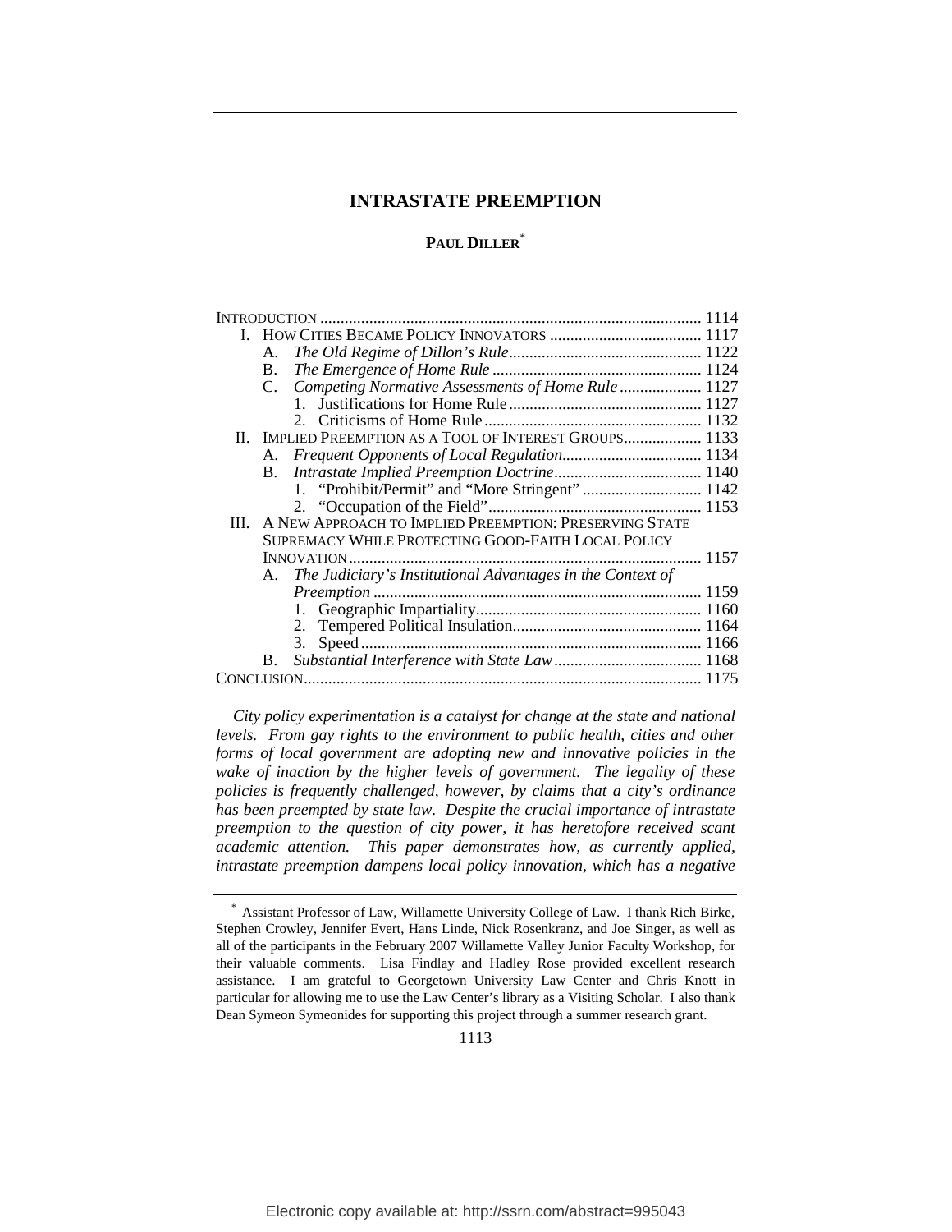# INTRASTATE PREEMPTION

**PAUL DILLER**[*]

| | |
|---|---|
| INTRODUCTION | 1114 |
| I. HOW CITIES BECAME POLICY INNOVATORS | 1117 |
| A. *The Old Regime of Dillon's Rule* | 1122 |
| B. *The Emergence of Home Rule* | 1124 |
| C. *Competing Normative Assessments of Home Rule* | 1127 |
| 1. Justifications for Home Rule | 1127 |
| 2. Criticisms of Home Rule | 1132 |
| II. IMPLIED PREEMPTION AS A TOOL OF INTEREST GROUPS | 1133 |
| A. *Frequent Opponents of Local Regulation* | 1134 |
| B. *Intrastate Implied Preemption Doctrine* | 1140 |
| 1. "Prohibit/Permit" and "More Stringent" | 1142 |
| 2. "Occupation of the Field" | 1153 |
| III. A NEW APPROACH TO IMPLIED PREEMPTION: PRESERVING STATE SUPREMACY WHILE PROTECTING GOOD-FAITH LOCAL POLICY INNOVATION | 1157 |
| A. *The Judiciary's Institutional Advantages in the Context of Preemption* | 1159 |
| 1. Geographic Impartiality | 1160 |
| 2. Tempered Political Insulation | 1164 |
| 3. Speed | 1166 |
| B. *Substantial Interference with State Law* | 1168 |
| CONCLUSION | 1175 |

*City policy experimentation is a catalyst for change at the state and national levels. From gay rights to the environment to public health, cities and other forms of local government are adopting new and innovative policies in the wake of inaction by the higher levels of government. The legality of these policies is frequently challenged, however, by claims that a city's ordinance has been preempted by state law. Despite the crucial importance of intrastate preemption to the question of city power, it has heretofore received scant academic attention. This paper demonstrates how, as currently applied, intrastate preemption dampens local policy innovation, which has a negative*

---

[*] Assistant Professor of Law, Willamette University College of Law. I thank Rich Birke, Stephen Crowley, Jennifer Evert, Hans Linde, Nick Rosenkranz, and Joe Singer, as well as all of the participants in the February 2007 Willamette Valley Junior Faculty Workshop, for their valuable comments. Lisa Findlay and Hadley Rose provided excellent research assistance. I am grateful to Georgetown University Law Center and Chris Knott in particular for allowing me to use the Law Center's library as a Visiting Scholar. I also thank Dean Symeon Symeonides for supporting this project through a summer research grant.

Electronic copy available at: http://ssrn.com/abstract=995043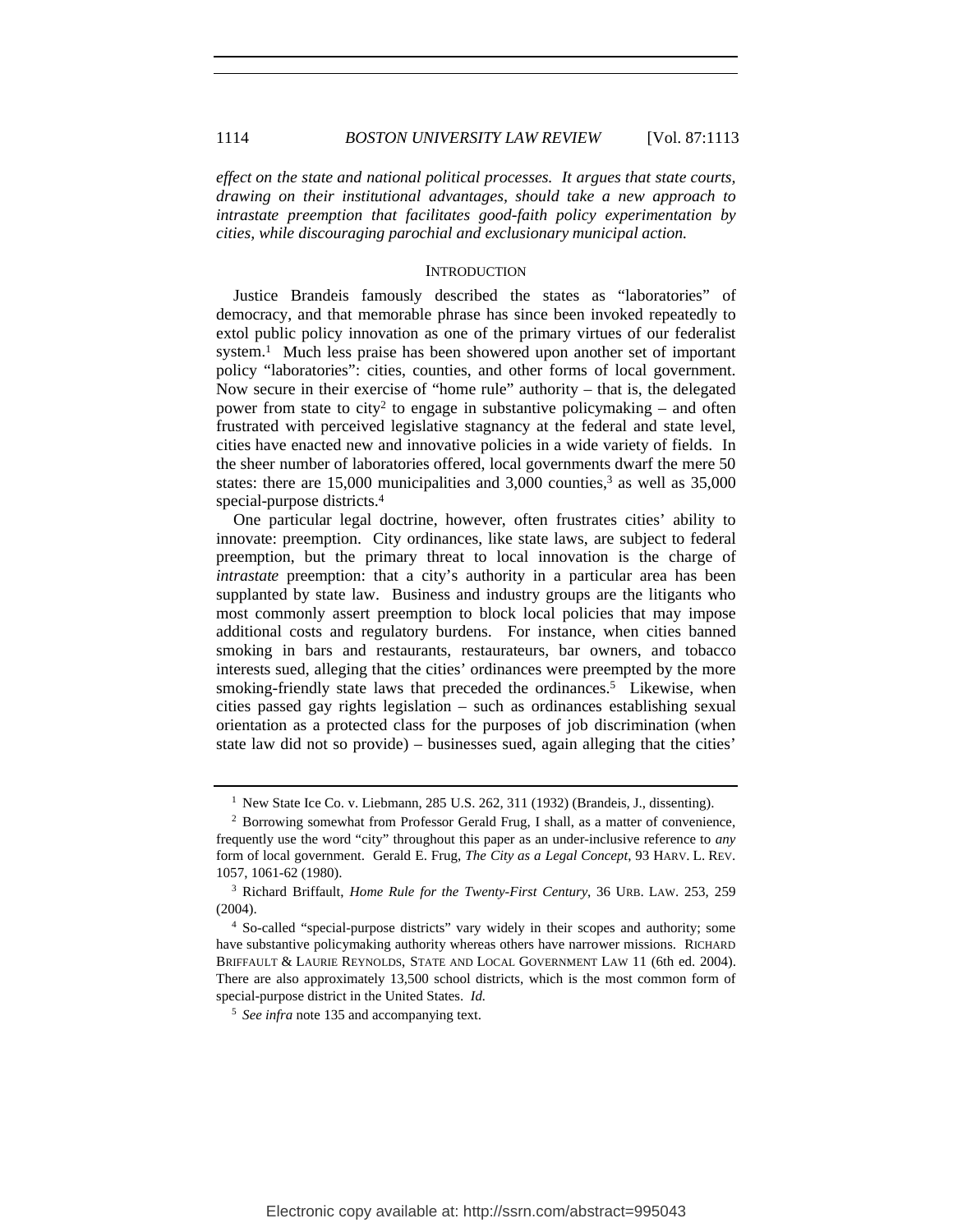*effect on the state and national political processes. It argues that state courts, drawing on their institutional advantages, should take a new approach to intrastate preemption that facilitates good-faith policy experimentation by cities, while discouraging parochial and exclusionary municipal action.*

## INTRODUCTION

Justice Brandeis famously described the states as "laboratories" of democracy, and that memorable phrase has since been invoked repeatedly to extol public policy innovation as one of the primary virtues of our federalist system.[1] Much less praise has been showered upon another set of important policy "laboratories": cities, counties, and other forms of local government. Now secure in their exercise of "home rule" authority – that is, the delegated power from state to city[2] to engage in substantive policymaking – and often frustrated with perceived legislative stagnancy at the federal and state level, cities have enacted new and innovative policies in a wide variety of fields. In the sheer number of laboratories offered, local governments dwarf the mere 50 states: there are 15,000 municipalities and 3,000 counties,[3] as well as 35,000 special-purpose districts.[4]

One particular legal doctrine, however, often frustrates cities' ability to innovate: preemption. City ordinances, like state laws, are subject to federal preemption, but the primary threat to local innovation is the charge of *intrastate* preemption: that a city's authority in a particular area has been supplanted by state law. Business and industry groups are the litigants who most commonly assert preemption to block local policies that may impose additional costs and regulatory burdens. For instance, when cities banned smoking in bars and restaurants, restaurateurs, bar owners, and tobacco interests sued, alleging that the cities' ordinances were preempted by the more smoking-friendly state laws that preceded the ordinances.[5] Likewise, when cities passed gay rights legislation – such as ordinances establishing sexual orientation as a protected class for the purposes of job discrimination (when state law did not so provide) – businesses sued, again alleging that the cities'

---

[1] New State Ice Co. v. Liebmann, 285 U.S. 262, 311 (1932) (Brandeis, J., dissenting).

[2] Borrowing somewhat from Professor Gerald Frug, I shall, as a matter of convenience, frequently use the word "city" throughout this paper as an under-inclusive reference to *any* form of local government. Gerald E. Frug, *The City as a Legal Concept*, 93 HARV. L. REV. 1057, 1061-62 (1980).

[3] Richard Briffault, *Home Rule for the Twenty-First Century*, 36 URB. LAW. 253, 259 (2004).

[4] So-called "special-purpose districts" vary widely in their scopes and authority; some have substantive policymaking authority whereas others have narrower missions. RICHARD BRIFFAULT & LAURIE REYNOLDS, STATE AND LOCAL GOVERNMENT LAW 11 (6th ed. 2004). There are also approximately 13,500 school districts, which is the most common form of special-purpose district in the United States. *Id.*

[5] *See infra* note 135 and accompanying text.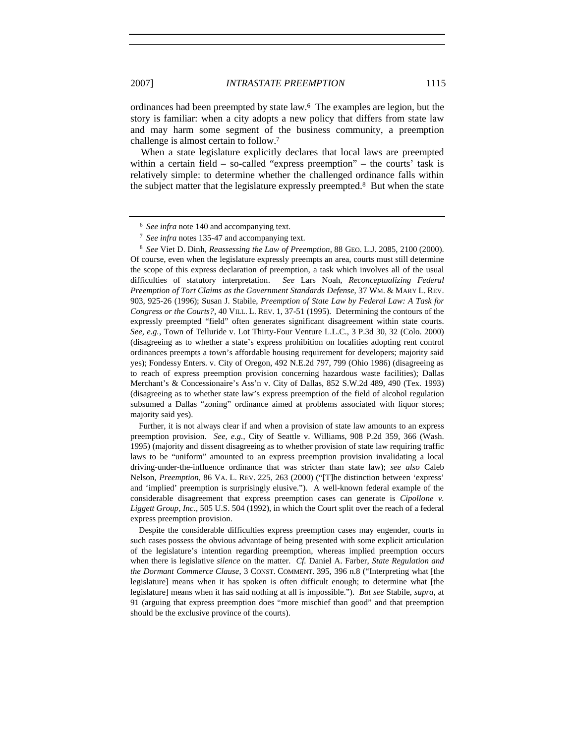ordinances had been preempted by state law.[6] The examples are legion, but the story is familiar: when a city adopts a new policy that differs from state law and may harm some segment of the business community, a preemption challenge is almost certain to follow.[7]

When a state legislature explicitly declares that local laws are preempted within a certain field – so-called "express preemption" – the courts' task is relatively simple: to determine whether the challenged ordinance falls within the subject matter that the legislature expressly preempted.[8] But when the state

---

[6] *See infra* note 140 and accompanying text.

[7] *See infra* notes 135-47 and accompanying text.

[8] *See* Viet D. Dinh, *Reassessing the Law of Preemption*, 88 GEO. L.J. 2085, 2100 (2000). Of course, even when the legislature expressly preempts an area, courts must still determine the scope of this express declaration of preemption, a task which involves all of the usual difficulties of statutory interpretation. *See* Lars Noah, *Reconceptualizing Federal Preemption of Tort Claims as the Government Standards Defense*, 37 WM. & MARY L. REV. 903, 925-26 (1996); Susan J. Stabile, *Preemption of State Law by Federal Law: A Task for Congress or the Courts?*, 40 VILL. L. REV. 1, 37-51 (1995). Determining the contours of the expressly preempted "field" often generates significant disagreement within state courts. *See, e.g.*, Town of Telluride v. Lot Thirty-Four Venture L.L.C., 3 P.3d 30, 32 (Colo. 2000) (disagreeing as to whether a state's express prohibition on localities adopting rent control ordinances preempts a town's affordable housing requirement for developers; majority said yes); Fondessy Enters. v. City of Oregon, 492 N.E.2d 797, 799 (Ohio 1986) (disagreeing as to reach of express preemption provision concerning hazardous waste facilities); Dallas Merchant's & Concessionaire's Ass'n v. City of Dallas, 852 S.W.2d 489, 490 (Tex. 1993) (disagreeing as to whether state law's express preemption of the field of alcohol regulation subsumed a Dallas "zoning" ordinance aimed at problems associated with liquor stores; majority said yes).

Further, it is not always clear if and when a provision of state law amounts to an express preemption provision. *See, e.g.*, City of Seattle v. Williams, 908 P.2d 359, 366 (Wash. 1995) (majority and dissent disagreeing as to whether provision of state law requiring traffic laws to be "uniform" amounted to an express preemption provision invalidating a local driving-under-the-influence ordinance that was stricter than state law); *see also* Caleb Nelson, *Preemption*, 86 VA. L. REV. 225, 263 (2000) ("[T]he distinction between 'express' and 'implied' preemption is surprisingly elusive."). A well-known federal example of the considerable disagreement that express preemption cases can generate is *Cipollone v. Liggett Group, Inc.*, 505 U.S. 504 (1992), in which the Court split over the reach of a federal express preemption provision.

Despite the considerable difficulties express preemption cases may engender, courts in such cases possess the obvious advantage of being presented with some explicit articulation of the legislature's intention regarding preemption, whereas implied preemption occurs when there is legislative *silence* on the matter. *Cf.* Daniel A. Farber, *State Regulation and the Dormant Commerce Clause*, 3 CONST. COMMENT. 395, 396 n.8 ("Interpreting what [the legislature] means when it has spoken is often difficult enough; to determine what [the legislature] means when it has said nothing at all is impossible."). *But see* Stabile, *supra*, at 91 (arguing that express preemption does "more mischief than good" and that preemption should be the exclusive province of the courts).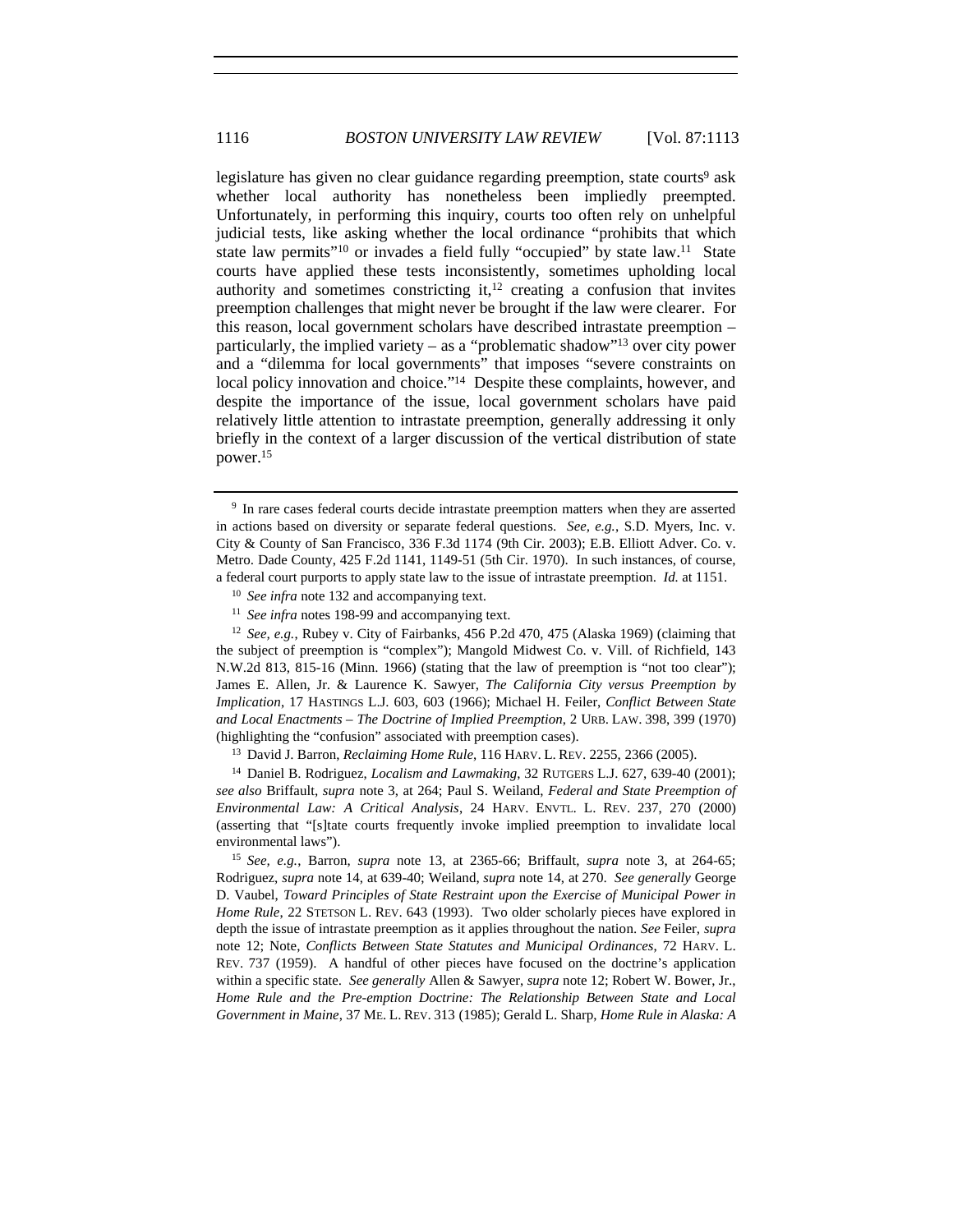legislature has given no clear guidance regarding preemption, state courts[9] ask whether local authority has nonetheless been impliedly preempted. Unfortunately, in performing this inquiry, courts too often rely on unhelpful judicial tests, like asking whether the local ordinance "prohibits that which state law permits"[10] or invades a field fully "occupied" by state law.[11] State courts have applied these tests inconsistently, sometimes upholding local authority and sometimes constricting it,[12] creating a confusion that invites preemption challenges that might never be brought if the law were clearer. For this reason, local government scholars have described intrastate preemption – particularly, the implied variety – as a "problematic shadow"[13] over city power and a "dilemma for local governments" that imposes "severe constraints on local policy innovation and choice."[14] Despite these complaints, however, and despite the importance of the issue, local government scholars have paid relatively little attention to intrastate preemption, generally addressing it only briefly in the context of a larger discussion of the vertical distribution of state power.[15]

---

[9] In rare cases federal courts decide intrastate preemption matters when they are asserted in actions based on diversity or separate federal questions. *See, e.g.*, S.D. Myers, Inc. v. City & County of San Francisco, 336 F.3d 1174 (9th Cir. 2003); E.B. Elliott Adver. Co. v. Metro. Dade County, 425 F.2d 1141, 1149-51 (5th Cir. 1970). In such instances, of course, a federal court purports to apply state law to the issue of intrastate preemption. *Id.* at 1151.

[10] *See infra* note 132 and accompanying text.

[11] *See infra* notes 198-99 and accompanying text.

[12] *See, e.g.*, Rubey v. City of Fairbanks, 456 P.2d 470, 475 (Alaska 1969) (claiming that the subject of preemption is "complex"); Mangold Midwest Co. v. Vill. of Richfield, 143 N.W.2d 813, 815-16 (Minn. 1966) (stating that the law of preemption is "not too clear"); James E. Allen, Jr. & Laurence K. Sawyer, *The California City versus Preemption by Implication*, 17 HASTINGS L.J. 603, 603 (1966); Michael H. Feiler, *Conflict Between State and Local Enactments – The Doctrine of Implied Preemption*, 2 URB. LAW. 398, 399 (1970) (highlighting the "confusion" associated with preemption cases).

[13] David J. Barron, *Reclaiming Home Rule*, 116 HARV. L. REV. 2255, 2366 (2005).

[14] Daniel B. Rodriguez, *Localism and Lawmaking*, 32 RUTGERS L.J. 627, 639-40 (2001); *see also* Briffault, *supra* note 3, at 264; Paul S. Weiland, *Federal and State Preemption of Environmental Law: A Critical Analysis*, 24 HARV. ENVTL. L. REV. 237, 270 (2000) (asserting that "[s]tate courts frequently invoke implied preemption to invalidate local environmental laws").

[15] *See, e.g.*, Barron, *supra* note 13, at 2365-66; Briffault, *supra* note 3, at 264-65; Rodriguez, *supra* note 14, at 639-40; Weiland, *supra* note 14, at 270. *See generally* George D. Vaubel, *Toward Principles of State Restraint upon the Exercise of Municipal Power in Home Rule*, 22 STETSON L. REV. 643 (1993). Two older scholarly pieces have explored in depth the issue of intrastate preemption as it applies throughout the nation. *See* Feiler, *supra* note 12; Note, *Conflicts Between State Statutes and Municipal Ordinances*, 72 HARV. L. REV. 737 (1959). A handful of other pieces have focused on the doctrine's application within a specific state. *See generally* Allen & Sawyer, *supra* note 12; Robert W. Bower, Jr., *Home Rule and the Pre-emption Doctrine: The Relationship Between State and Local Government in Maine*, 37 ME. L. REV. 313 (1985); Gerald L. Sharp, *Home Rule in Alaska: A*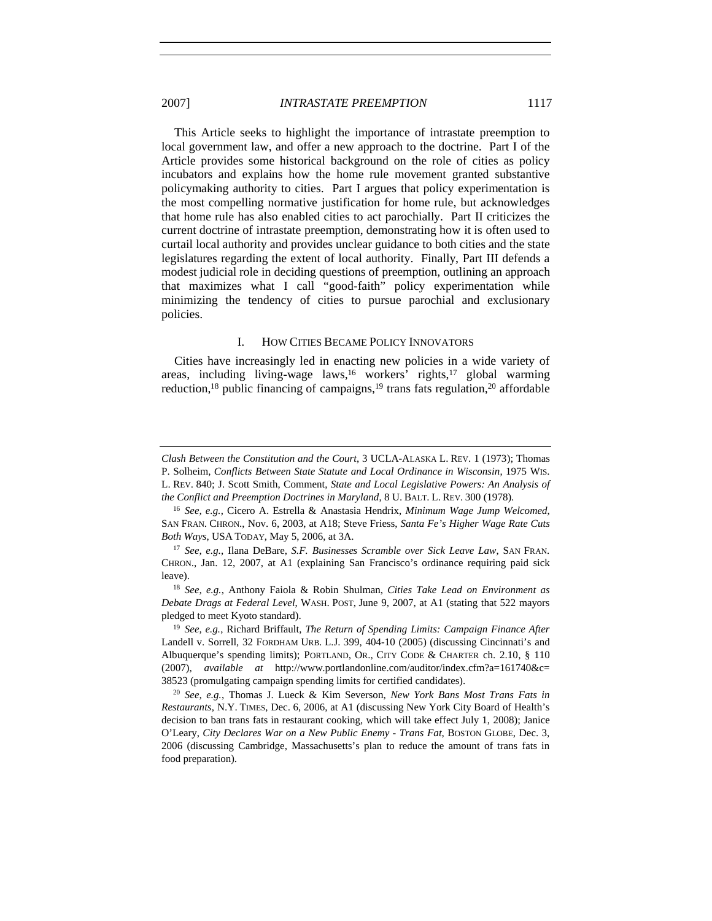This Article seeks to highlight the importance of intrastate preemption to local government law, and offer a new approach to the doctrine. Part I of the Article provides some historical background on the role of cities as policy incubators and explains how the home rule movement granted substantive policymaking authority to cities. Part I argues that policy experimentation is the most compelling normative justification for home rule, but acknowledges that home rule has also enabled cities to act parochially. Part II criticizes the current doctrine of intrastate preemption, demonstrating how it is often used to curtail local authority and provides unclear guidance to both cities and the state legislatures regarding the extent of local authority. Finally, Part III defends a modest judicial role in deciding questions of preemption, outlining an approach that maximizes what I call "good-faith" policy experimentation while minimizing the tendency of cities to pursue parochial and exclusionary policies.

## I. HOW CITIES BECAME POLICY INNOVATORS

Cities have increasingly led in enacting new policies in a wide variety of areas, including living-wage laws,[16] workers' rights,[17] global warming reduction,[18] public financing of campaigns,[19] trans fats regulation,[20] affordable

---

*Clash Between the Constitution and the Court*, 3 UCLA-ALASKA L. REV. 1 (1973); Thomas P. Solheim, *Conflicts Between State Statute and Local Ordinance in Wisconsin*, 1975 WIS. L. REV. 840; J. Scott Smith, Comment, *State and Local Legislative Powers: An Analysis of the Conflict and Preemption Doctrines in Maryland*, 8 U. BALT. L. REV. 300 (1978).

[16] *See, e.g.*, Cicero A. Estrella & Anastasia Hendrix, *Minimum Wage Jump Welcomed*, SAN FRAN. CHRON., Nov. 6, 2003, at A18; Steve Friess, *Santa Fe's Higher Wage Rate Cuts Both Ways*, USA TODAY, May 5, 2006, at 3A.

[17] *See, e.g.*, Ilana DeBare, *S.F. Businesses Scramble over Sick Leave Law*, SAN FRAN. CHRON., Jan. 12, 2007, at A1 (explaining San Francisco's ordinance requiring paid sick leave).

[18] *See, e.g.*, Anthony Faiola & Robin Shulman, *Cities Take Lead on Environment as Debate Drags at Federal Level*, WASH. POST, June 9, 2007, at A1 (stating that 522 mayors pledged to meet Kyoto standard).

[19] *See, e.g.*, Richard Briffault, *The Return of Spending Limits: Campaign Finance After* Landell v. Sorrell, 32 FORDHAM URB. L.J. 399, 404-10 (2005) (discussing Cincinnati's and Albuquerque's spending limits); PORTLAND, OR., CITY CODE & CHARTER ch. 2.10, § 110 (2007), *available at* http://www.portlandonline.com/auditor/index.cfm?a=161740&c=38523 (promulgating campaign spending limits for certified candidates).

[20] *See, e.g.*, Thomas J. Lueck & Kim Severson, *New York Bans Most Trans Fats in Restaurants*, N.Y. TIMES, Dec. 6, 2006, at A1 (discussing New York City Board of Health's decision to ban trans fats in restaurant cooking, which will take effect July 1, 2008); Janice O'Leary, *City Declares War on a New Public Enemy - Trans Fat*, BOSTON GLOBE, Dec. 3, 2006 (discussing Cambridge, Massachusetts's plan to reduce the amount of trans fats in food preparation).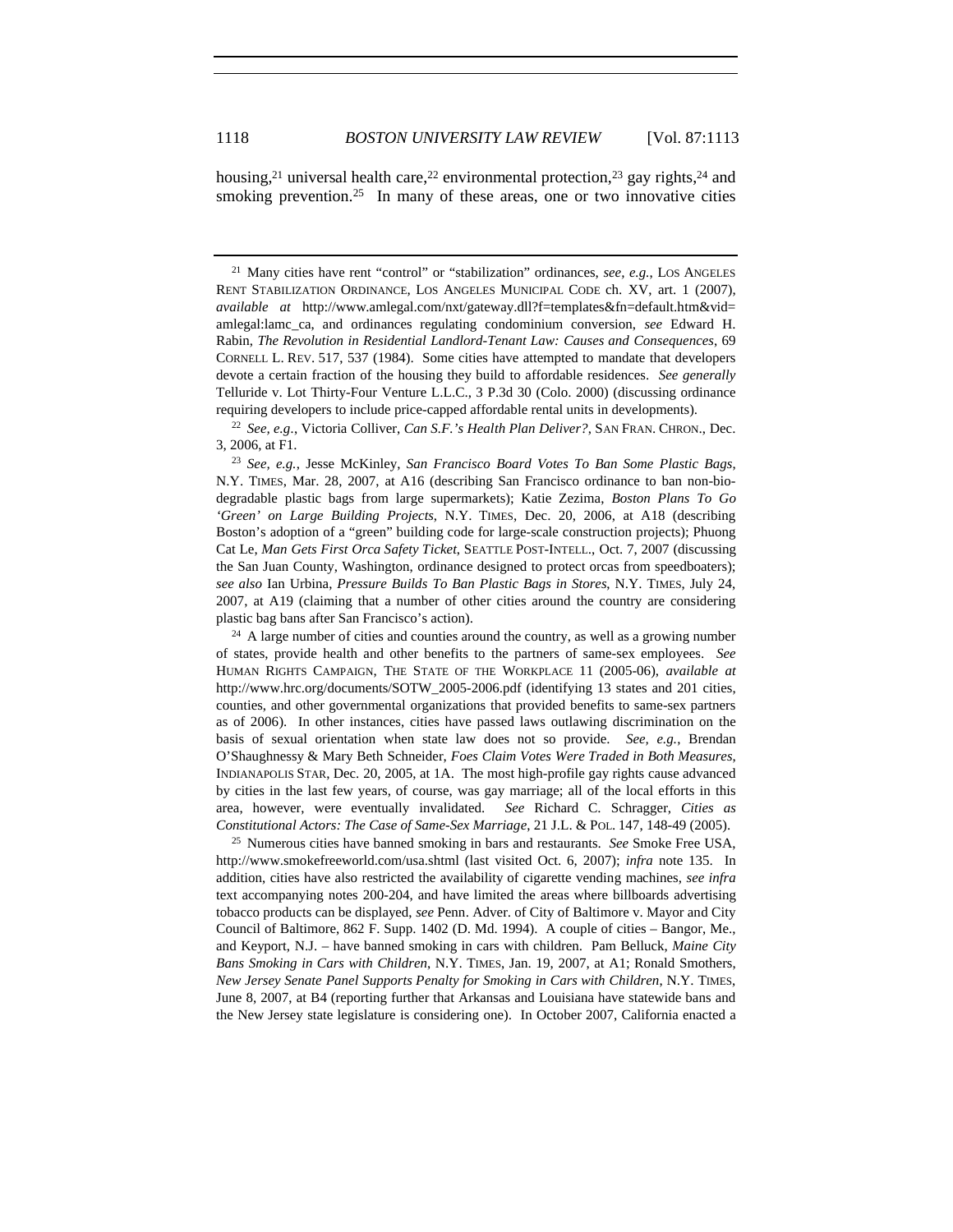housing,[21] universal health care,[22] environmental protection,[23] gay rights,[24] and smoking prevention.[25] In many of these areas, one or two innovative cities

---

[21] Many cities have rent "control" or "stabilization" ordinances, *see, e.g.*, LOS ANGELES RENT STABILIZATION ORDINANCE, LOS ANGELES MUNICIPAL CODE ch. XV, art. 1 (2007), *available at* http://www.amlegal.com/nxt/gateway.dll?f=templates&fn=default.htm&vid=amlegal:lamc_ca, and ordinances regulating condominium conversion, *see* Edward H. Rabin, *The Revolution in Residential Landlord-Tenant Law: Causes and Consequences*, 69 CORNELL L. REV. 517, 537 (1984). Some cities have attempted to mandate that developers devote a certain fraction of the housing they build to affordable residences. *See generally* Telluride v. Lot Thirty-Four Venture L.L.C., 3 P.3d 30 (Colo. 2000) (discussing ordinance requiring developers to include price-capped affordable rental units in developments).

[22] *See, e.g.*, Victoria Colliver, *Can S.F.'s Health Plan Deliver?*, SAN FRAN. CHRON., Dec. 3, 2006, at F1.

[23] *See, e.g.*, Jesse McKinley, *San Francisco Board Votes To Ban Some Plastic Bags*, N.Y. TIMES, Mar. 28, 2007, at A16 (describing San Francisco ordinance to ban non-biodegradable plastic bags from large supermarkets); Katie Zezima, *Boston Plans To Go 'Green' on Large Building Projects*, N.Y. TIMES, Dec. 20, 2006, at A18 (describing Boston's adoption of a "green" building code for large-scale construction projects); Phuong Cat Le, *Man Gets First Orca Safety Ticket*, SEATTLE POST-INTELL., Oct. 7, 2007 (discussing the San Juan County, Washington, ordinance designed to protect orcas from speedboaters); *see also* Ian Urbina, *Pressure Builds To Ban Plastic Bags in Stores*, N.Y. TIMES, July 24, 2007, at A19 (claiming that a number of other cities around the country are considering plastic bag bans after San Francisco's action).

[24] A large number of cities and counties around the country, as well as a growing number of states, provide health and other benefits to the partners of same-sex employees. *See* HUMAN RIGHTS CAMPAIGN, THE STATE OF THE WORKPLACE 11 (2005-06), *available at* http://www.hrc.org/documents/SOTW_2005-2006.pdf (identifying 13 states and 201 cities, counties, and other governmental organizations that provided benefits to same-sex partners as of 2006). In other instances, cities have passed laws outlawing discrimination on the basis of sexual orientation when state law does not so provide. *See, e.g.*, Brendan O'Shaughnessy & Mary Beth Schneider, *Foes Claim Votes Were Traded in Both Measures*, INDIANAPOLIS STAR, Dec. 20, 2005, at 1A. The most high-profile gay rights cause advanced by cities in the last few years, of course, was gay marriage; all of the local efforts in this area, however, were eventually invalidated. *See* Richard C. Schragger, *Cities as Constitutional Actors: The Case of Same-Sex Marriage*, 21 J.L. & POL. 147, 148-49 (2005).

[25] Numerous cities have banned smoking in bars and restaurants. *See* Smoke Free USA, http://www.smokefreeworld.com/usa.shtml (last visited Oct. 6, 2007); *infra* note 135. In addition, cities have also restricted the availability of cigarette vending machines, *see infra* text accompanying notes 200-204, and have limited the areas where billboards advertising tobacco products can be displayed, *see* Penn. Adver. of City of Baltimore v. Mayor and City Council of Baltimore, 862 F. Supp. 1402 (D. Md. 1994). A couple of cities – Bangor, Me., and Keyport, N.J. – have banned smoking in cars with children. Pam Belluck, *Maine City Bans Smoking in Cars with Children*, N.Y. TIMES, Jan. 19, 2007, at A1; Ronald Smothers, *New Jersey Senate Panel Supports Penalty for Smoking in Cars with Children*, N.Y. TIMES, June 8, 2007, at B4 (reporting further that Arkansas and Louisiana have statewide bans and the New Jersey state legislature is considering one). In October 2007, California enacted a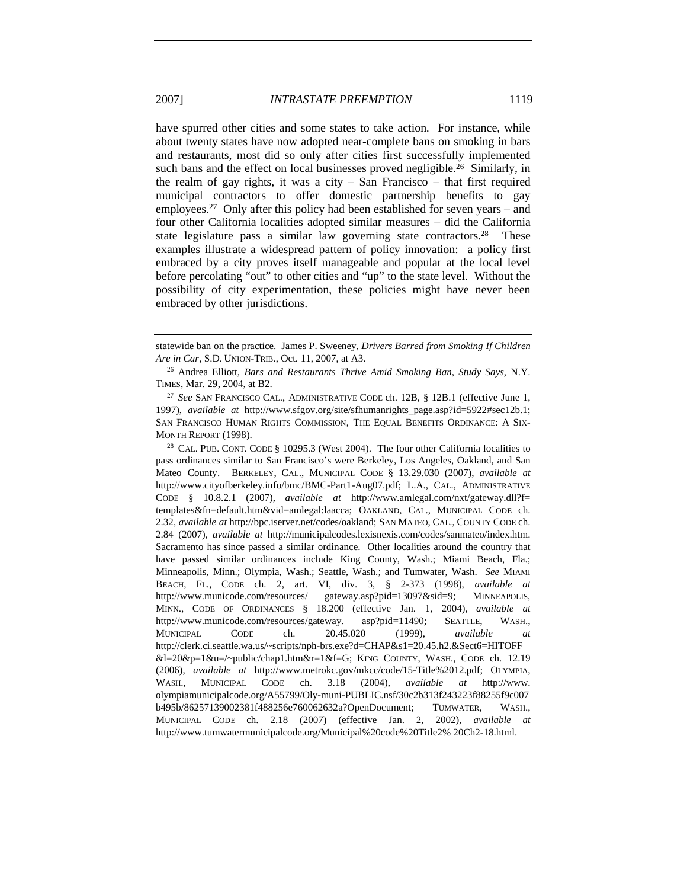have spurred other cities and some states to take action. For instance, while about twenty states have now adopted near-complete bans on smoking in bars and restaurants, most did so only after cities first successfully implemented such bans and the effect on local businesses proved negligible.[26] Similarly, in the realm of gay rights, it was a city – San Francisco – that first required municipal contractors to offer domestic partnership benefits to gay employees.[27] Only after this policy had been established for seven years – and four other California localities adopted similar measures – did the California state legislature pass a similar law governing state contractors.[28] These examples illustrate a widespread pattern of policy innovation: a policy first embraced by a city proves itself manageable and popular at the local level before percolating "out" to other cities and "up" to the state level. Without the possibility of city experimentation, these policies might have never been embraced by other jurisdictions.

---

statewide ban on the practice. James P. Sweeney, *Drivers Barred from Smoking If Children Are in Car*, S.D. UNION-TRIB., Oct. 11, 2007, at A3.

[26] Andrea Elliott, *Bars and Restaurants Thrive Amid Smoking Ban, Study Says*, N.Y. TIMES, Mar. 29, 2004, at B2.

[27] *See* SAN FRANCISCO CAL., ADMINISTRATIVE CODE ch. 12B, § 12B.1 (effective June 1, 1997), *available at* http://www.sfgov.org/site/sfhumanrights_page.asp?id=5922#sec12b.1; SAN FRANCISCO HUMAN RIGHTS COMMISSION, THE EQUAL BENEFITS ORDINANCE: A SIX-MONTH REPORT (1998).

[28] CAL. PUB. CONT. CODE § 10295.3 (West 2004). The four other California localities to pass ordinances similar to San Francisco's were Berkeley, Los Angeles, Oakland, and San Mateo County. BERKELEY, CAL., MUNICIPAL CODE § 13.29.030 (2007), *available at* http://www.cityofberkeley.info/bmc/BMC-Part1-Aug07.pdf; L.A., CAL., ADMINISTRATIVE CODE § 10.8.2.1 (2007), *available at* http://www.amlegal.com/nxt/gateway.dll?f=templates&fn=default.htm&vid=amlegal:laacca; OAKLAND, CAL., MUNICIPAL CODE ch. 2.32, *available at* http://bpc.iserver.net/codes/oakland; SAN MATEO, CAL., COUNTY CODE ch. 2.84 (2007), *available at* http://municipalcodes.lexisnexis.com/codes/sanmateo/index.htm. Sacramento has since passed a similar ordinance. Other localities around the country that have passed similar ordinances include King County, Wash.; Miami Beach, Fla.; Minneapolis, Minn.; Olympia, Wash.; Seattle, Wash.; and Tumwater, Wash. *See* MIAMI BEACH, FL., CODE ch. 2, art. VI, div. 3, § 2-373 (1998), *available at* http://www.municode.com/resources/ gateway.asp?pid=13097&sid=9; MINNEAPOLIS, MINN., CODE OF ORDINANCES § 18.200 (effective Jan. 1, 2004), *available at* http://www.municode.com/resources/gateway. asp?pid=11490; SEATTLE, WASH., MUNICIPAL CODE ch. 20.45.020 (1999), *available at* http://clerk.ci.seattle.wa.us/~scripts/nph-brs.exe?d=CHAP&s1=20.45.h2.&Sect6=HITOFF&l=20&p=1&u=/~public/chap1.htm&r=1&f=G; KING COUNTY, WASH., CODE ch. 12.19 (2006), *available at* http://www.metrokc.gov/mkcc/code/15-Title%2012.pdf; OLYMPIA, WASH., MUNICIPAL CODE ch. 3.18 (2004), *available at* http://www.olympiamunicipalcode.org/A55799/Oly-muni-PUBLIC.nsf/30c2b313f243223f88255f9c007b495b/86257139002381f488256e760062632a?OpenDocument; TUMWATER, WASH., MUNICIPAL CODE ch. 2.18 (2007) (effective Jan. 2, 2002), *available at* http://www.tumwatermunicipalcode.org/Municipal%20code%20Title2% 20Ch2-18.html.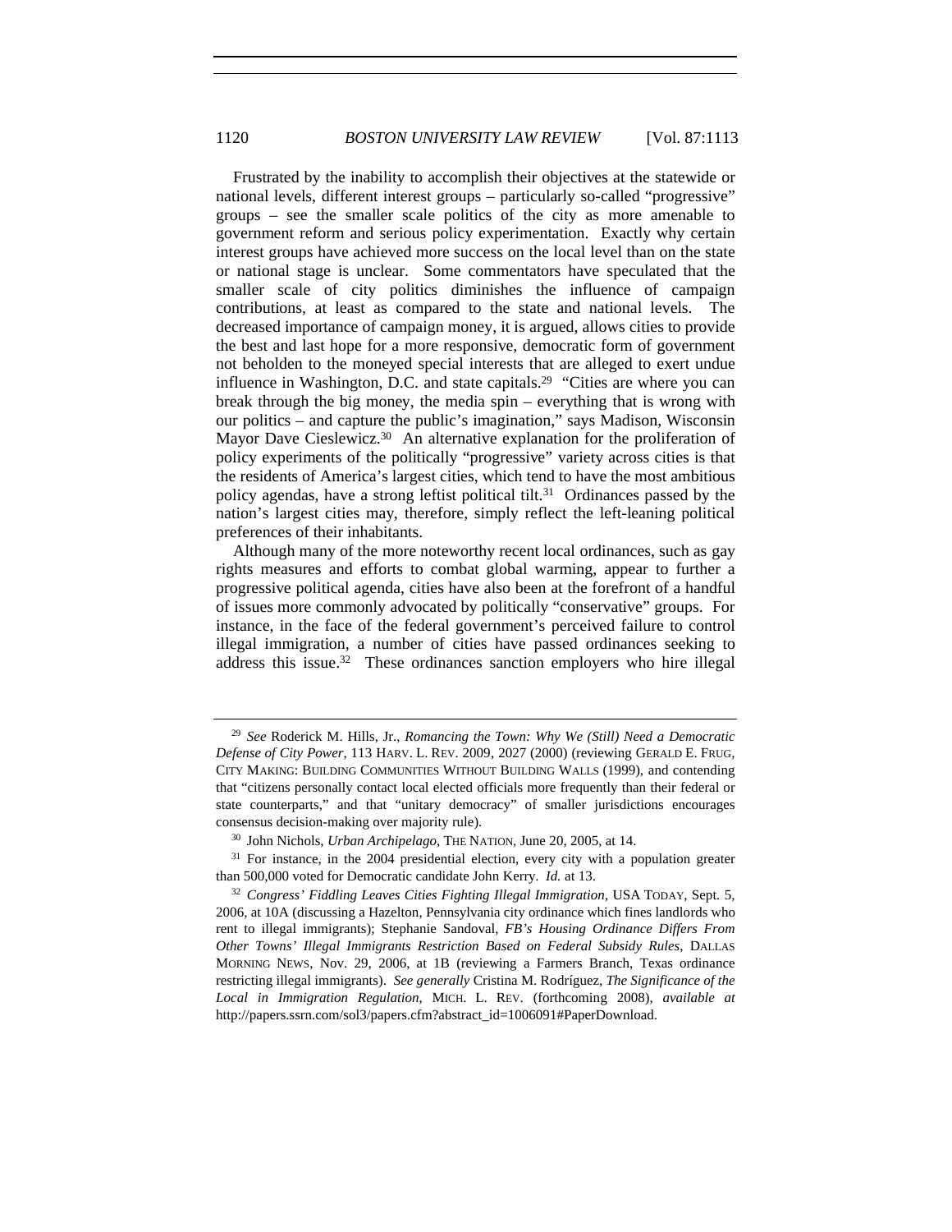Frustrated by the inability to accomplish their objectives at the statewide or national levels, different interest groups – particularly so-called "progressive" groups – see the smaller scale politics of the city as more amenable to government reform and serious policy experimentation. Exactly why certain interest groups have achieved more success on the local level than on the state or national stage is unclear. Some commentators have speculated that the smaller scale of city politics diminishes the influence of campaign contributions, at least as compared to the state and national levels. The decreased importance of campaign money, it is argued, allows cities to provide the best and last hope for a more responsive, democratic form of government not beholden to the moneyed special interests that are alleged to exert undue influence in Washington, D.C. and state capitals.[29] "Cities are where you can break through the big money, the media spin – everything that is wrong with our politics – and capture the public's imagination," says Madison, Wisconsin Mayor Dave Cieslewicz.[30] An alternative explanation for the proliferation of policy experiments of the politically "progressive" variety across cities is that the residents of America's largest cities, which tend to have the most ambitious policy agendas, have a strong leftist political tilt.[31] Ordinances passed by the nation's largest cities may, therefore, simply reflect the left-leaning political preferences of their inhabitants.

Although many of the more noteworthy recent local ordinances, such as gay rights measures and efforts to combat global warming, appear to further a progressive political agenda, cities have also been at the forefront of a handful of issues more commonly advocated by politically "conservative" groups. For instance, in the face of the federal government's perceived failure to control illegal immigration, a number of cities have passed ordinances seeking to address this issue.[32] These ordinances sanction employers who hire illegal

---

[29] *See* Roderick M. Hills, Jr., *Romancing the Town: Why We (Still) Need a Democratic Defense of City Power*, 113 HARV. L. REV. 2009, 2027 (2000) (reviewing GERALD E. FRUG, CITY MAKING: BUILDING COMMUNITIES WITHOUT BUILDING WALLS (1999), and contending that "citizens personally contact local elected officials more frequently than their federal or state counterparts," and that "unitary democracy" of smaller jurisdictions encourages consensus decision-making over majority rule).

[30] John Nichols, *Urban Archipelago*, THE NATION, June 20, 2005, at 14.

[31] For instance, in the 2004 presidential election, every city with a population greater than 500,000 voted for Democratic candidate John Kerry. *Id.* at 13.

[32] *Congress' Fiddling Leaves Cities Fighting Illegal Immigration*, USA TODAY, Sept. 5, 2006, at 10A (discussing a Hazelton, Pennsylvania city ordinance which fines landlords who rent to illegal immigrants); Stephanie Sandoval, *FB's Housing Ordinance Differs From Other Towns' Illegal Immigrants Restriction Based on Federal Subsidy Rules*, DALLAS MORNING NEWS, Nov. 29, 2006, at 1B (reviewing a Farmers Branch, Texas ordinance restricting illegal immigrants). *See generally* Cristina M. Rodríguez, *The Significance of the Local in Immigration Regulation*, MICH. L. REV. (forthcoming 2008), *available at* http://papers.ssrn.com/sol3/papers.cfm?abstract_id=1006091#PaperDownload.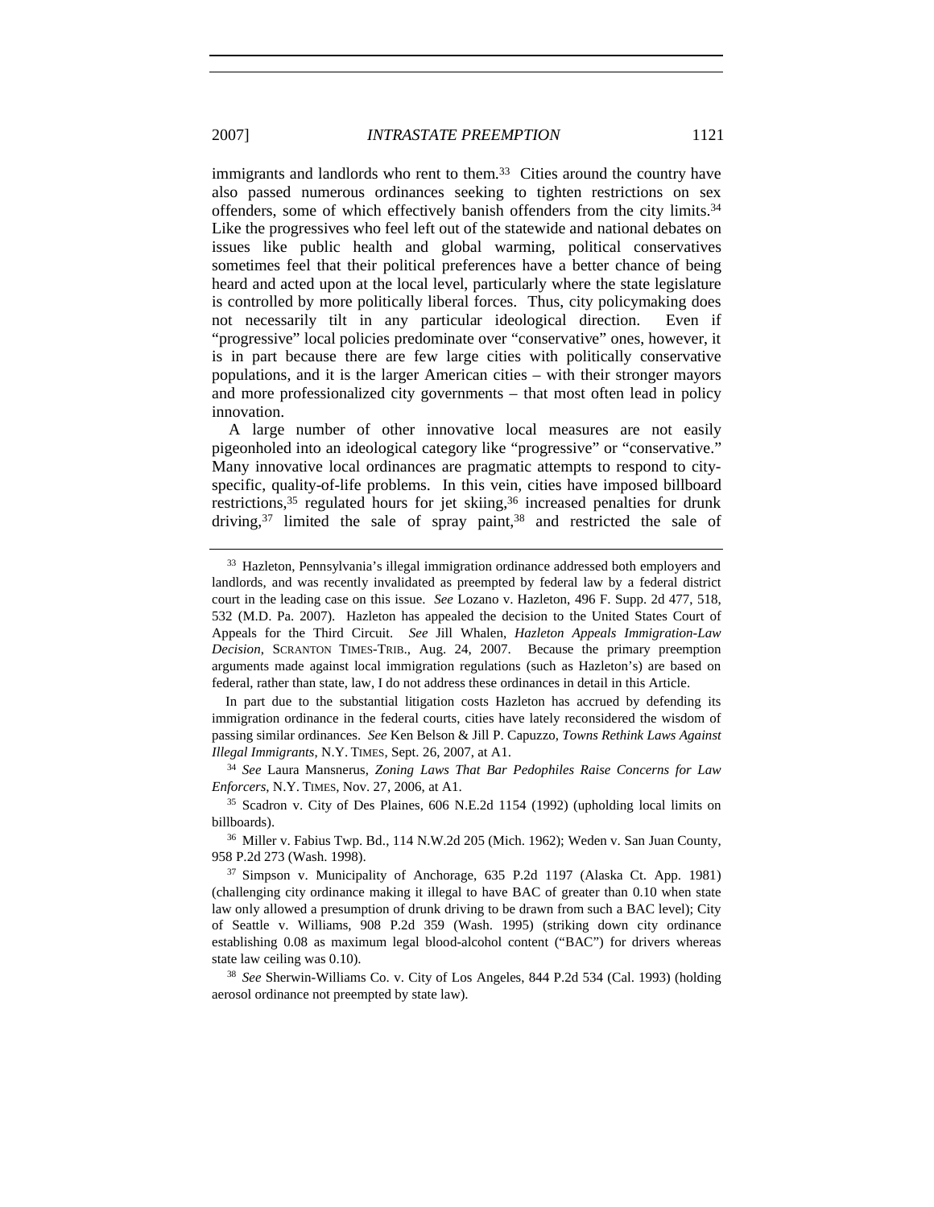immigrants and landlords who rent to them.[33] Cities around the country have also passed numerous ordinances seeking to tighten restrictions on sex offenders, some of which effectively banish offenders from the city limits.[34] Like the progressives who feel left out of the statewide and national debates on issues like public health and global warming, political conservatives sometimes feel that their political preferences have a better chance of being heard and acted upon at the local level, particularly where the state legislature is controlled by more politically liberal forces. Thus, city policymaking does not necessarily tilt in any particular ideological direction. Even if "progressive" local policies predominate over "conservative" ones, however, it is in part because there are few large cities with politically conservative populations, and it is the larger American cities – with their stronger mayors and more professionalized city governments – that most often lead in policy innovation.

A large number of other innovative local measures are not easily pigeonholed into an ideological category like "progressive" or "conservative." Many innovative local ordinances are pragmatic attempts to respond to city-specific, quality-of-life problems. In this vein, cities have imposed billboard restrictions,[35] regulated hours for jet skiing,[36] increased penalties for drunk driving,[37] limited the sale of spray paint,[38] and restricted the sale of

---

[33] Hazleton, Pennsylvania's illegal immigration ordinance addressed both employers and landlords, and was recently invalidated as preempted by federal law by a federal district court in the leading case on this issue. *See* Lozano v. Hazleton, 496 F. Supp. 2d 477, 518, 532 (M.D. Pa. 2007). Hazleton has appealed the decision to the United States Court of Appeals for the Third Circuit. *See* Jill Whalen, *Hazleton Appeals Immigration-Law Decision*, SCRANTON TIMES-TRIB., Aug. 24, 2007. Because the primary preemption arguments made against local immigration regulations (such as Hazleton's) are based on federal, rather than state, law, I do not address these ordinances in detail in this Article.

In part due to the substantial litigation costs Hazleton has accrued by defending its immigration ordinance in the federal courts, cities have lately reconsidered the wisdom of passing similar ordinances. *See* Ken Belson & Jill P. Capuzzo, *Towns Rethink Laws Against Illegal Immigrants*, N.Y. TIMES, Sept. 26, 2007, at A1.

[34] *See* Laura Mansnerus, *Zoning Laws That Bar Pedophiles Raise Concerns for Law Enforcers*, N.Y. TIMES, Nov. 27, 2006, at A1.

[35] Scadron v. City of Des Plaines, 606 N.E.2d 1154 (1992) (upholding local limits on billboards).

[36] Miller v. Fabius Twp. Bd., 114 N.W.2d 205 (Mich. 1962); Weden v. San Juan County, 958 P.2d 273 (Wash. 1998).

[37] Simpson v. Municipality of Anchorage, 635 P.2d 1197 (Alaska Ct. App. 1981) (challenging city ordinance making it illegal to have BAC of greater than 0.10 when state law only allowed a presumption of drunk driving to be drawn from such a BAC level); City of Seattle v. Williams, 908 P.2d 359 (Wash. 1995) (striking down city ordinance establishing 0.08 as maximum legal blood-alcohol content ("BAC") for drivers whereas state law ceiling was 0.10).

[38] *See* Sherwin-Williams Co. v. City of Los Angeles, 844 P.2d 534 (Cal. 1993) (holding aerosol ordinance not preempted by state law).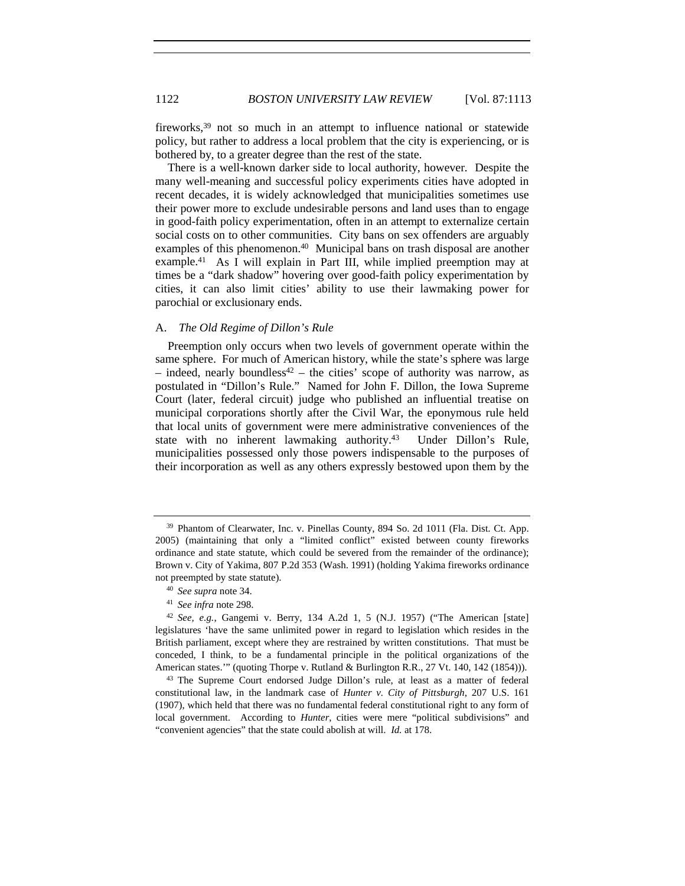fireworks,[39] not so much in an attempt to influence national or statewide policy, but rather to address a local problem that the city is experiencing, or is bothered by, to a greater degree than the rest of the state.

There is a well-known darker side to local authority, however. Despite the many well-meaning and successful policy experiments cities have adopted in recent decades, it is widely acknowledged that municipalities sometimes use their power more to exclude undesirable persons and land uses than to engage in good-faith policy experimentation, often in an attempt to externalize certain social costs on to other communities. City bans on sex offenders are arguably examples of this phenomenon.[40] Municipal bans on trash disposal are another example.[41] As I will explain in Part III, while implied preemption may at times be a "dark shadow" hovering over good-faith policy experimentation by cities, it can also limit cities' ability to use their lawmaking power for parochial or exclusionary ends.

### A. *The Old Regime of Dillon's Rule*

Preemption only occurs when two levels of government operate within the same sphere. For much of American history, while the state's sphere was large – indeed, nearly boundless[42] – the cities' scope of authority was narrow, as postulated in "Dillon's Rule." Named for John F. Dillon, the Iowa Supreme Court (later, federal circuit) judge who published an influential treatise on municipal corporations shortly after the Civil War, the eponymous rule held that local units of government were mere administrative conveniences of the state with no inherent lawmaking authority.[43] Under Dillon's Rule, municipalities possessed only those powers indispensable to the purposes of their incorporation as well as any others expressly bestowed upon them by the

---

[39] Phantom of Clearwater, Inc. v. Pinellas County, 894 So. 2d 1011 (Fla. Dist. Ct. App. 2005) (maintaining that only a "limited conflict" existed between county fireworks ordinance and state statute, which could be severed from the remainder of the ordinance); Brown v. City of Yakima, 807 P.2d 353 (Wash. 1991) (holding Yakima fireworks ordinance not preempted by state statute).

[40] *See supra* note 34.

[41] *See infra* note 298.

[42] *See, e.g.*, Gangemi v. Berry, 134 A.2d 1, 5 (N.J. 1957) ("The American [state] legislatures 'have the same unlimited power in regard to legislation which resides in the British parliament, except where they are restrained by written constitutions. That must be conceded, I think, to be a fundamental principle in the political organizations of the American states.'" (quoting Thorpe v. Rutland & Burlington R.R., 27 Vt. 140, 142 (1854))).

[43] The Supreme Court endorsed Judge Dillon's rule, at least as a matter of federal constitutional law, in the landmark case of *Hunter v. City of Pittsburgh*, 207 U.S. 161 (1907), which held that there was no fundamental federal constitutional right to any form of local government. According to *Hunter*, cities were mere "political subdivisions" and "convenient agencies" that the state could abolish at will. *Id.* at 178.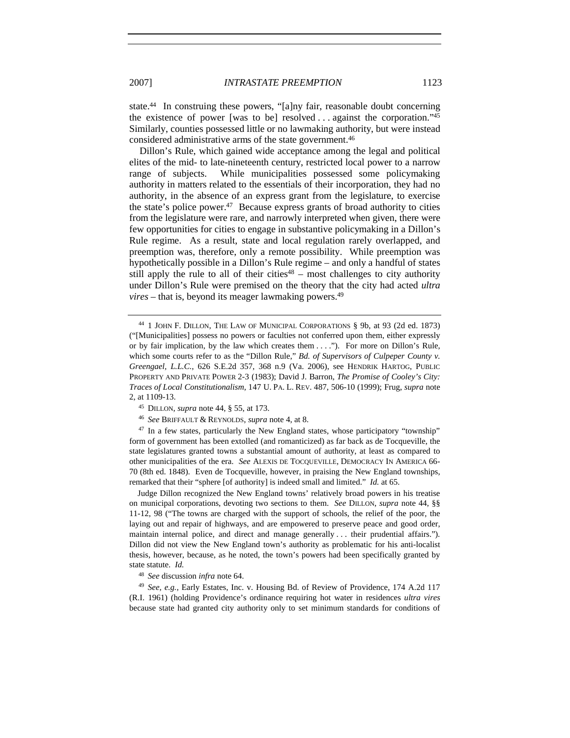state.[44] In construing these powers, "[a]ny fair, reasonable doubt concerning the existence of power [was to be] resolved . . . against the corporation."[45] Similarly, counties possessed little or no lawmaking authority, but were instead considered administrative arms of the state government.[46]

Dillon's Rule, which gained wide acceptance among the legal and political elites of the mid- to late-nineteenth century, restricted local power to a narrow range of subjects. While municipalities possessed some policymaking authority in matters related to the essentials of their incorporation, they had no authority, in the absence of an express grant from the legislature, to exercise the state's police power.[47] Because express grants of broad authority to cities from the legislature were rare, and narrowly interpreted when given, there were few opportunities for cities to engage in substantive policymaking in a Dillon's Rule regime. As a result, state and local regulation rarely overlapped, and preemption was, therefore, only a remote possibility. While preemption was hypothetically possible in a Dillon's Rule regime – and only a handful of states still apply the rule to all of their cities[48] – most challenges to city authority under Dillon's Rule were premised on the theory that the city had acted *ultra vires* – that is, beyond its meager lawmaking powers.[49]

---

[44] 1 JOHN F. DILLON, THE LAW OF MUNICIPAL CORPORATIONS § 9b, at 93 (2d ed. 1873) ("[Municipalities] possess no powers or faculties not conferred upon them, either expressly or by fair implication, by the law which creates them . . . ."). For more on Dillon's Rule, which some courts refer to as the "Dillon Rule," *Bd. of Supervisors of Culpeper County v. Greengael, L.L.C.*, 626 S.E.2d 357, 368 n.9 (Va. 2006), see HENDRIK HARTOG, PUBLIC PROPERTY AND PRIVATE POWER 2-3 (1983); David J. Barron, *The Promise of Cooley's City: Traces of Local Constitutionalism*, 147 U. PA. L. REV. 487, 506-10 (1999); Frug, *supra* note 2, at 1109-13.

[45] DILLON, *supra* note 44, § 55, at 173.

[46] *See* BRIFFAULT & REYNOLDS, *supra* note 4, at 8.

[47] In a few states, particularly the New England states, whose participatory "township" form of government has been extolled (and romanticized) as far back as de Tocqueville, the state legislatures granted towns a substantial amount of authority, at least as compared to other municipalities of the era. *See* ALEXIS DE TOCQUEVILLE, DEMOCRACY IN AMERICA 66-70 (8th ed. 1848). Even de Tocqueville, however, in praising the New England townships, remarked that their "sphere [of authority] is indeed small and limited." *Id.* at 65.

Judge Dillon recognized the New England towns' relatively broad powers in his treatise on municipal corporations, devoting two sections to them. *See* DILLON, *supra* note 44, §§ 11-12, 98 ("The towns are charged with the support of schools, the relief of the poor, the laying out and repair of highways, and are empowered to preserve peace and good order, maintain internal police, and direct and manage generally . . . their prudential affairs."). Dillon did not view the New England town's authority as problematic for his anti-localist thesis, however, because, as he noted, the town's powers had been specifically granted by state statute. *Id.*

[48] *See* discussion *infra* note 64.

[49] *See, e.g.*, Early Estates, Inc. v. Housing Bd. of Review of Providence, 174 A.2d 117 (R.I. 1961) (holding Providence's ordinance requiring hot water in residences *ultra vires* because state had granted city authority only to set minimum standards for conditions of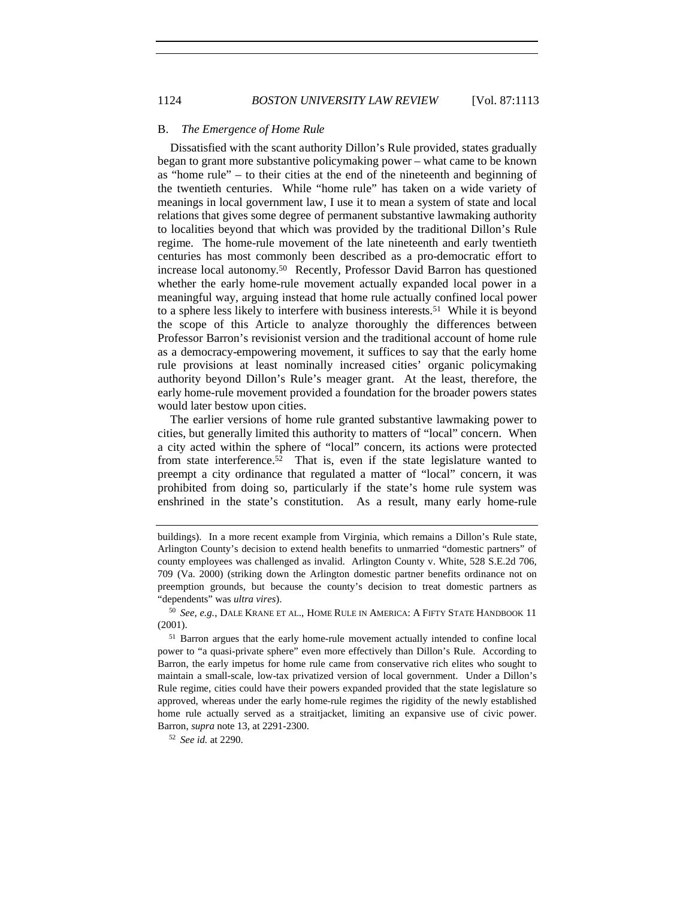## B. *The Emergence of Home Rule*

Dissatisfied with the scant authority Dillon's Rule provided, states gradually began to grant more substantive policymaking power – what came to be known as "home rule" – to their cities at the end of the nineteenth and beginning of the twentieth centuries. While "home rule" has taken on a wide variety of meanings in local government law, I use it to mean a system of state and local relations that gives some degree of permanent substantive lawmaking authority to localities beyond that which was provided by the traditional Dillon's Rule regime. The home-rule movement of the late nineteenth and early twentieth centuries has most commonly been described as a pro-democratic effort to increase local autonomy.[50] Recently, Professor David Barron has questioned whether the early home-rule movement actually expanded local power in a meaningful way, arguing instead that home rule actually confined local power to a sphere less likely to interfere with business interests.[51] While it is beyond the scope of this Article to analyze thoroughly the differences between Professor Barron's revisionist version and the traditional account of home rule as a democracy-empowering movement, it suffices to say that the early home rule provisions at least nominally increased cities' organic policymaking authority beyond Dillon's Rule's meager grant. At the least, therefore, the early home-rule movement provided a foundation for the broader powers states would later bestow upon cities.

The earlier versions of home rule granted substantive lawmaking power to cities, but generally limited this authority to matters of "local" concern. When a city acted within the sphere of "local" concern, its actions were protected from state interference.[52] That is, even if the state legislature wanted to preempt a city ordinance that regulated a matter of "local" concern, it was prohibited from doing so, particularly if the state's home rule system was enshrined in the state's constitution. As a result, many early home-rule

---

buildings). In a more recent example from Virginia, which remains a Dillon's Rule state, Arlington County's decision to extend health benefits to unmarried "domestic partners" of county employees was challenged as invalid. Arlington County v. White, 528 S.E.2d 706, 709 (Va. 2000) (striking down the Arlington domestic partner benefits ordinance not on preemption grounds, but because the county's decision to treat domestic partners as "dependents" was *ultra vires*).

[50] *See, e.g.*, DALE KRANE ET AL., HOME RULE IN AMERICA: A FIFTY STATE HANDBOOK 11 (2001).

[51] Barron argues that the early home-rule movement actually intended to confine local power to "a quasi-private sphere" even more effectively than Dillon's Rule. According to Barron, the early impetus for home rule came from conservative rich elites who sought to maintain a small-scale, low-tax privatized version of local government. Under a Dillon's Rule regime, cities could have their powers expanded provided that the state legislature so approved, whereas under the early home-rule regimes the rigidity of the newly established home rule actually served as a straitjacket, limiting an expansive use of civic power. Barron, *supra* note 13, at 2291-2300.

[52] *See id.* at 2290.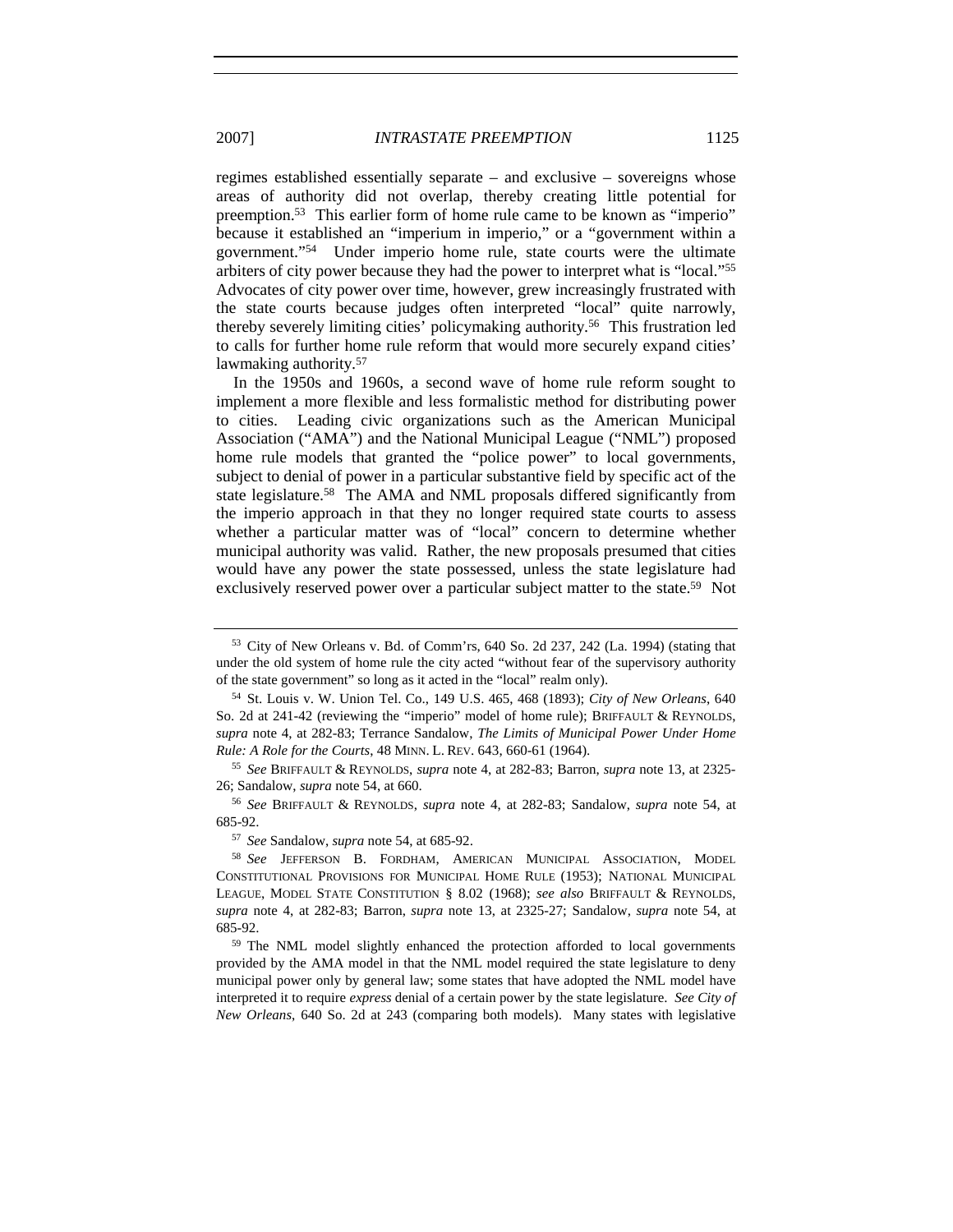regimes established essentially separate – and exclusive – sovereigns whose areas of authority did not overlap, thereby creating little potential for preemption.[53] This earlier form of home rule came to be known as "imperio" because it established an "imperium in imperio," or a "government within a government."[54] Under imperio home rule, state courts were the ultimate arbiters of city power because they had the power to interpret what is "local."[55] Advocates of city power over time, however, grew increasingly frustrated with the state courts because judges often interpreted "local" quite narrowly, thereby severely limiting cities' policymaking authority.[56] This frustration led to calls for further home rule reform that would more securely expand cities' lawmaking authority.[57]

In the 1950s and 1960s, a second wave of home rule reform sought to implement a more flexible and less formalistic method for distributing power to cities. Leading civic organizations such as the American Municipal Association ("AMA") and the National Municipal League ("NML") proposed home rule models that granted the "police power" to local governments, subject to denial of power in a particular substantive field by specific act of the state legislature.[58] The AMA and NML proposals differed significantly from the imperio approach in that they no longer required state courts to assess whether a particular matter was of "local" concern to determine whether municipal authority was valid. Rather, the new proposals presumed that cities would have any power the state possessed, unless the state legislature had exclusively reserved power over a particular subject matter to the state.[59] Not

---

[53] City of New Orleans v. Bd. of Comm'rs, 640 So. 2d 237, 242 (La. 1994) (stating that under the old system of home rule the city acted "without fear of the supervisory authority of the state government" so long as it acted in the "local" realm only).

[54] St. Louis v. W. Union Tel. Co., 149 U.S. 465, 468 (1893); *City of New Orleans*, 640 So. 2d at 241-42 (reviewing the "imperio" model of home rule); BRIFFAULT & REYNOLDS, *supra* note 4, at 282-83; Terrance Sandalow, *The Limits of Municipal Power Under Home Rule: A Role for the Courts*, 48 MINN. L. REV. 643, 660-61 (1964).

[55] *See* BRIFFAULT & REYNOLDS, *supra* note 4, at 282-83; Barron, *supra* note 13, at 2325-26; Sandalow, *supra* note 54, at 660.

[56] *See* BRIFFAULT & REYNOLDS, *supra* note 4, at 282-83; Sandalow, *supra* note 54, at 685-92.

[57] *See* Sandalow, *supra* note 54, at 685-92.

[58] *See* JEFFERSON B. FORDHAM, AMERICAN MUNICIPAL ASSOCIATION, MODEL CONSTITUTIONAL PROVISIONS FOR MUNICIPAL HOME RULE (1953); NATIONAL MUNICIPAL LEAGUE, MODEL STATE CONSTITUTION § 8.02 (1968); *see also* BRIFFAULT & REYNOLDS, *supra* note 4, at 282-83; Barron, *supra* note 13, at 2325-27; Sandalow, *supra* note 54, at 685-92.

[59] The NML model slightly enhanced the protection afforded to local governments provided by the AMA model in that the NML model required the state legislature to deny municipal power only by general law; some states that have adopted the NML model have interpreted it to require *express* denial of a certain power by the state legislature. *See City of New Orleans*, 640 So. 2d at 243 (comparing both models). Many states with legislative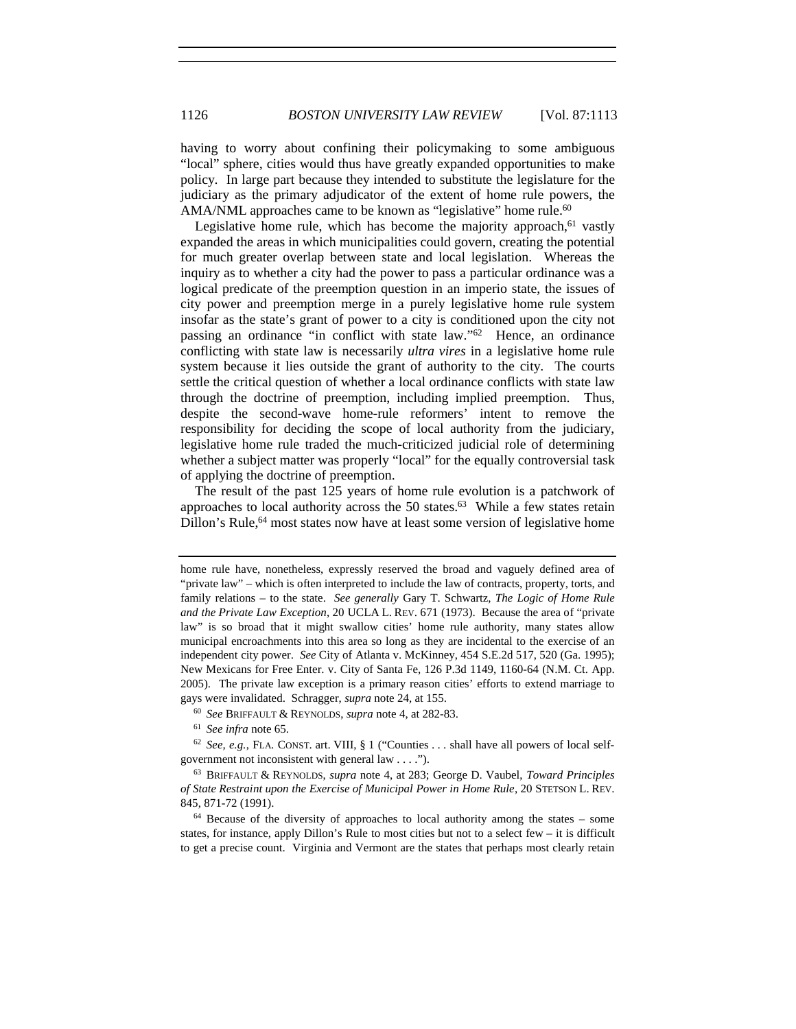having to worry about confining their policymaking to some ambiguous "local" sphere, cities would thus have greatly expanded opportunities to make policy. In large part because they intended to substitute the legislature for the judiciary as the primary adjudicator of the extent of home rule powers, the AMA/NML approaches came to be known as "legislative" home rule.[60]

Legislative home rule, which has become the majority approach,[61] vastly expanded the areas in which municipalities could govern, creating the potential for much greater overlap between state and local legislation. Whereas the inquiry as to whether a city had the power to pass a particular ordinance was a logical predicate of the preemption question in an imperio state, the issues of city power and preemption merge in a purely legislative home rule system insofar as the state's grant of power to a city is conditioned upon the city not passing an ordinance "in conflict with state law."[62] Hence, an ordinance conflicting with state law is necessarily *ultra vires* in a legislative home rule system because it lies outside the grant of authority to the city. The courts settle the critical question of whether a local ordinance conflicts with state law through the doctrine of preemption, including implied preemption. Thus, despite the second-wave home-rule reformers' intent to remove the responsibility for deciding the scope of local authority from the judiciary, legislative home rule traded the much-criticized judicial role of determining whether a subject matter was properly "local" for the equally controversial task of applying the doctrine of preemption.

The result of the past 125 years of home rule evolution is a patchwork of approaches to local authority across the 50 states.[63] While a few states retain Dillon's Rule,[64] most states now have at least some version of legislative home

---

home rule have, nonetheless, expressly reserved the broad and vaguely defined area of "private law" – which is often interpreted to include the law of contracts, property, torts, and family relations – to the state. *See generally* Gary T. Schwartz, *The Logic of Home Rule and the Private Law Exception*, 20 UCLA L. REV. 671 (1973). Because the area of "private law" is so broad that it might swallow cities' home rule authority, many states allow municipal encroachments into this area so long as they are incidental to the exercise of an independent city power. *See* City of Atlanta v. McKinney, 454 S.E.2d 517, 520 (Ga. 1995); New Mexicans for Free Enter. v. City of Santa Fe, 126 P.3d 1149, 1160-64 (N.M. Ct. App. 2005). The private law exception is a primary reason cities' efforts to extend marriage to gays were invalidated. Schragger, *supra* note 24, at 155.

[60] *See* BRIFFAULT & REYNOLDS, *supra* note 4, at 282-83.

[61] *See infra* note 65.

[62] *See, e.g.*, FLA. CONST. art. VIII, § 1 ("Counties . . . shall have all powers of local self-government not inconsistent with general law . . . .").

[63] BRIFFAULT & REYNOLDS, *supra* note 4, at 283; George D. Vaubel, *Toward Principles of State Restraint upon the Exercise of Municipal Power in Home Rule*, 20 STETSON L. REV. 845, 871-72 (1991).

[64] Because of the diversity of approaches to local authority among the states – some states, for instance, apply Dillon's Rule to most cities but not to a select few – it is difficult to get a precise count. Virginia and Vermont are the states that perhaps most clearly retain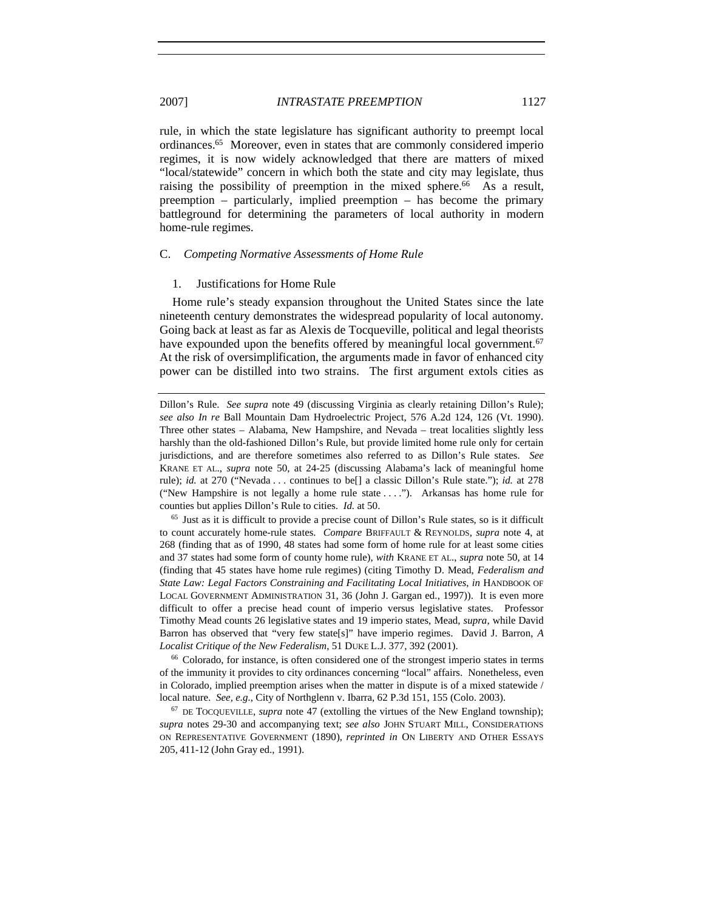rule, in which the state legislature has significant authority to preempt local ordinances.[65] Moreover, even in states that are commonly considered imperio regimes, it is now widely acknowledged that there are matters of mixed "local/statewide" concern in which both the state and city may legislate, thus raising the possibility of preemption in the mixed sphere.[66] As a result, preemption – particularly, implied preemption – has become the primary battleground for determining the parameters of local authority in modern home-rule regimes.

### C. *Competing Normative Assessments of Home Rule*

#### 1. Justifications for Home Rule

Home rule's steady expansion throughout the United States since the late nineteenth century demonstrates the widespread popularity of local autonomy. Going back at least as far as Alexis de Tocqueville, political and legal theorists have expounded upon the benefits offered by meaningful local government.[67] At the risk of oversimplification, the arguments made in favor of enhanced city power can be distilled into two strains. The first argument extols cities as

---

Dillon's Rule. *See supra* note 49 (discussing Virginia as clearly retaining Dillon's Rule); *see also In re* Ball Mountain Dam Hydroelectric Project, 576 A.2d 124, 126 (Vt. 1990). Three other states – Alabama, New Hampshire, and Nevada – treat localities slightly less harshly than the old-fashioned Dillon's Rule, but provide limited home rule only for certain jurisdictions, and are therefore sometimes also referred to as Dillon's Rule states. *See* KRANE ET AL., *supra* note 50, at 24-25 (discussing Alabama's lack of meaningful home rule); *id.* at 270 ("Nevada . . . continues to be[] a classic Dillon's Rule state."); *id.* at 278 ("New Hampshire is not legally a home rule state . . . ."). Arkansas has home rule for counties but applies Dillon's Rule to cities. *Id.* at 50.

[65] Just as it is difficult to provide a precise count of Dillon's Rule states, so is it difficult to count accurately home-rule states. *Compare* BRIFFAULT & REYNOLDS, *supra* note 4, at 268 (finding that as of 1990, 48 states had some form of home rule for at least some cities and 37 states had some form of county home rule), *with* KRANE ET AL., *supra* note 50, at 14 (finding that 45 states have home rule regimes) (citing Timothy D. Mead, *Federalism and State Law: Legal Factors Constraining and Facilitating Local Initiatives*, *in* HANDBOOK OF LOCAL GOVERNMENT ADMINISTRATION 31, 36 (John J. Gargan ed., 1997)). It is even more difficult to offer a precise head count of imperio versus legislative states. Professor Timothy Mead counts 26 legislative states and 19 imperio states, Mead, *supra*, while David Barron has observed that "very few state[s]" have imperio regimes. David J. Barron, *A Localist Critique of the New Federalism*, 51 DUKE L.J. 377, 392 (2001).

[66] Colorado, for instance, is often considered one of the strongest imperio states in terms of the immunity it provides to city ordinances concerning "local" affairs. Nonetheless, even in Colorado, implied preemption arises when the matter in dispute is of a mixed statewide / local nature. *See, e.g.*, City of Northglenn v. Ibarra, 62 P.3d 151, 155 (Colo. 2003).

[67] DE TOCQUEVILLE, *supra* note 47 (extolling the virtues of the New England township); *supra* notes 29-30 and accompanying text; *see also* JOHN STUART MILL, CONSIDERATIONS ON REPRESENTATIVE GOVERNMENT (1890), *reprinted in* ON LIBERTY AND OTHER ESSAYS 205, 411-12 (John Gray ed., 1991).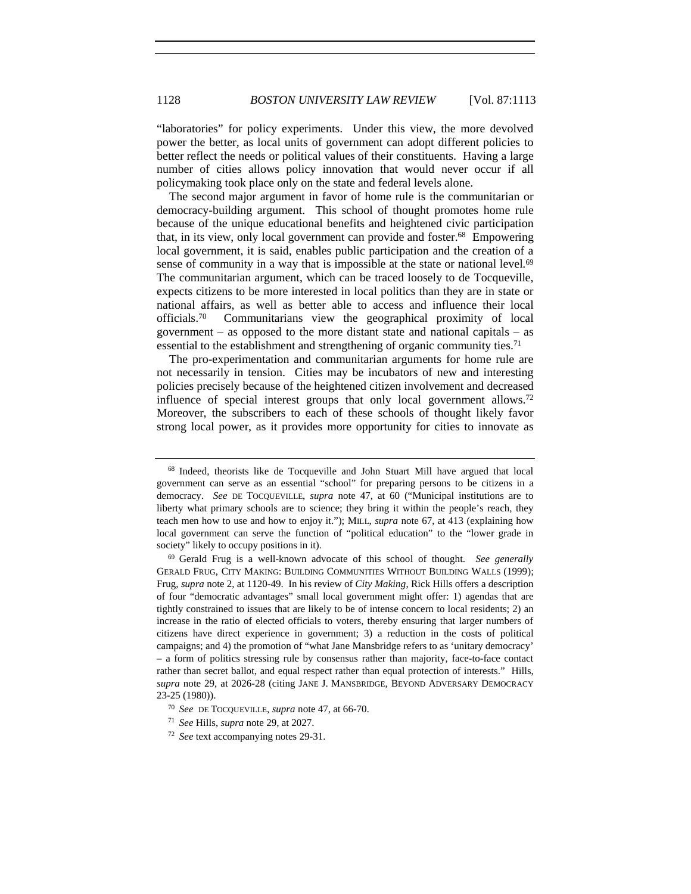"laboratories" for policy experiments. Under this view, the more devolved power the better, as local units of government can adopt different policies to better reflect the needs or political values of their constituents. Having a large number of cities allows policy innovation that would never occur if all policymaking took place only on the state and federal levels alone.

The second major argument in favor of home rule is the communitarian or democracy-building argument. This school of thought promotes home rule because of the unique educational benefits and heightened civic participation that, in its view, only local government can provide and foster.[68] Empowering local government, it is said, enables public participation and the creation of a sense of community in a way that is impossible at the state or national level.[69] The communitarian argument, which can be traced loosely to de Tocqueville, expects citizens to be more interested in local politics than they are in state or national affairs, as well as better able to access and influence their local officials.[70] Communitarians view the geographical proximity of local government – as opposed to the more distant state and national capitals – as essential to the establishment and strengthening of organic community ties.[71]

The pro-experimentation and communitarian arguments for home rule are not necessarily in tension. Cities may be incubators of new and interesting policies precisely because of the heightened citizen involvement and decreased influence of special interest groups that only local government allows.[72] Moreover, the subscribers to each of these schools of thought likely favor strong local power, as it provides more opportunity for cities to innovate as

---

[68] Indeed, theorists like de Tocqueville and John Stuart Mill have argued that local government can serve as an essential "school" for preparing persons to be citizens in a democracy. *See* DE TOCQUEVILLE, *supra* note 47, at 60 ("Municipal institutions are to liberty what primary schools are to science; they bring it within the people's reach, they teach men how to use and how to enjoy it."); MILL, *supra* note 67, at 413 (explaining how local government can serve the function of "political education" to the "lower grade in society" likely to occupy positions in it).

[69] Gerald Frug is a well-known advocate of this school of thought. *See generally* GERALD FRUG, CITY MAKING: BUILDING COMMUNITIES WITHOUT BUILDING WALLS (1999); Frug, *supra* note 2, at 1120-49. In his review of *City Making*, Rick Hills offers a description of four "democratic advantages" small local government might offer: 1) agendas that are tightly constrained to issues that are likely to be of intense concern to local residents; 2) an increase in the ratio of elected officials to voters, thereby ensuring that larger numbers of citizens have direct experience in government; 3) a reduction in the costs of political campaigns; and 4) the promotion of "what Jane Mansbridge refers to as 'unitary democracy' – a form of politics stressing rule by consensus rather than majority, face-to-face contact rather than secret ballot, and equal respect rather than equal protection of interests." Hills, *supra* note 29, at 2026-28 (citing JANE J. MANSBRIDGE, BEYOND ADVERSARY DEMOCRACY 23-25 (1980)).

[70] *See* DE TOCQUEVILLE, *supra* note 47, at 66-70.

[71] *See* Hills, *supra* note 29, at 2027.

[72] *See* text accompanying notes 29-31.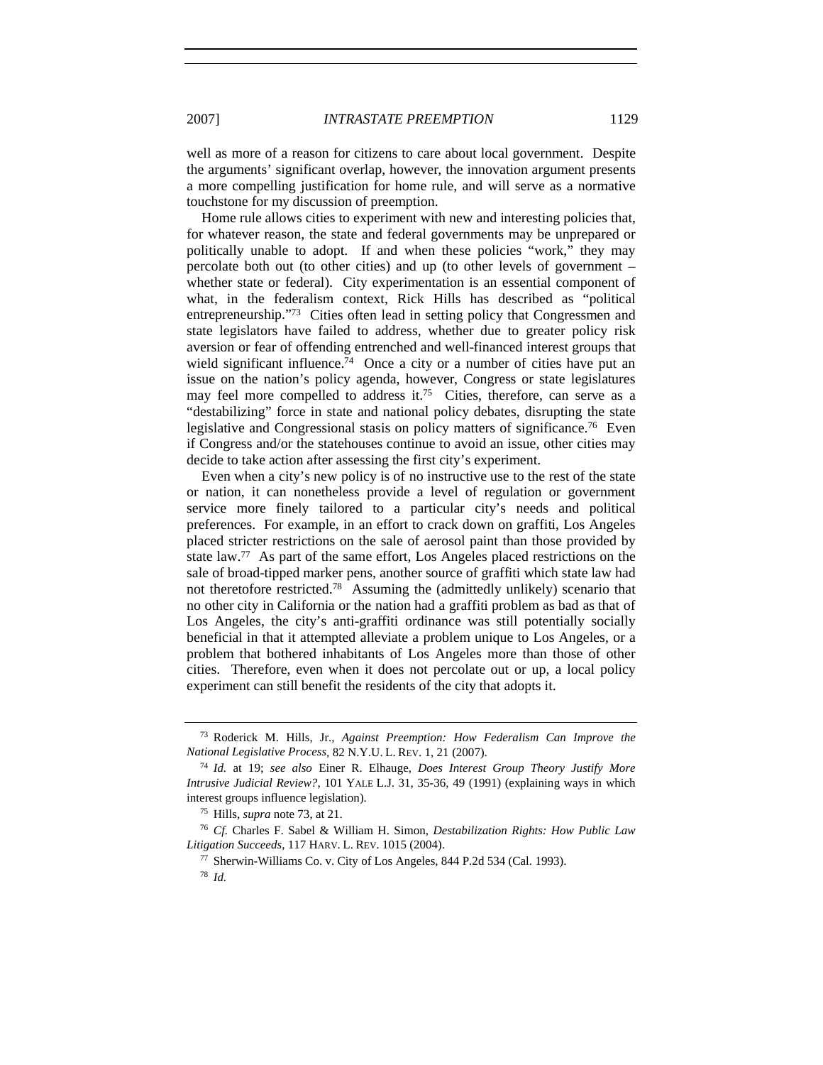well as more of a reason for citizens to care about local government. Despite the arguments' significant overlap, however, the innovation argument presents a more compelling justification for home rule, and will serve as a normative touchstone for my discussion of preemption.

Home rule allows cities to experiment with new and interesting policies that, for whatever reason, the state and federal governments may be unprepared or politically unable to adopt. If and when these policies "work," they may percolate both out (to other cities) and up (to other levels of government – whether state or federal). City experimentation is an essential component of what, in the federalism context, Rick Hills has described as "political entrepreneurship."[73] Cities often lead in setting policy that Congressmen and state legislators have failed to address, whether due to greater policy risk aversion or fear of offending entrenched and well-financed interest groups that wield significant influence.[74] Once a city or a number of cities have put an issue on the nation's policy agenda, however, Congress or state legislatures may feel more compelled to address it.[75] Cities, therefore, can serve as a "destabilizing" force in state and national policy debates, disrupting the state legislative and Congressional stasis on policy matters of significance.[76] Even if Congress and/or the statehouses continue to avoid an issue, other cities may decide to take action after assessing the first city's experiment.

Even when a city's new policy is of no instructive use to the rest of the state or nation, it can nonetheless provide a level of regulation or government service more finely tailored to a particular city's needs and political preferences. For example, in an effort to crack down on graffiti, Los Angeles placed stricter restrictions on the sale of aerosol paint than those provided by state law.[77] As part of the same effort, Los Angeles placed restrictions on the sale of broad-tipped marker pens, another source of graffiti which state law had not theretofore restricted.[78] Assuming the (admittedly unlikely) scenario that no other city in California or the nation had a graffiti problem as bad as that of Los Angeles, the city's anti-graffiti ordinance was still potentially socially beneficial in that it attempted alleviate a problem unique to Los Angeles, or a problem that bothered inhabitants of Los Angeles more than those of other cities. Therefore, even when it does not percolate out or up, a local policy experiment can still benefit the residents of the city that adopts it.

---

[73] Roderick M. Hills, Jr., *Against Preemption: How Federalism Can Improve the National Legislative Process*, 82 N.Y.U. L. REV. 1, 21 (2007).

[74] *Id.* at 19; *see also* Einer R. Elhauge, *Does Interest Group Theory Justify More Intrusive Judicial Review?*, 101 YALE L.J. 31, 35-36, 49 (1991) (explaining ways in which interest groups influence legislation).

[75] Hills, *supra* note 73, at 21.

[76] *Cf.* Charles F. Sabel & William H. Simon, *Destabilization Rights: How Public Law Litigation Succeeds*, 117 HARV. L. REV. 1015 (2004).

[77] Sherwin-Williams Co. v. City of Los Angeles, 844 P.2d 534 (Cal. 1993).

[78] *Id.*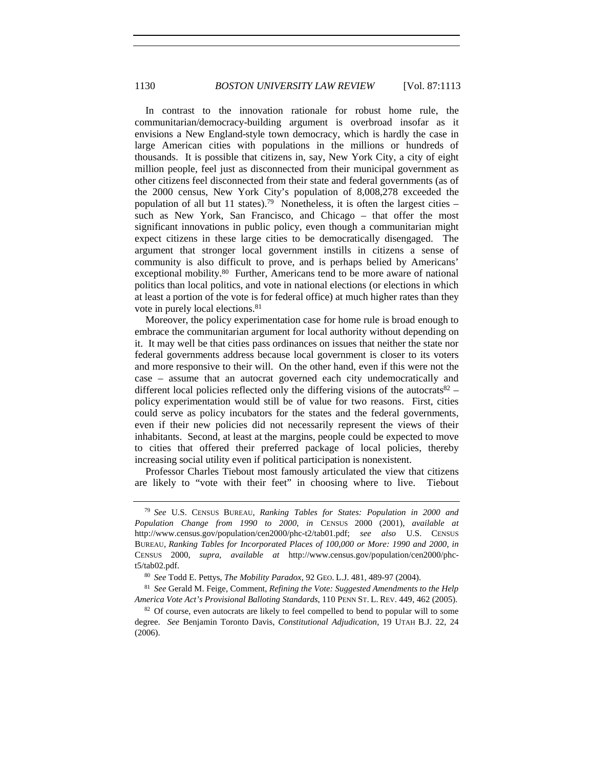In contrast to the innovation rationale for robust home rule, the communitarian/democracy-building argument is overbroad insofar as it envisions a New England-style town democracy, which is hardly the case in large American cities with populations in the millions or hundreds of thousands. It is possible that citizens in, say, New York City, a city of eight million people, feel just as disconnected from their municipal government as other citizens feel disconnected from their state and federal governments (as of the 2000 census, New York City's population of 8,008,278 exceeded the population of all but 11 states).[79] Nonetheless, it is often the largest cities – such as New York, San Francisco, and Chicago – that offer the most significant innovations in public policy, even though a communitarian might expect citizens in these large cities to be democratically disengaged. The argument that stronger local government instills in citizens a sense of community is also difficult to prove, and is perhaps belied by Americans' exceptional mobility.[80] Further, Americans tend to be more aware of national politics than local politics, and vote in national elections (or elections in which at least a portion of the vote is for federal office) at much higher rates than they vote in purely local elections.[81]

Moreover, the policy experimentation case for home rule is broad enough to embrace the communitarian argument for local authority without depending on it. It may well be that cities pass ordinances on issues that neither the state nor federal governments address because local government is closer to its voters and more responsive to their will. On the other hand, even if this were not the case – assume that an autocrat governed each city undemocratically and different local policies reflected only the differing visions of the autocrats[82] – policy experimentation would still be of value for two reasons. First, cities could serve as policy incubators for the states and the federal governments, even if their new policies did not necessarily represent the views of their inhabitants. Second, at least at the margins, people could be expected to move to cities that offered their preferred package of local policies, thereby increasing social utility even if political participation is nonexistent.

Professor Charles Tiebout most famously articulated the view that citizens are likely to "vote with their feet" in choosing where to live. Tiebout

---

[79] *See* U.S. CENSUS BUREAU, *Ranking Tables for States: Population in 2000 and Population Change from 1990 to 2000*, *in* CENSUS 2000 (2001), *available at* http://www.census.gov/population/cen2000/phc-t2/tab01.pdf; *see also* U.S. CENSUS BUREAU, *Ranking Tables for Incorporated Places of 100,000 or More: 1990 and 2000*, *in* CENSUS 2000, *supra*, *available at* http://www.census.gov/population/cen2000/phc-t5/tab02.pdf.

[80] *See* Todd E. Pettys, *The Mobility Paradox*, 92 GEO. L.J. 481, 489-97 (2004).

[81] *See* Gerald M. Feige, Comment, *Refining the Vote: Suggested Amendments to the Help America Vote Act's Provisional Balloting Standards*, 110 PENN ST. L. REV. 449, 462 (2005).

[82] Of course, even autocrats are likely to feel compelled to bend to popular will to some degree. *See* Benjamin Toronto Davis, *Constitutional Adjudication*, 19 UTAH B.J. 22, 24 (2006).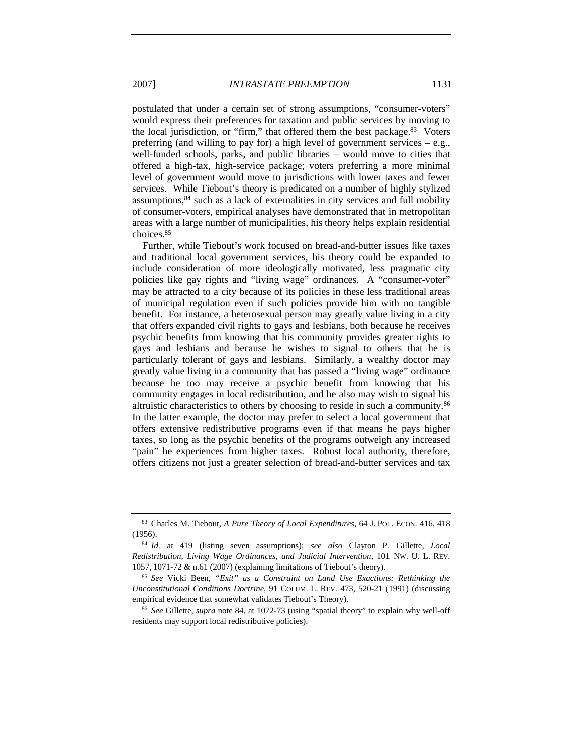postulated that under a certain set of strong assumptions, "consumer-voters" would express their preferences for taxation and public services by moving to the local jurisdiction, or "firm," that offered them the best package.[83] Voters preferring (and willing to pay for) a high level of government services – e.g., well-funded schools, parks, and public libraries – would move to cities that offered a high-tax, high-service package; voters preferring a more minimal level of government would move to jurisdictions with lower taxes and fewer services. While Tiebout's theory is predicated on a number of highly stylized assumptions,[84] such as a lack of externalities in city services and full mobility of consumer-voters, empirical analyses have demonstrated that in metropolitan areas with a large number of municipalities, his theory helps explain residential choices.[85]

Further, while Tiebout's work focused on bread-and-butter issues like taxes and traditional local government services, his theory could be expanded to include consideration of more ideologically motivated, less pragmatic city policies like gay rights and "living wage" ordinances. A "consumer-voter" may be attracted to a city because of its policies in these less traditional areas of municipal regulation even if such policies provide him with no tangible benefit. For instance, a heterosexual person may greatly value living in a city that offers expanded civil rights to gays and lesbians, both because he receives psychic benefits from knowing that his community provides greater rights to gays and lesbians and because he wishes to signal to others that he is particularly tolerant of gays and lesbians. Similarly, a wealthy doctor may greatly value living in a community that has passed a "living wage" ordinance because he too may receive a psychic benefit from knowing that his community engages in local redistribution, and he also may wish to signal his altruistic characteristics to others by choosing to reside in such a community.[86] In the latter example, the doctor may prefer to select a local government that offers extensive redistributive programs even if that means he pays higher taxes, so long as the psychic benefits of the programs outweigh any increased "pain" he experiences from higher taxes. Robust local authority, therefore, offers citizens not just a greater selection of bread-and-butter services and tax

---

[83] Charles M. Tiebout, *A Pure Theory of Local Expenditures*, 64 J. POL. ECON. 416, 418 (1956).

[84] *Id.* at 419 (listing seven assumptions); *see also* Clayton P. Gillette, *Local Redistribution, Living Wage Ordinances, and Judicial Intervention*, 101 NW. U. L. REV. 1057, 1071-72 & n.61 (2007) (explaining limitations of Tiebout's theory).

[85] *See* Vicki Been, *"Exit" as a Constraint on Land Use Exactions: Rethinking the Unconstitutional Conditions Doctrine*, 91 COLUM. L. REV. 473, 520-21 (1991) (discussing empirical evidence that somewhat validates Tiebout's Theory).

[86] *See* Gillette, *supra* note 84, at 1072-73 (using "spatial theory" to explain why well-off residents may support local redistributive policies).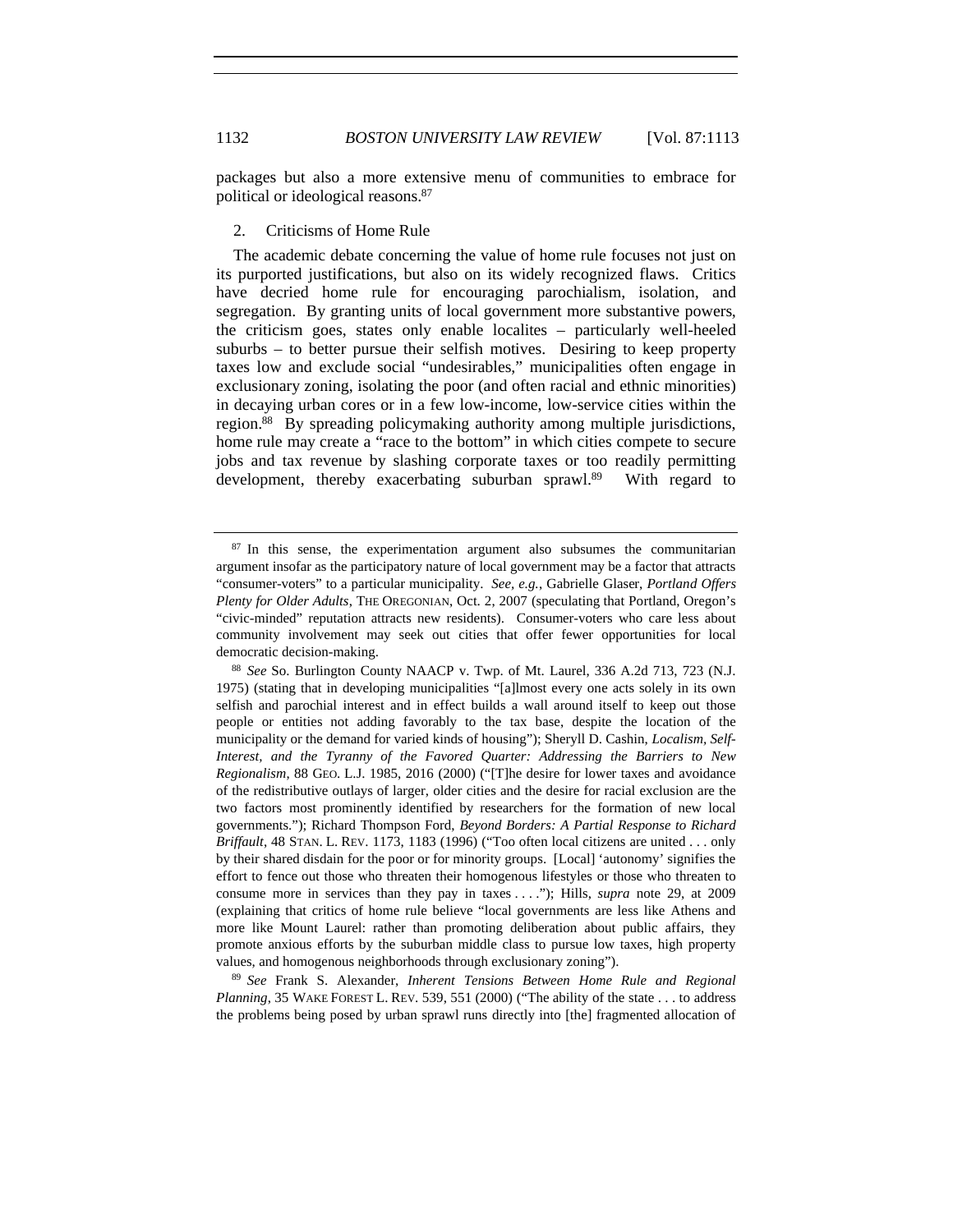packages but also a more extensive menu of communities to embrace for political or ideological reasons.[87]

### 2. Criticisms of Home Rule

The academic debate concerning the value of home rule focuses not just on its purported justifications, but also on its widely recognized flaws. Critics have decried home rule for encouraging parochialism, isolation, and segregation. By granting units of local government more substantive powers, the criticism goes, states only enable localites – particularly well-heeled suburbs – to better pursue their selfish motives. Desiring to keep property taxes low and exclude social "undesirables," municipalities often engage in exclusionary zoning, isolating the poor (and often racial and ethnic minorities) in decaying urban cores or in a few low-income, low-service cities within the region.[88] By spreading policymaking authority among multiple jurisdictions, home rule may create a "race to the bottom" in which cities compete to secure jobs and tax revenue by slashing corporate taxes or too readily permitting development, thereby exacerbating suburban sprawl.[89] With regard to

---

[87] In this sense, the experimentation argument also subsumes the communitarian argument insofar as the participatory nature of local government may be a factor that attracts "consumer-voters" to a particular municipality. *See, e.g.*, Gabrielle Glaser, *Portland Offers Plenty for Older Adults*, THE OREGONIAN, Oct. 2, 2007 (speculating that Portland, Oregon's "civic-minded" reputation attracts new residents). Consumer-voters who care less about community involvement may seek out cities that offer fewer opportunities for local democratic decision-making.

[88] *See* So. Burlington County NAACP v. Twp. of Mt. Laurel, 336 A.2d 713, 723 (N.J. 1975) (stating that in developing municipalities "[a]lmost every one acts solely in its own selfish and parochial interest and in effect builds a wall around itself to keep out those people or entities not adding favorably to the tax base, despite the location of the municipality or the demand for varied kinds of housing"); Sheryll D. Cashin, *Localism, Self-Interest, and the Tyranny of the Favored Quarter: Addressing the Barriers to New Regionalism*, 88 GEO. L.J. 1985, 2016 (2000) ("[T]he desire for lower taxes and avoidance of the redistributive outlays of larger, older cities and the desire for racial exclusion are the two factors most prominently identified by researchers for the formation of new local governments."); Richard Thompson Ford, *Beyond Borders: A Partial Response to Richard Briffault*, 48 STAN. L. REV. 1173, 1183 (1996) ("Too often local citizens are united . . . only by their shared disdain for the poor or for minority groups. [Local] 'autonomy' signifies the effort to fence out those who threaten their homogenous lifestyles or those who threaten to consume more in services than they pay in taxes . . . ."); Hills, *supra* note 29, at 2009 (explaining that critics of home rule believe "local governments are less like Athens and more like Mount Laurel: rather than promoting deliberation about public affairs, they promote anxious efforts by the suburban middle class to pursue low taxes, high property values, and homogenous neighborhoods through exclusionary zoning").

[89] *See* Frank S. Alexander, *Inherent Tensions Between Home Rule and Regional Planning*, 35 WAKE FOREST L. REV. 539, 551 (2000) ("The ability of the state . . . to address the problems being posed by urban sprawl runs directly into [the] fragmented allocation of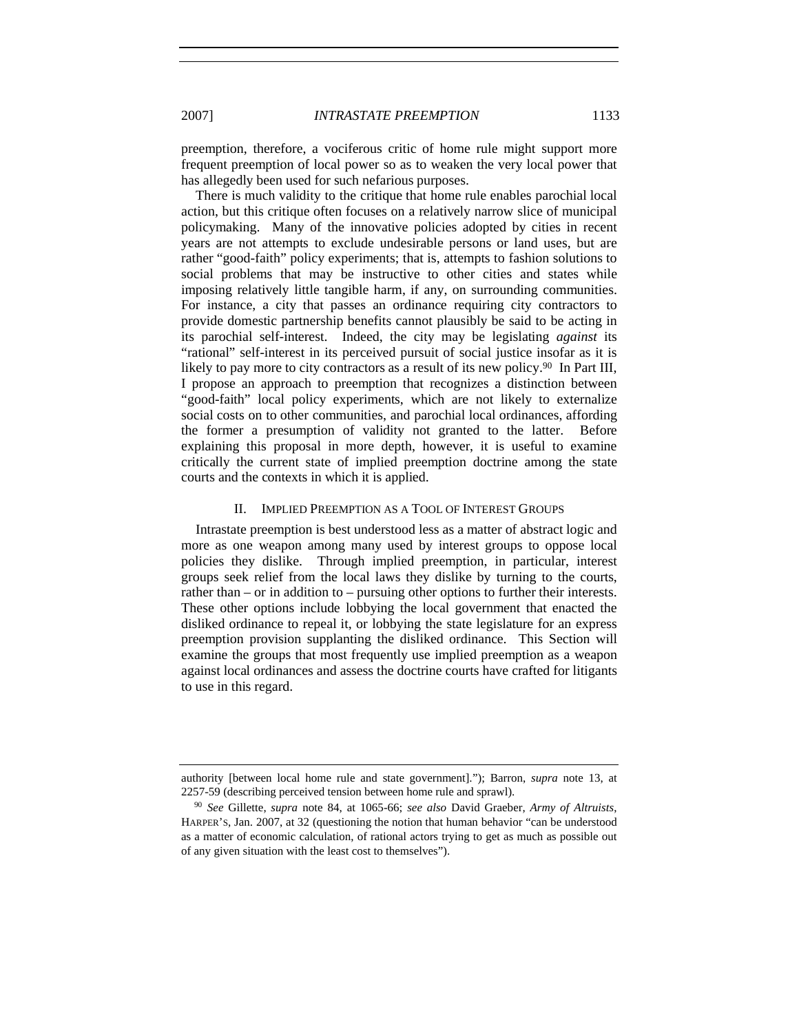preemption, therefore, a vociferous critic of home rule might support more frequent preemption of local power so as to weaken the very local power that has allegedly been used for such nefarious purposes.

There is much validity to the critique that home rule enables parochial local action, but this critique often focuses on a relatively narrow slice of municipal policymaking. Many of the innovative policies adopted by cities in recent years are not attempts to exclude undesirable persons or land uses, but are rather "good-faith" policy experiments; that is, attempts to fashion solutions to social problems that may be instructive to other cities and states while imposing relatively little tangible harm, if any, on surrounding communities. For instance, a city that passes an ordinance requiring city contractors to provide domestic partnership benefits cannot plausibly be said to be acting in its parochial self-interest. Indeed, the city may be legislating *against* its "rational" self-interest in its perceived pursuit of social justice insofar as it is likely to pay more to city contractors as a result of its new policy.[90] In Part III, I propose an approach to preemption that recognizes a distinction between "good-faith" local policy experiments, which are not likely to externalize social costs on to other communities, and parochial local ordinances, affording the former a presumption of validity not granted to the latter. Before explaining this proposal in more depth, however, it is useful to examine critically the current state of implied preemption doctrine among the state courts and the contexts in which it is applied.

## II. IMPLIED PREEMPTION AS A TOOL OF INTEREST GROUPS

Intrastate preemption is best understood less as a matter of abstract logic and more as one weapon among many used by interest groups to oppose local policies they dislike. Through implied preemption, in particular, interest groups seek relief from the local laws they dislike by turning to the courts, rather than – or in addition to – pursuing other options to further their interests. These other options include lobbying the local government that enacted the disliked ordinance to repeal it, or lobbying the state legislature for an express preemption provision supplanting the disliked ordinance. This Section will examine the groups that most frequently use implied preemption as a weapon against local ordinances and assess the doctrine courts have crafted for litigants to use in this regard.

---

authority [between local home rule and state government]."); Barron, *supra* note 13, at 2257-59 (describing perceived tension between home rule and sprawl).

[90] *See* Gillette, *supra* note 84, at 1065-66; *see also* David Graeber, *Army of Altruists*, HARPER'S, Jan. 2007, at 32 (questioning the notion that human behavior "can be understood as a matter of economic calculation, of rational actors trying to get as much as possible out of any given situation with the least cost to themselves").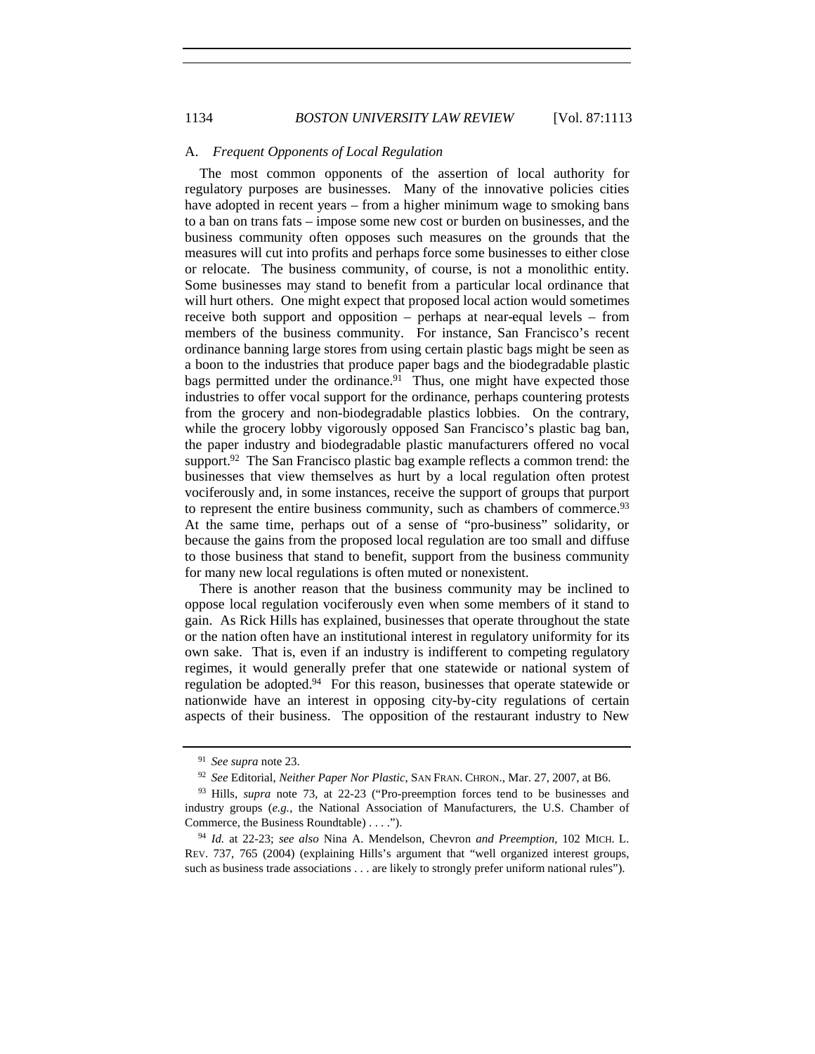### A. *Frequent Opponents of Local Regulation*

The most common opponents of the assertion of local authority for regulatory purposes are businesses. Many of the innovative policies cities have adopted in recent years – from a higher minimum wage to smoking bans to a ban on trans fats – impose some new cost or burden on businesses, and the business community often opposes such measures on the grounds that the measures will cut into profits and perhaps force some businesses to either close or relocate. The business community, of course, is not a monolithic entity. Some businesses may stand to benefit from a particular local ordinance that will hurt others. One might expect that proposed local action would sometimes receive both support and opposition – perhaps at near-equal levels – from members of the business community. For instance, San Francisco's recent ordinance banning large stores from using certain plastic bags might be seen as a boon to the industries that produce paper bags and the biodegradable plastic bags permitted under the ordinance.[91] Thus, one might have expected those industries to offer vocal support for the ordinance, perhaps countering protests from the grocery and non-biodegradable plastics lobbies. On the contrary, while the grocery lobby vigorously opposed San Francisco's plastic bag ban, the paper industry and biodegradable plastic manufacturers offered no vocal support.[92] The San Francisco plastic bag example reflects a common trend: the businesses that view themselves as hurt by a local regulation often protest vociferously and, in some instances, receive the support of groups that purport to represent the entire business community, such as chambers of commerce.[93] At the same time, perhaps out of a sense of "pro-business" solidarity, or because the gains from the proposed local regulation are too small and diffuse to those business that stand to benefit, support from the business community for many new local regulations is often muted or nonexistent.

There is another reason that the business community may be inclined to oppose local regulation vociferously even when some members of it stand to gain. As Rick Hills has explained, businesses that operate throughout the state or the nation often have an institutional interest in regulatory uniformity for its own sake. That is, even if an industry is indifferent to competing regulatory regimes, it would generally prefer that one statewide or national system of regulation be adopted.[94] For this reason, businesses that operate statewide or nationwide have an interest in opposing city-by-city regulations of certain aspects of their business. The opposition of the restaurant industry to New

---

[91] *See supra* note 23.

[92] *See* Editorial, *Neither Paper Nor Plastic*, SAN FRAN. CHRON., Mar. 27, 2007, at B6.

[93] Hills, *supra* note 73, at 22-23 ("Pro-preemption forces tend to be businesses and industry groups (*e.g.*, the National Association of Manufacturers, the U.S. Chamber of Commerce, the Business Roundtable) . . . .").

[94] *Id.* at 22-23; *see also* Nina A. Mendelson, Chevron *and Preemption*, 102 MICH. L. REV. 737, 765 (2004) (explaining Hills's argument that "well organized interest groups, such as business trade associations . . . are likely to strongly prefer uniform national rules").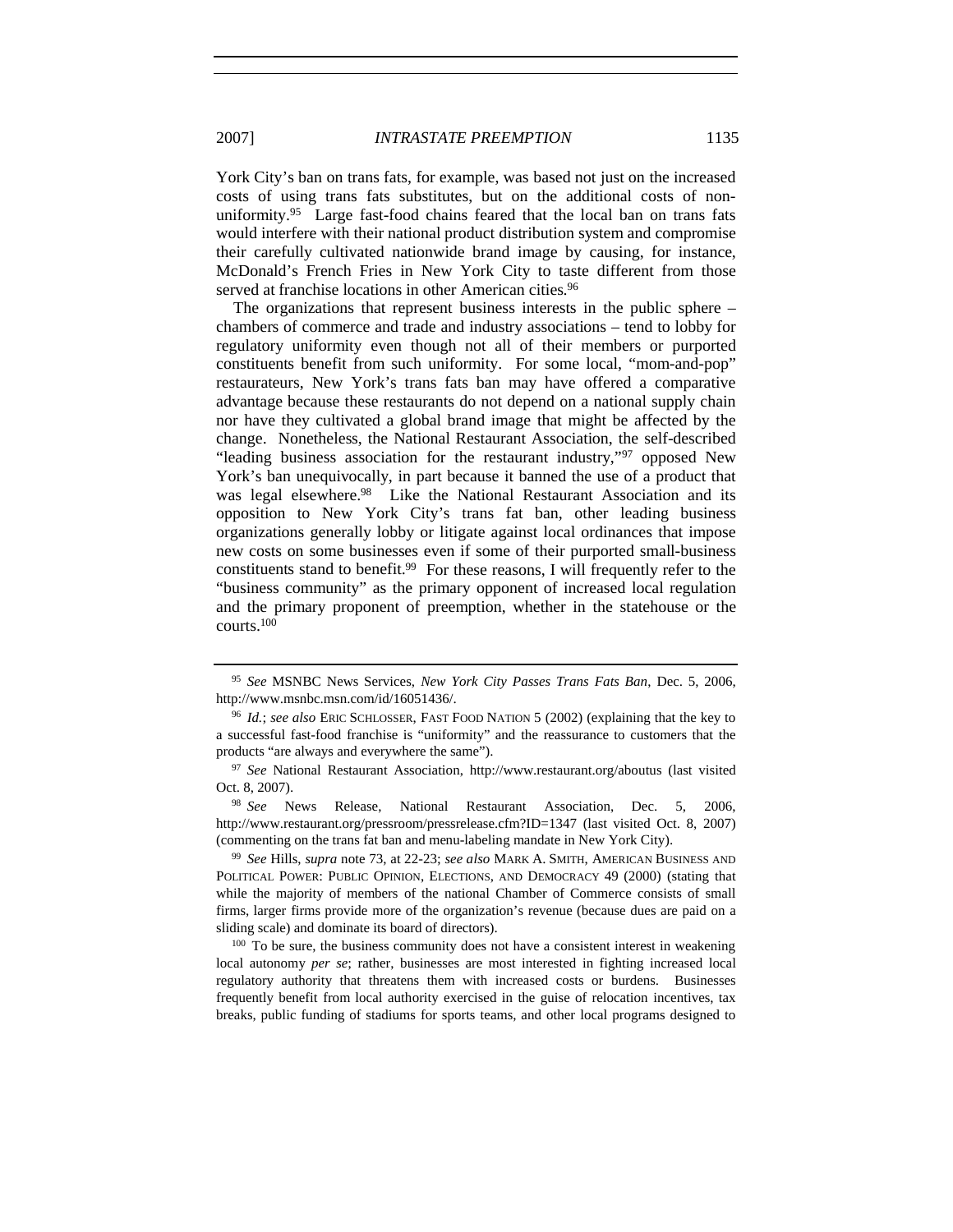York City's ban on trans fats, for example, was based not just on the increased costs of using trans fats substitutes, but on the additional costs of non-uniformity.[95] Large fast-food chains feared that the local ban on trans fats would interfere with their national product distribution system and compromise their carefully cultivated nationwide brand image by causing, for instance, McDonald's French Fries in New York City to taste different from those served at franchise locations in other American cities.[96]

The organizations that represent business interests in the public sphere – chambers of commerce and trade and industry associations – tend to lobby for regulatory uniformity even though not all of their members or purported constituents benefit from such uniformity. For some local, "mom-and-pop" restaurateurs, New York's trans fats ban may have offered a comparative advantage because these restaurants do not depend on a national supply chain nor have they cultivated a global brand image that might be affected by the change. Nonetheless, the National Restaurant Association, the self-described "leading business association for the restaurant industry,"[97] opposed New York's ban unequivocally, in part because it banned the use of a product that was legal elsewhere.[98] Like the National Restaurant Association and its opposition to New York City's trans fat ban, other leading business organizations generally lobby or litigate against local ordinances that impose new costs on some businesses even if some of their purported small-business constituents stand to benefit.[99] For these reasons, I will frequently refer to the "business community" as the primary opponent of increased local regulation and the primary proponent of preemption, whether in the statehouse or the courts.[100]

---

[95] *See* MSNBC News Services, *New York City Passes Trans Fats Ban*, Dec. 5, 2006, http://www.msnbc.msn.com/id/16051436/.

[96] *Id.*; *see also* ERIC SCHLOSSER, FAST FOOD NATION 5 (2002) (explaining that the key to a successful fast-food franchise is "uniformity" and the reassurance to customers that the products "are always and everywhere the same").

[97] *See* National Restaurant Association, http://www.restaurant.org/aboutus (last visited Oct. 8, 2007).

[98] *See* News Release, National Restaurant Association, Dec. 5, 2006, http://www.restaurant.org/pressroom/pressrelease.cfm?ID=1347 (last visited Oct. 8, 2007) (commenting on the trans fat ban and menu-labeling mandate in New York City).

[99] *See* Hills, *supra* note 73, at 22-23; *see also* MARK A. SMITH, AMERICAN BUSINESS AND POLITICAL POWER: PUBLIC OPINION, ELECTIONS, AND DEMOCRACY 49 (2000) (stating that while the majority of members of the national Chamber of Commerce consists of small firms, larger firms provide more of the organization's revenue (because dues are paid on a sliding scale) and dominate its board of directors).

[100] To be sure, the business community does not have a consistent interest in weakening local autonomy *per se*; rather, businesses are most interested in fighting increased local regulatory authority that threatens them with increased costs or burdens. Businesses frequently benefit from local authority exercised in the guise of relocation incentives, tax breaks, public funding of stadiums for sports teams, and other local programs designed to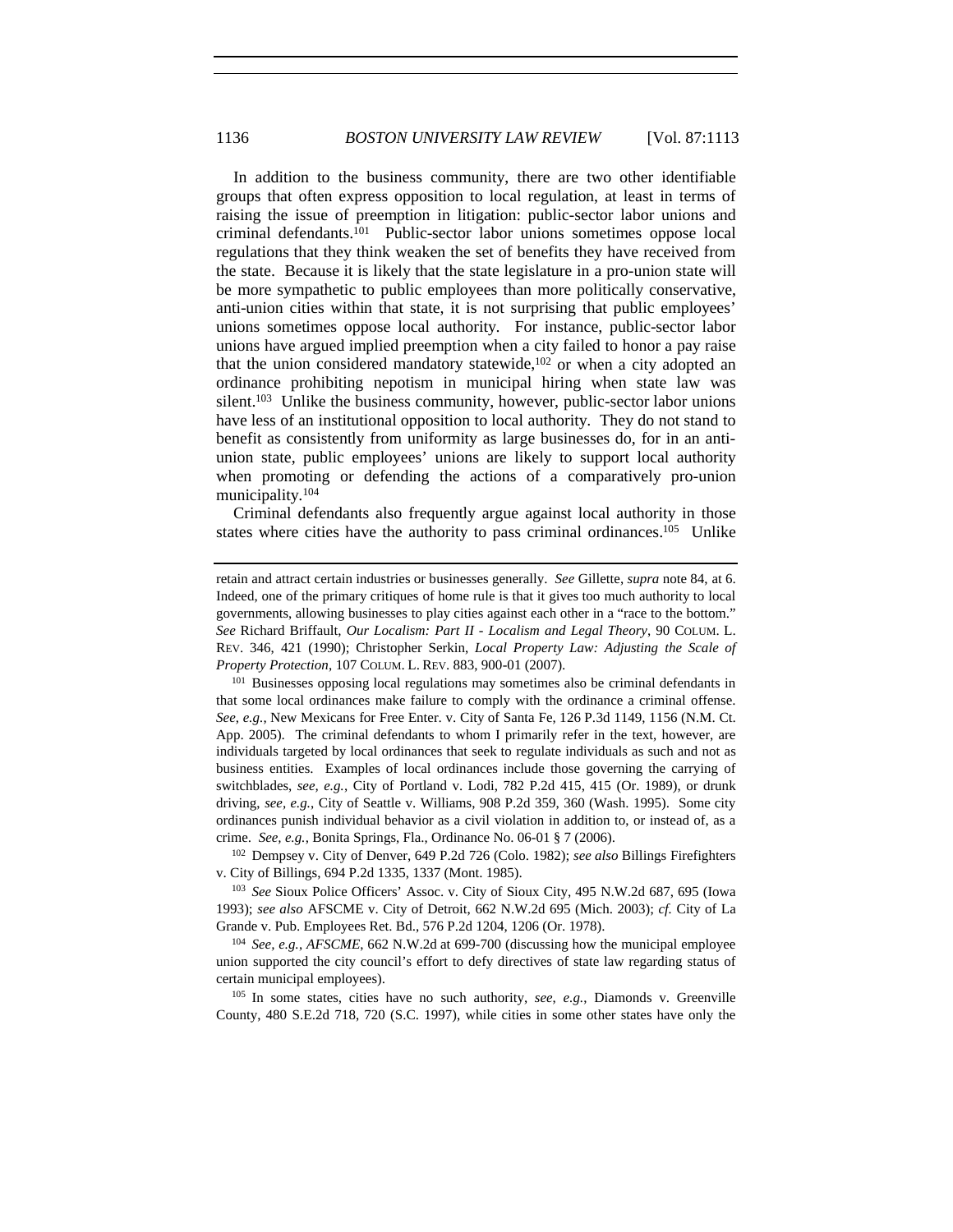In addition to the business community, there are two other identifiable groups that often express opposition to local regulation, at least in terms of raising the issue of preemption in litigation: public-sector labor unions and criminal defendants.[101] Public-sector labor unions sometimes oppose local regulations that they think weaken the set of benefits they have received from the state. Because it is likely that the state legislature in a pro-union state will be more sympathetic to public employees than more politically conservative, anti-union cities within that state, it is not surprising that public employees' unions sometimes oppose local authority. For instance, public-sector labor unions have argued implied preemption when a city failed to honor a pay raise that the union considered mandatory statewide,[102] or when a city adopted an ordinance prohibiting nepotism in municipal hiring when state law was silent.[103] Unlike the business community, however, public-sector labor unions have less of an institutional opposition to local authority. They do not stand to benefit as consistently from uniformity as large businesses do, for in an anti-union state, public employees' unions are likely to support local authority when promoting or defending the actions of a comparatively pro-union municipality.[104]

Criminal defendants also frequently argue against local authority in those states where cities have the authority to pass criminal ordinances.[105] Unlike

---

retain and attract certain industries or businesses generally. *See* Gillette, *supra* note 84, at 6. Indeed, one of the primary critiques of home rule is that it gives too much authority to local governments, allowing businesses to play cities against each other in a "race to the bottom." *See* Richard Briffault, *Our Localism: Part II - Localism and Legal Theory*, 90 COLUM. L. REV. 346, 421 (1990); Christopher Serkin, *Local Property Law: Adjusting the Scale of Property Protection*, 107 COLUM. L. REV. 883, 900-01 (2007).

[101] Businesses opposing local regulations may sometimes also be criminal defendants in that some local ordinances make failure to comply with the ordinance a criminal offense. *See, e.g.*, New Mexicans for Free Enter. v. City of Santa Fe, 126 P.3d 1149, 1156 (N.M. Ct. App. 2005). The criminal defendants to whom I primarily refer in the text, however, are individuals targeted by local ordinances that seek to regulate individuals as such and not as business entities. Examples of local ordinances include those governing the carrying of switchblades, *see, e.g.*, City of Portland v. Lodi, 782 P.2d 415, 415 (Or. 1989), or drunk driving, *see, e.g.*, City of Seattle v. Williams, 908 P.2d 359, 360 (Wash. 1995). Some city ordinances punish individual behavior as a civil violation in addition to, or instead of, as a crime. *See, e.g.*, Bonita Springs, Fla., Ordinance No. 06-01 § 7 (2006).

[102] Dempsey v. City of Denver, 649 P.2d 726 (Colo. 1982); *see also* Billings Firefighters v. City of Billings, 694 P.2d 1335, 1337 (Mont. 1985).

[103] *See* Sioux Police Officers' Assoc. v. City of Sioux City, 495 N.W.2d 687, 695 (Iowa 1993); *see also* AFSCME v. City of Detroit, 662 N.W.2d 695 (Mich. 2003); *cf.* City of La Grande v. Pub. Employees Ret. Bd., 576 P.2d 1204, 1206 (Or. 1978).

[104] *See, e.g.*, *AFSCME*, 662 N.W.2d at 699-700 (discussing how the municipal employee union supported the city council's effort to defy directives of state law regarding status of certain municipal employees).

[105] In some states, cities have no such authority, *see, e.g.*, Diamonds v. Greenville County, 480 S.E.2d 718, 720 (S.C. 1997), while cities in some other states have only the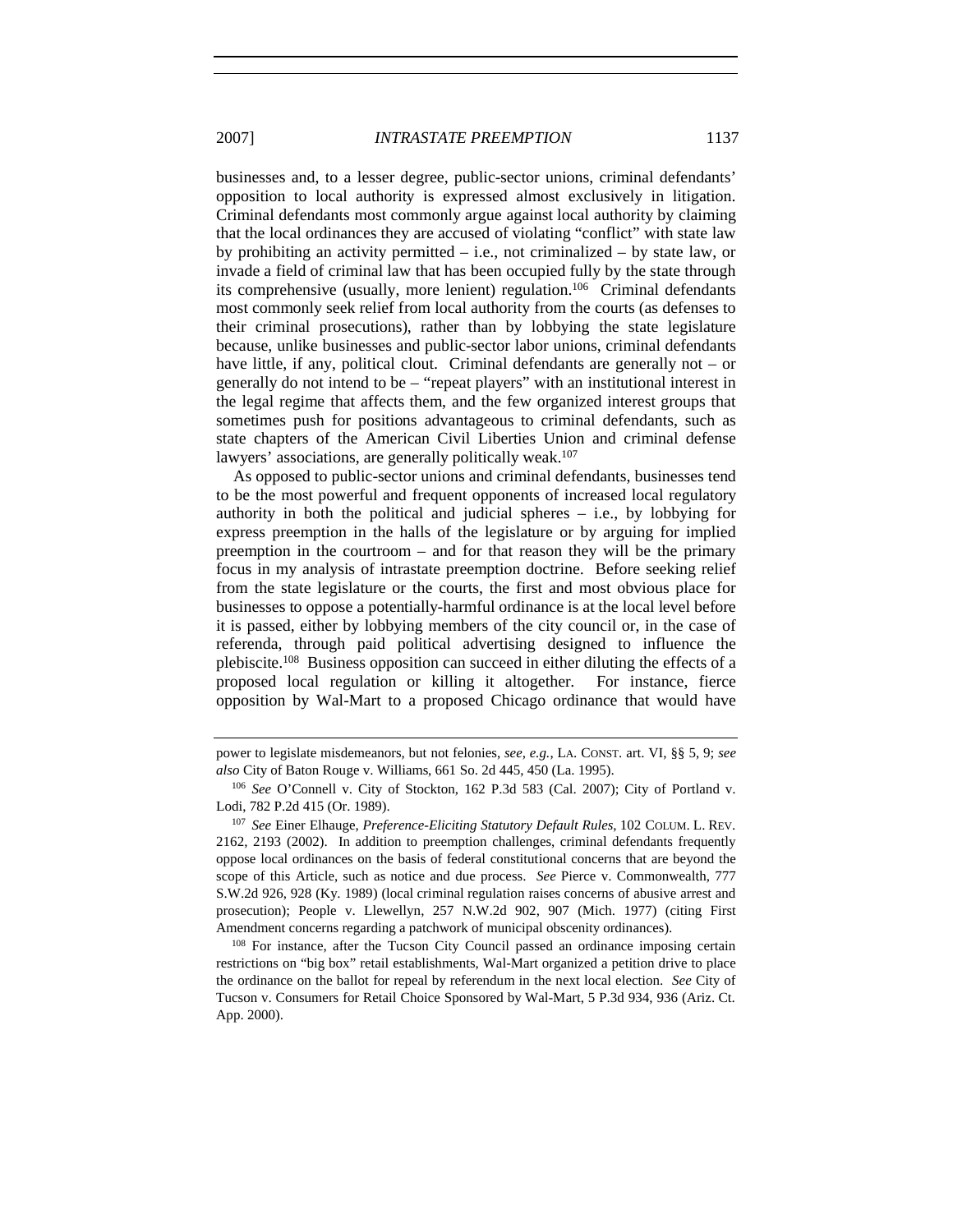businesses and, to a lesser degree, public-sector unions, criminal defendants' opposition to local authority is expressed almost exclusively in litigation. Criminal defendants most commonly argue against local authority by claiming that the local ordinances they are accused of violating "conflict" with state law by prohibiting an activity permitted – i.e., not criminalized – by state law, or invade a field of criminal law that has been occupied fully by the state through its comprehensive (usually, more lenient) regulation.[106] Criminal defendants most commonly seek relief from local authority from the courts (as defenses to their criminal prosecutions), rather than by lobbying the state legislature because, unlike businesses and public-sector labor unions, criminal defendants have little, if any, political clout. Criminal defendants are generally not – or generally do not intend to be – "repeat players" with an institutional interest in the legal regime that affects them, and the few organized interest groups that sometimes push for positions advantageous to criminal defendants, such as state chapters of the American Civil Liberties Union and criminal defense lawyers' associations, are generally politically weak.[107]

As opposed to public-sector unions and criminal defendants, businesses tend to be the most powerful and frequent opponents of increased local regulatory authority in both the political and judicial spheres – i.e., by lobbying for express preemption in the halls of the legislature or by arguing for implied preemption in the courtroom – and for that reason they will be the primary focus in my analysis of intrastate preemption doctrine. Before seeking relief from the state legislature or the courts, the first and most obvious place for businesses to oppose a potentially-harmful ordinance is at the local level before it is passed, either by lobbying members of the city council or, in the case of referenda, through paid political advertising designed to influence the plebiscite.[108] Business opposition can succeed in either diluting the effects of a proposed local regulation or killing it altogether. For instance, fierce opposition by Wal-Mart to a proposed Chicago ordinance that would have

---

power to legislate misdemeanors, but not felonies, *see, e.g.*, LA. CONST. art. VI, §§ 5, 9; *see also* City of Baton Rouge v. Williams, 661 So. 2d 445, 450 (La. 1995).

[106] *See* O'Connell v. City of Stockton, 162 P.3d 583 (Cal. 2007); City of Portland v. Lodi, 782 P.2d 415 (Or. 1989).

[107] *See* Einer Elhauge, *Preference-Eliciting Statutory Default Rules*, 102 COLUM. L. REV. 2162, 2193 (2002). In addition to preemption challenges, criminal defendants frequently oppose local ordinances on the basis of federal constitutional concerns that are beyond the scope of this Article, such as notice and due process. *See* Pierce v. Commonwealth, 777 S.W.2d 926, 928 (Ky. 1989) (local criminal regulation raises concerns of abusive arrest and prosecution); People v. Llewellyn, 257 N.W.2d 902, 907 (Mich. 1977) (citing First Amendment concerns regarding a patchwork of municipal obscenity ordinances).

[108] For instance, after the Tucson City Council passed an ordinance imposing certain restrictions on "big box" retail establishments, Wal-Mart organized a petition drive to place the ordinance on the ballot for repeal by referendum in the next local election. *See* City of Tucson v. Consumers for Retail Choice Sponsored by Wal-Mart, 5 P.3d 934, 936 (Ariz. Ct. App. 2000).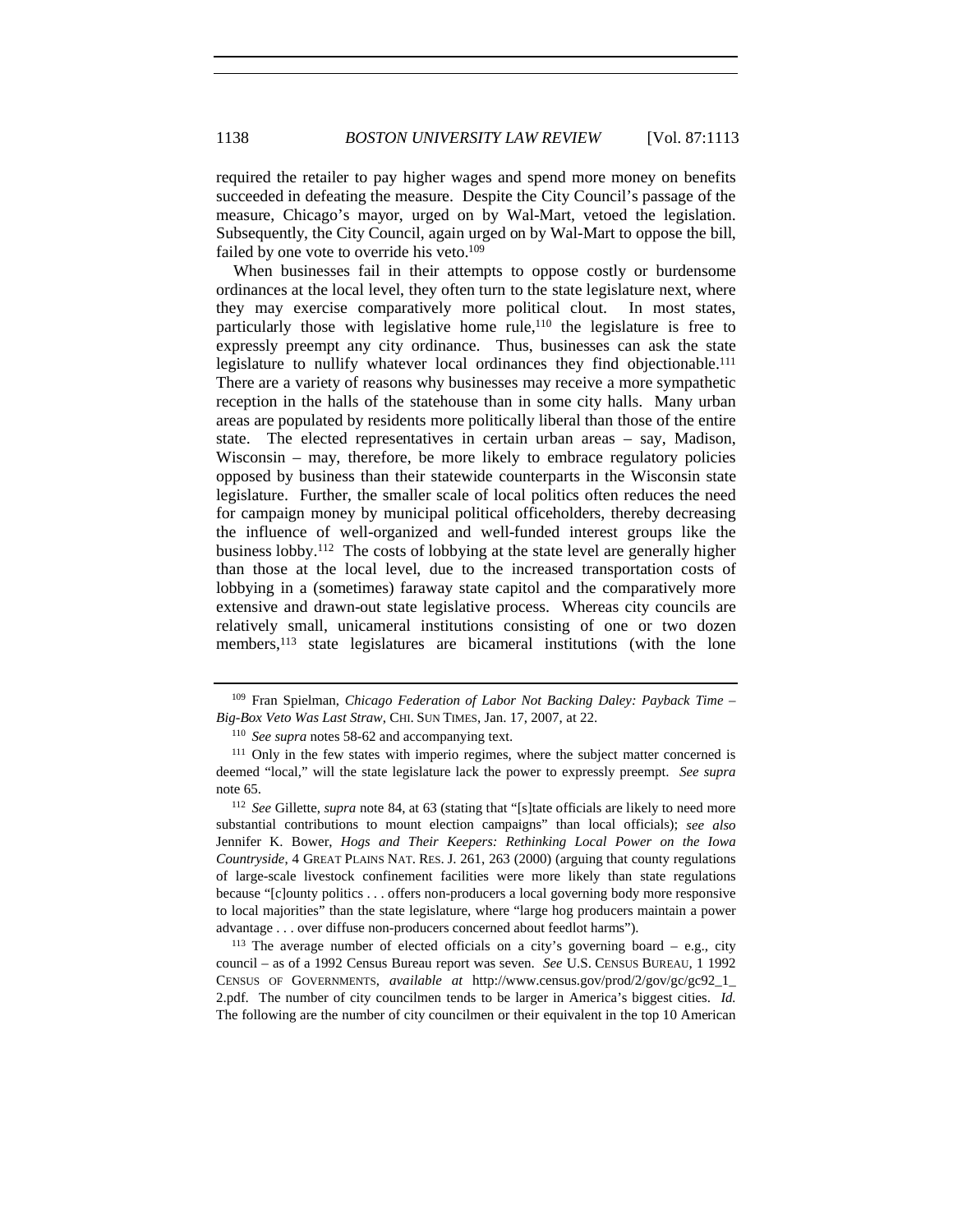required the retailer to pay higher wages and spend more money on benefits succeeded in defeating the measure. Despite the City Council's passage of the measure, Chicago's mayor, urged on by Wal-Mart, vetoed the legislation. Subsequently, the City Council, again urged on by Wal-Mart to oppose the bill, failed by one vote to override his veto.[109]

When businesses fail in their attempts to oppose costly or burdensome ordinances at the local level, they often turn to the state legislature next, where they may exercise comparatively more political clout. In most states, particularly those with legislative home rule,[110] the legislature is free to expressly preempt any city ordinance. Thus, businesses can ask the state legislature to nullify whatever local ordinances they find objectionable.[111] There are a variety of reasons why businesses may receive a more sympathetic reception in the halls of the statehouse than in some city halls. Many urban areas are populated by residents more politically liberal than those of the entire state. The elected representatives in certain urban areas – say, Madison, Wisconsin – may, therefore, be more likely to embrace regulatory policies opposed by business than their statewide counterparts in the Wisconsin state legislature. Further, the smaller scale of local politics often reduces the need for campaign money by municipal political officeholders, thereby decreasing the influence of well-organized and well-funded interest groups like the business lobby.[112] The costs of lobbying at the state level are generally higher than those at the local level, due to the increased transportation costs of lobbying in a (sometimes) faraway state capitol and the comparatively more extensive and drawn-out state legislative process. Whereas city councils are relatively small, unicameral institutions consisting of one or two dozen members,[113] state legislatures are bicameral institutions (with the lone

---

[109] Fran Spielman, *Chicago Federation of Labor Not Backing Daley: Payback Time – Big-Box Veto Was Last Straw*, CHI. SUN TIMES, Jan. 17, 2007, at 22.

[110] *See supra* notes 58-62 and accompanying text.

[111] Only in the few states with imperio regimes, where the subject matter concerned is deemed "local," will the state legislature lack the power to expressly preempt. *See supra* note 65.

[112] *See* Gillette, *supra* note 84, at 63 (stating that "[s]tate officials are likely to need more substantial contributions to mount election campaigns" than local officials); *see also* Jennifer K. Bower, *Hogs and Their Keepers: Rethinking Local Power on the Iowa Countryside*, 4 GREAT PLAINS NAT. RES. J. 261, 263 (2000) (arguing that county regulations of large-scale livestock confinement facilities were more likely than state regulations because "[c]ounty politics . . . offers non-producers a local governing body more responsive to local majorities" than the state legislature, where "large hog producers maintain a power advantage . . . over diffuse non-producers concerned about feedlot harms").

[113] The average number of elected officials on a city's governing board – e.g., city council – as of a 1992 Census Bureau report was seven. *See* U.S. CENSUS BUREAU, 1 1992 CENSUS OF GOVERNMENTS, *available at* http://www.census.gov/prod/2/gov/gc/gc92_1_2.pdf. The number of city councilmen tends to be larger in America's biggest cities. *Id.* The following are the number of city councilmen or their equivalent in the top 10 American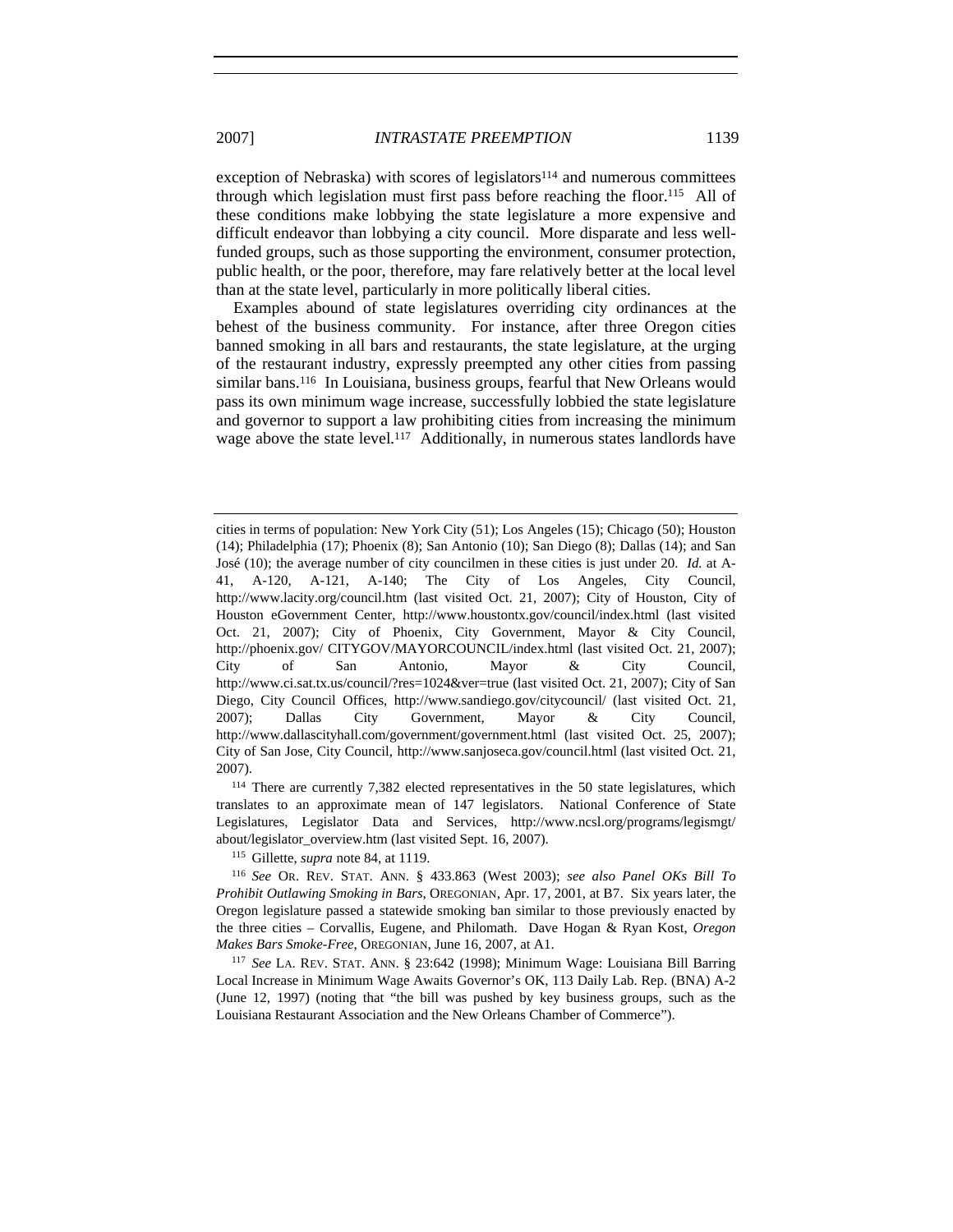exception of Nebraska) with scores of legislators[114] and numerous committees through which legislation must first pass before reaching the floor.[115] All of these conditions make lobbying the state legislature a more expensive and difficult endeavor than lobbying a city council. More disparate and less well-funded groups, such as those supporting the environment, consumer protection, public health, or the poor, therefore, may fare relatively better at the local level than at the state level, particularly in more politically liberal cities.

Examples abound of state legislatures overriding city ordinances at the behest of the business community. For instance, after three Oregon cities banned smoking in all bars and restaurants, the state legislature, at the urging of the restaurant industry, expressly preempted any other cities from passing similar bans.[116] In Louisiana, business groups, fearful that New Orleans would pass its own minimum wage increase, successfully lobbied the state legislature and governor to support a law prohibiting cities from increasing the minimum wage above the state level.[117] Additionally, in numerous states landlords have

---

cities in terms of population: New York City (51); Los Angeles (15); Chicago (50); Houston (14); Philadelphia (17); Phoenix (8); San Antonio (10); San Diego (8); Dallas (14); and San José (10); the average number of city councilmen in these cities is just under 20. *Id.* at A-41, A-120, A-121, A-140; The City of Los Angeles, City Council, http://www.lacity.org/council.htm (last visited Oct. 21, 2007); City of Houston, City of Houston eGovernment Center, http://www.houstontx.gov/council/index.html (last visited Oct. 21, 2007); City of Phoenix, City Government, Mayor & City Council, http://phoenix.gov/ CITYGOV/MAYORCOUNCIL/index.html (last visited Oct. 21, 2007); City of San Antonio, Mayor & City Council, http://www.ci.sat.tx.us/council/?res=1024&ver=true (last visited Oct. 21, 2007); City of San Diego, City Council Offices, http://www.sandiego.gov/citycouncil/ (last visited Oct. 21, 2007); Dallas City Government, Mayor & City Council, http://www.dallascityhall.com/government/government.html (last visited Oct. 25, 2007); City of San Jose, City Council, http://www.sanjoseca.gov/council.html (last visited Oct. 21, 2007).

[114] There are currently 7,382 elected representatives in the 50 state legislatures, which translates to an approximate mean of 147 legislators. National Conference of State Legislatures, Legislator Data and Services, http://www.ncsl.org/programs/legismgt/about/legislator_overview.htm (last visited Sept. 16, 2007).

[115] Gillette, *supra* note 84, at 1119.

[116] *See* OR. REV. STAT. ANN. § 433.863 (West 2003); *see also Panel OKs Bill To Prohibit Outlawing Smoking in Bars*, OREGONIAN, Apr. 17, 2001, at B7. Six years later, the Oregon legislature passed a statewide smoking ban similar to those previously enacted by the three cities – Corvallis, Eugene, and Philomath. Dave Hogan & Ryan Kost, *Oregon Makes Bars Smoke-Free*, OREGONIAN, June 16, 2007, at A1.

[117] *See* LA. REV. STAT. ANN. § 23:642 (1998); Minimum Wage: Louisiana Bill Barring Local Increase in Minimum Wage Awaits Governor's OK, 113 Daily Lab. Rep. (BNA) A-2 (June 12, 1997) (noting that "the bill was pushed by key business groups, such as the Louisiana Restaurant Association and the New Orleans Chamber of Commerce").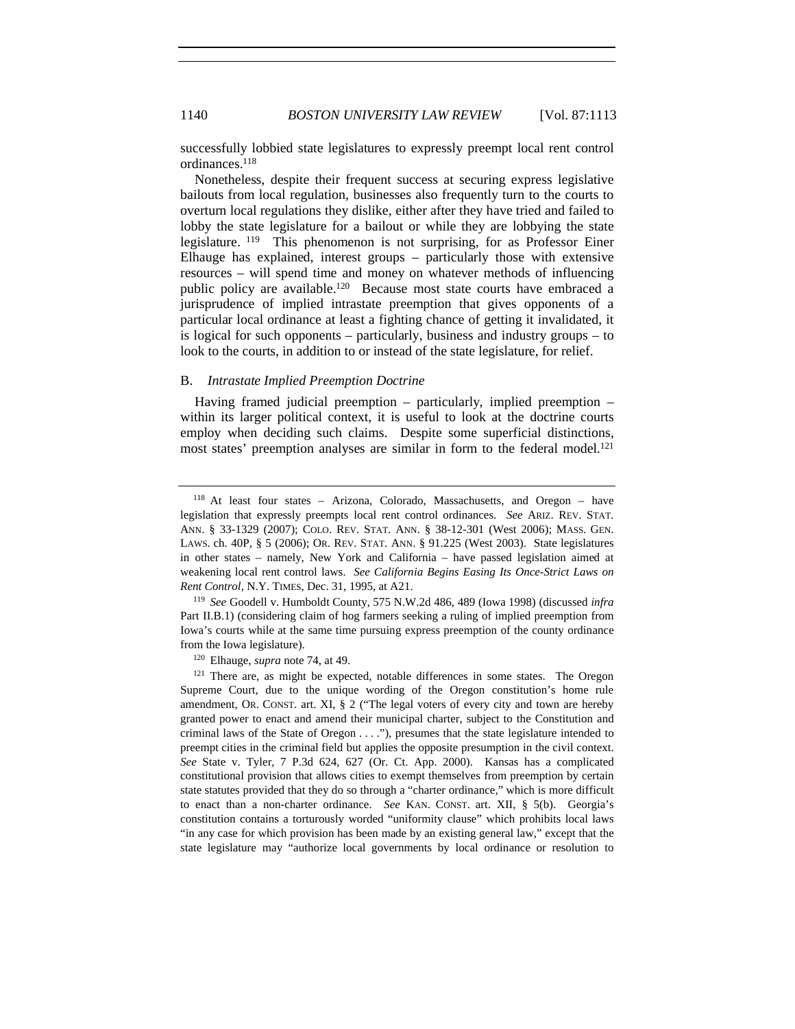successfully lobbied state legislatures to expressly preempt local rent control ordinances.[118]

Nonetheless, despite their frequent success at securing express legislative bailouts from local regulation, businesses also frequently turn to the courts to overturn local regulations they dislike, either after they have tried and failed to lobby the state legislature for a bailout or while they are lobbying the state legislature.[119] This phenomenon is not surprising, for as Professor Einer Elhauge has explained, interest groups – particularly those with extensive resources – will spend time and money on whatever methods of influencing public policy are available.[120] Because most state courts have embraced a jurisprudence of implied intrastate preemption that gives opponents of a particular local ordinance at least a fighting chance of getting it invalidated, it is logical for such opponents – particularly, business and industry groups – to look to the courts, in addition to or instead of the state legislature, for relief.

### B. *Intrastate Implied Preemption Doctrine*

Having framed judicial preemption – particularly, implied preemption – within its larger political context, it is useful to look at the doctrine courts employ when deciding such claims. Despite some superficial distinctions, most states' preemption analyses are similar in form to the federal model.[121]

---

[118] At least four states – Arizona, Colorado, Massachusetts, and Oregon – have legislation that expressly preempts local rent control ordinances. *See* ARIZ. REV. STAT. ANN. § 33-1329 (2007); COLO. REV. STAT. ANN. § 38-12-301 (West 2006); MASS. GEN. LAWS. ch. 40P, § 5 (2006); OR. REV. STAT. ANN. § 91.225 (West 2003). State legislatures in other states – namely, New York and California – have passed legislation aimed at weakening local rent control laws. *See California Begins Easing Its Once-Strict Laws on Rent Control*, N.Y. TIMES, Dec. 31, 1995, at A21.

[119] *See* Goodell v. Humboldt County, 575 N.W.2d 486, 489 (Iowa 1998) (discussed *infra* Part II.B.1) (considering claim of hog farmers seeking a ruling of implied preemption from Iowa's courts while at the same time pursuing express preemption of the county ordinance from the Iowa legislature).

[120] Elhauge, *supra* note 74, at 49.

[121] There are, as might be expected, notable differences in some states. The Oregon Supreme Court, due to the unique wording of the Oregon constitution's home rule amendment, OR. CONST. art. XI, § 2 ("The legal voters of every city and town are hereby granted power to enact and amend their municipal charter, subject to the Constitution and criminal laws of the State of Oregon . . . ."), presumes that the state legislature intended to preempt cities in the criminal field but applies the opposite presumption in the civil context. *See* State v. Tyler, 7 P.3d 624, 627 (Or. Ct. App. 2000). Kansas has a complicated constitutional provision that allows cities to exempt themselves from preemption by certain state statutes provided that they do so through a "charter ordinance," which is more difficult to enact than a non-charter ordinance. *See* KAN. CONST. art. XII, § 5(b). Georgia's constitution contains a torturously worded "uniformity clause" which prohibits local laws "in any case for which provision has been made by an existing general law," except that the state legislature may "authorize local governments by local ordinance or resolution to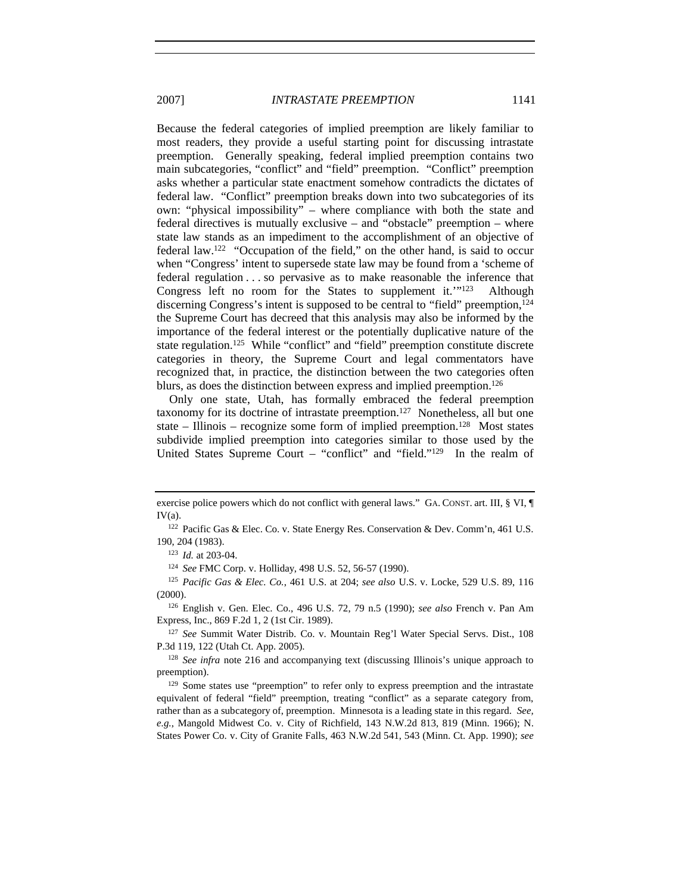Because the federal categories of implied preemption are likely familiar to most readers, they provide a useful starting point for discussing intrastate preemption. Generally speaking, federal implied preemption contains two main subcategories, "conflict" and "field" preemption. "Conflict" preemption asks whether a particular state enactment somehow contradicts the dictates of federal law. "Conflict" preemption breaks down into two subcategories of its own: "physical impossibility" – where compliance with both the state and federal directives is mutually exclusive – and "obstacle" preemption – where state law stands as an impediment to the accomplishment of an objective of federal law.[122] "Occupation of the field," on the other hand, is said to occur when "Congress' intent to supersede state law may be found from a 'scheme of federal regulation . . . so pervasive as to make reasonable the inference that Congress left no room for the States to supplement it.'"[123] Although discerning Congress's intent is supposed to be central to "field" preemption,[124] the Supreme Court has decreed that this analysis may also be informed by the importance of the federal interest or the potentially duplicative nature of the state regulation.[125] While "conflict" and "field" preemption constitute discrete categories in theory, the Supreme Court and legal commentators have recognized that, in practice, the distinction between the two categories often blurs, as does the distinction between express and implied preemption.[126]

Only one state, Utah, has formally embraced the federal preemption taxonomy for its doctrine of intrastate preemption.[127] Nonetheless, all but one state – Illinois – recognize some form of implied preemption.[128] Most states subdivide implied preemption into categories similar to those used by the United States Supreme Court – "conflict" and "field."[129] In the realm of

---

exercise police powers which do not conflict with general laws." GA. CONST. art. III, § VI, ¶ IV(a).

[122] Pacific Gas & Elec. Co. v. State Energy Res. Conservation & Dev. Comm'n, 461 U.S. 190, 204 (1983).

[123] *Id.* at 203-04.

[124] *See* FMC Corp. v. Holliday, 498 U.S. 52, 56-57 (1990).

[125] *Pacific Gas & Elec. Co.*, 461 U.S. at 204; *see also* U.S. v. Locke, 529 U.S. 89, 116 (2000).

[126] English v. Gen. Elec. Co., 496 U.S. 72, 79 n.5 (1990); *see also* French v. Pan Am Express, Inc., 869 F.2d 1, 2 (1st Cir. 1989).

[127] *See* Summit Water Distrib. Co. v. Mountain Reg'l Water Special Servs. Dist., 108 P.3d 119, 122 (Utah Ct. App. 2005).

[128] *See infra* note 216 and accompanying text (discussing Illinois's unique approach to preemption).

[129] Some states use "preemption" to refer only to express preemption and the intrastate equivalent of federal "field" preemption, treating "conflict" as a separate category from, rather than as a subcategory of, preemption. Minnesota is a leading state in this regard. *See, e.g.*, Mangold Midwest Co. v. City of Richfield, 143 N.W.2d 813, 819 (Minn. 1966); N. States Power Co. v. City of Granite Falls, 463 N.W.2d 541, 543 (Minn. Ct. App. 1990); *see*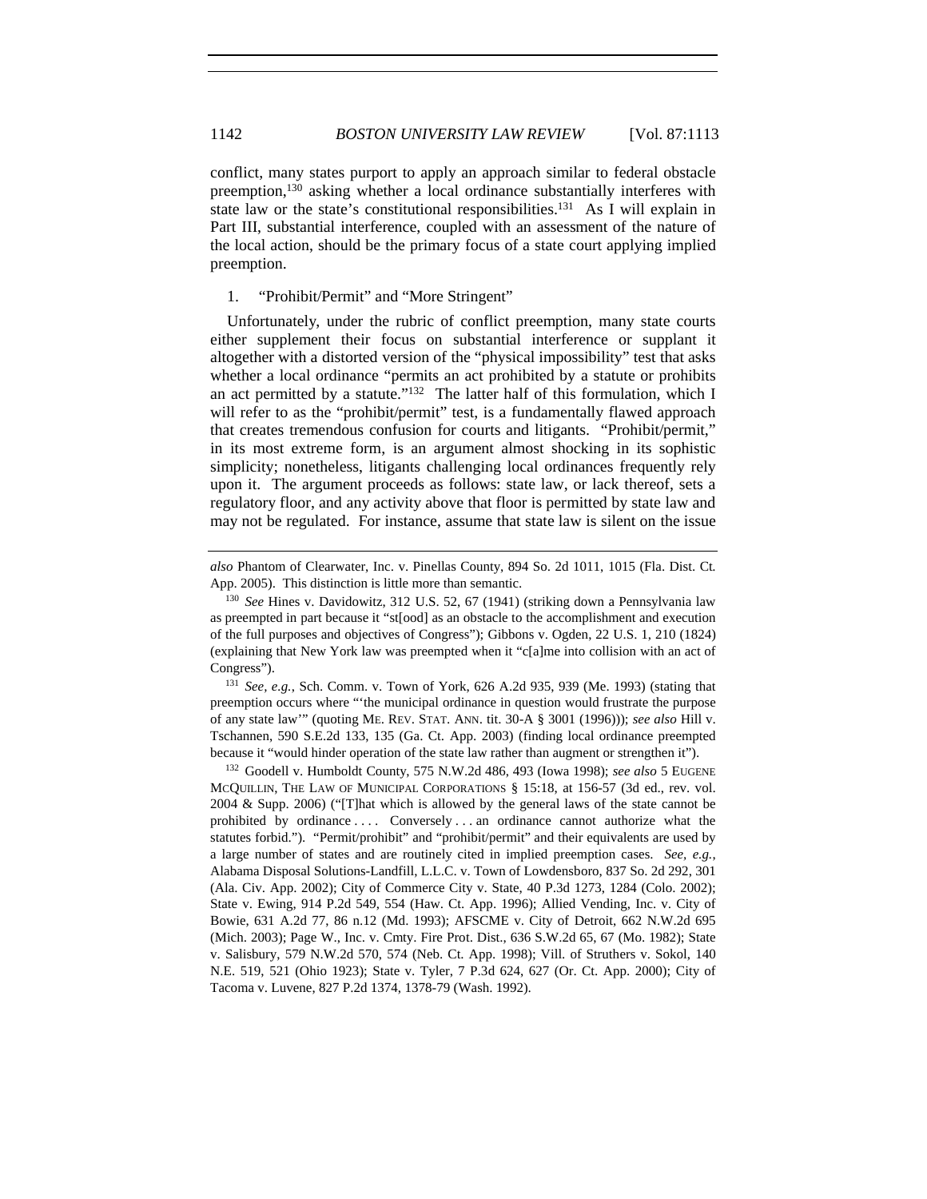conflict, many states purport to apply an approach similar to federal obstacle preemption,[130] asking whether a local ordinance substantially interferes with state law or the state's constitutional responsibilities.[131] As I will explain in Part III, substantial interference, coupled with an assessment of the nature of the local action, should be the primary focus of a state court applying implied preemption.

1. "Prohibit/Permit" and "More Stringent"

Unfortunately, under the rubric of conflict preemption, many state courts either supplement their focus on substantial interference or supplant it altogether with a distorted version of the "physical impossibility" test that asks whether a local ordinance "permits an act prohibited by a statute or prohibits an act permitted by a statute."[132] The latter half of this formulation, which I will refer to as the "prohibit/permit" test, is a fundamentally flawed approach that creates tremendous confusion for courts and litigants. "Prohibit/permit," in its most extreme form, is an argument almost shocking in its sophistic simplicity; nonetheless, litigants challenging local ordinances frequently rely upon it. The argument proceeds as follows: state law, or lack thereof, sets a regulatory floor, and any activity above that floor is permitted by state law and may not be regulated. For instance, assume that state law is silent on the issue

---

*also* Phantom of Clearwater, Inc. v. Pinellas County, 894 So. 2d 1011, 1015 (Fla. Dist. Ct. App. 2005). This distinction is little more than semantic.

[130] *See* Hines v. Davidowitz, 312 U.S. 52, 67 (1941) (striking down a Pennsylvania law as preempted in part because it "st[ood] as an obstacle to the accomplishment and execution of the full purposes and objectives of Congress"); Gibbons v. Ogden, 22 U.S. 1, 210 (1824) (explaining that New York law was preempted when it "c[a]me into collision with an act of Congress").

[131] *See, e.g.*, Sch. Comm. v. Town of York, 626 A.2d 935, 939 (Me. 1993) (stating that preemption occurs where "'the municipal ordinance in question would frustrate the purpose of any state law'" (quoting ME. REV. STAT. ANN. tit. 30-A § 3001 (1996))); *see also* Hill v. Tschannen, 590 S.E.2d 133, 135 (Ga. Ct. App. 2003) (finding local ordinance preempted because it "would hinder operation of the state law rather than augment or strengthen it").

[132] Goodell v. Humboldt County, 575 N.W.2d 486, 493 (Iowa 1998); *see also* 5 EUGENE MCQUILLIN, THE LAW OF MUNICIPAL CORPORATIONS § 15:18, at 156-57 (3d ed., rev. vol. 2004 & Supp. 2006) ("[T]hat which is allowed by the general laws of the state cannot be prohibited by ordinance . . . . Conversely . . . an ordinance cannot authorize what the statutes forbid."). "Permit/prohibit" and "prohibit/permit" and their equivalents are used by a large number of states and are routinely cited in implied preemption cases. *See, e.g.*, Alabama Disposal Solutions-Landfill, L.L.C. v. Town of Lowdensboro, 837 So. 2d 292, 301 (Ala. Civ. App. 2002); City of Commerce City v. State, 40 P.3d 1273, 1284 (Colo. 2002); State v. Ewing, 914 P.2d 549, 554 (Haw. Ct. App. 1996); Allied Vending, Inc. v. City of Bowie, 631 A.2d 77, 86 n.12 (Md. 1993); AFSCME v. City of Detroit, 662 N.W.2d 695 (Mich. 2003); Page W., Inc. v. Cmty. Fire Prot. Dist., 636 S.W.2d 65, 67 (Mo. 1982); State v. Salisbury, 579 N.W.2d 570, 574 (Neb. Ct. App. 1998); Vill. of Struthers v. Sokol, 140 N.E. 519, 521 (Ohio 1923); State v. Tyler, 7 P.3d 624, 627 (Or. Ct. App. 2000); City of Tacoma v. Luvene, 827 P.2d 1374, 1378-79 (Wash. 1992).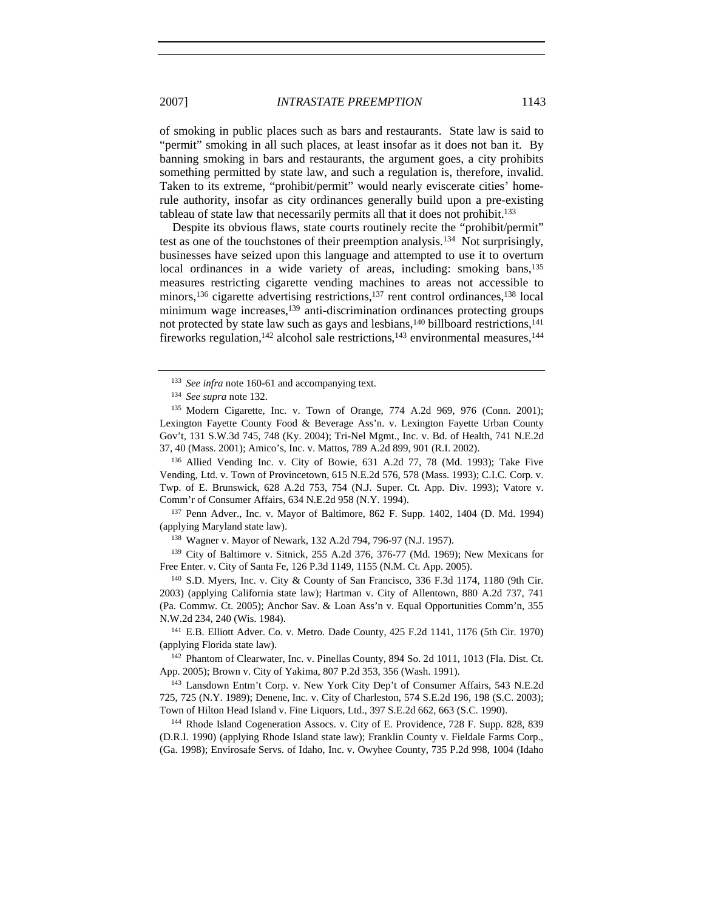of smoking in public places such as bars and restaurants. State law is said to "permit" smoking in all such places, at least insofar as it does not ban it. By banning smoking in bars and restaurants, the argument goes, a city prohibits something permitted by state law, and such a regulation is, therefore, invalid. Taken to its extreme, "prohibit/permit" would nearly eviscerate cities' home-rule authority, insofar as city ordinances generally build upon a pre-existing tableau of state law that necessarily permits all that it does not prohibit.[133]

Despite its obvious flaws, state courts routinely recite the "prohibit/permit" test as one of the touchstones of their preemption analysis.[134] Not surprisingly, businesses have seized upon this language and attempted to use it to overturn local ordinances in a wide variety of areas, including: smoking bans,[135] measures restricting cigarette vending machines to areas not accessible to minors,[136] cigarette advertising restrictions,[137] rent control ordinances,[138] local minimum wage increases,[139] anti-discrimination ordinances protecting groups not protected by state law such as gays and lesbians,[140] billboard restrictions,[141] fireworks regulation,[142] alcohol sale restrictions,[143] environmental measures,[144]

---

[133] *See infra* note 160-61 and accompanying text.

[134] *See supra* note 132.

[135] Modern Cigarette, Inc. v. Town of Orange, 774 A.2d 969, 976 (Conn. 2001); Lexington Fayette County Food & Beverage Ass'n. v. Lexington Fayette Urban County Gov't, 131 S.W.3d 745, 748 (Ky. 2004); Tri-Nel Mgmt., Inc. v. Bd. of Health, 741 N.E.2d 37, 40 (Mass. 2001); Amico's, Inc. v. Mattos, 789 A.2d 899, 901 (R.I. 2002).

[136] Allied Vending Inc. v. City of Bowie, 631 A.2d 77, 78 (Md. 1993); Take Five Vending, Ltd. v. Town of Provincetown, 615 N.E.2d 576, 578 (Mass. 1993); C.I.C. Corp. v. Twp. of E. Brunswick, 628 A.2d 753, 754 (N.J. Super. Ct. App. Div. 1993); Vatore v. Comm'r of Consumer Affairs, 634 N.E.2d 958 (N.Y. 1994).

[137] Penn Adver., Inc. v. Mayor of Baltimore, 862 F. Supp. 1402, 1404 (D. Md. 1994) (applying Maryland state law).

[138] Wagner v. Mayor of Newark, 132 A.2d 794, 796-97 (N.J. 1957).

[139] City of Baltimore v. Sitnick, 255 A.2d 376, 376-77 (Md. 1969); New Mexicans for Free Enter. v. City of Santa Fe, 126 P.3d 1149, 1155 (N.M. Ct. App. 2005).

[140] S.D. Myers, Inc. v. City & County of San Francisco, 336 F.3d 1174, 1180 (9th Cir. 2003) (applying California state law); Hartman v. City of Allentown, 880 A.2d 737, 741 (Pa. Commw. Ct. 2005); Anchor Sav. & Loan Ass'n v. Equal Opportunities Comm'n, 355 N.W.2d 234, 240 (Wis. 1984).

[141] E.B. Elliott Adver. Co. v. Metro. Dade County, 425 F.2d 1141, 1176 (5th Cir. 1970) (applying Florida state law).

[142] Phantom of Clearwater, Inc. v. Pinellas County, 894 So. 2d 1011, 1013 (Fla. Dist. Ct. App. 2005); Brown v. City of Yakima, 807 P.2d 353, 356 (Wash. 1991).

[143] Lansdown Entm't Corp. v. New York City Dep't of Consumer Affairs, 543 N.E.2d 725, 725 (N.Y. 1989); Denene, Inc. v. City of Charleston, 574 S.E.2d 196, 198 (S.C. 2003); Town of Hilton Head Island v. Fine Liquors, Ltd., 397 S.E.2d 662, 663 (S.C. 1990).

[144] Rhode Island Cogeneration Assocs. v. City of E. Providence, 728 F. Supp. 828, 839 (D.R.I. 1990) (applying Rhode Island state law); Franklin County v. Fieldale Farms Corp., (Ga. 1998); Envirosafe Servs. of Idaho, Inc. v. Owyhee County, 735 P.2d 998, 1004 (Idaho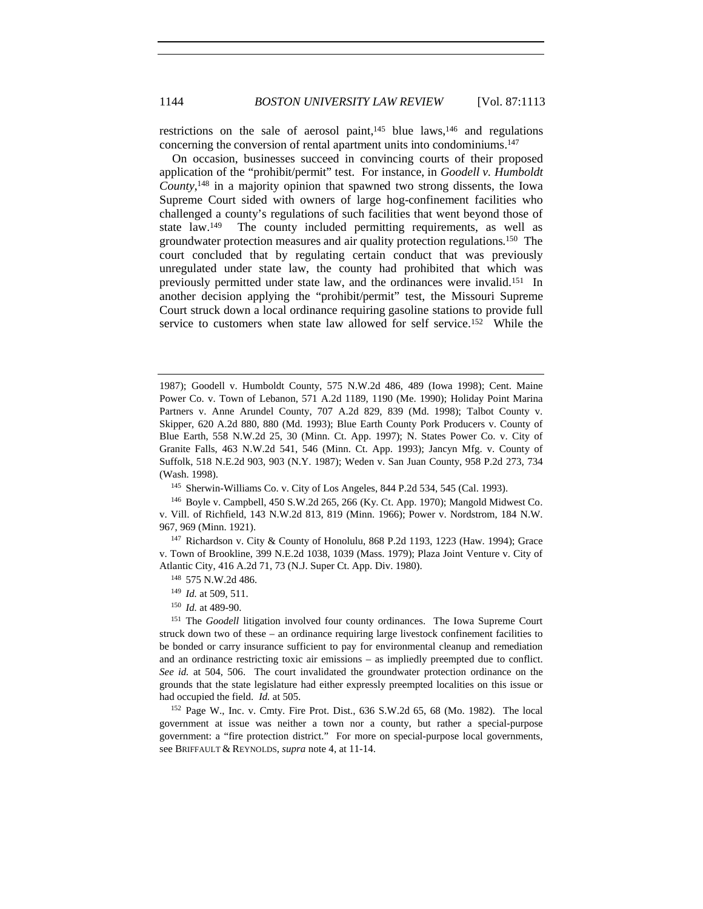restrictions on the sale of aerosol paint,[145] blue laws,[146] and regulations concerning the conversion of rental apartment units into condominiums.[147]

On occasion, businesses succeed in convincing courts of their proposed application of the "prohibit/permit" test. For instance, in *Goodell v. Humboldt County*,[148] in a majority opinion that spawned two strong dissents, the Iowa Supreme Court sided with owners of large hog-confinement facilities who challenged a county's regulations of such facilities that went beyond those of state law.[149] The county included permitting requirements, as well as groundwater protection measures and air quality protection regulations.[150] The court concluded that by regulating certain conduct that was previously unregulated under state law, the county had prohibited that which was previously permitted under state law, and the ordinances were invalid.[151] In another decision applying the "prohibit/permit" test, the Missouri Supreme Court struck down a local ordinance requiring gasoline stations to provide full service to customers when state law allowed for self service.[152] While the

---

1987); Goodell v. Humboldt County, 575 N.W.2d 486, 489 (Iowa 1998); Cent. Maine Power Co. v. Town of Lebanon, 571 A.2d 1189, 1190 (Me. 1990); Holiday Point Marina Partners v. Anne Arundel County, 707 A.2d 829, 839 (Md. 1998); Talbot County v. Skipper, 620 A.2d 880, 880 (Md. 1993); Blue Earth County Pork Producers v. County of Blue Earth, 558 N.W.2d 25, 30 (Minn. Ct. App. 1997); N. States Power Co. v. City of Granite Falls, 463 N.W.2d 541, 546 (Minn. Ct. App. 1993); Jancyn Mfg. v. County of Suffolk, 518 N.E.2d 903, 903 (N.Y. 1987); Weden v. San Juan County, 958 P.2d 273, 734 (Wash. 1998).

[145] Sherwin-Williams Co. v. City of Los Angeles, 844 P.2d 534, 545 (Cal. 1993).

[146] Boyle v. Campbell, 450 S.W.2d 265, 266 (Ky. Ct. App. 1970); Mangold Midwest Co. v. Vill. of Richfield, 143 N.W.2d 813, 819 (Minn. 1966); Power v. Nordstrom, 184 N.W. 967, 969 (Minn. 1921).

[147] Richardson v. City & County of Honolulu, 868 P.2d 1193, 1223 (Haw. 1994); Grace v. Town of Brookline, 399 N.E.2d 1038, 1039 (Mass. 1979); Plaza Joint Venture v. City of Atlantic City, 416 A.2d 71, 73 (N.J. Super Ct. App. Div. 1980).

[148] 575 N.W.2d 486.

[149] *Id.* at 509, 511.

[150] *Id.* at 489-90.

[151] The *Goodell* litigation involved four county ordinances. The Iowa Supreme Court struck down two of these – an ordinance requiring large livestock confinement facilities to be bonded or carry insurance sufficient to pay for environmental cleanup and remediation and an ordinance restricting toxic air emissions – as impliedly preempted due to conflict. *See id.* at 504, 506. The court invalidated the groundwater protection ordinance on the grounds that the state legislature had either expressly preempted localities on this issue or had occupied the field. *Id.* at 505.

[152] Page W., Inc. v. Cmty. Fire Prot. Dist., 636 S.W.2d 65, 68 (Mo. 1982). The local government at issue was neither a town nor a county, but rather a special-purpose government: a "fire protection district." For more on special-purpose local governments, see BRIFFAULT & REYNOLDS, *supra* note 4, at 11-14.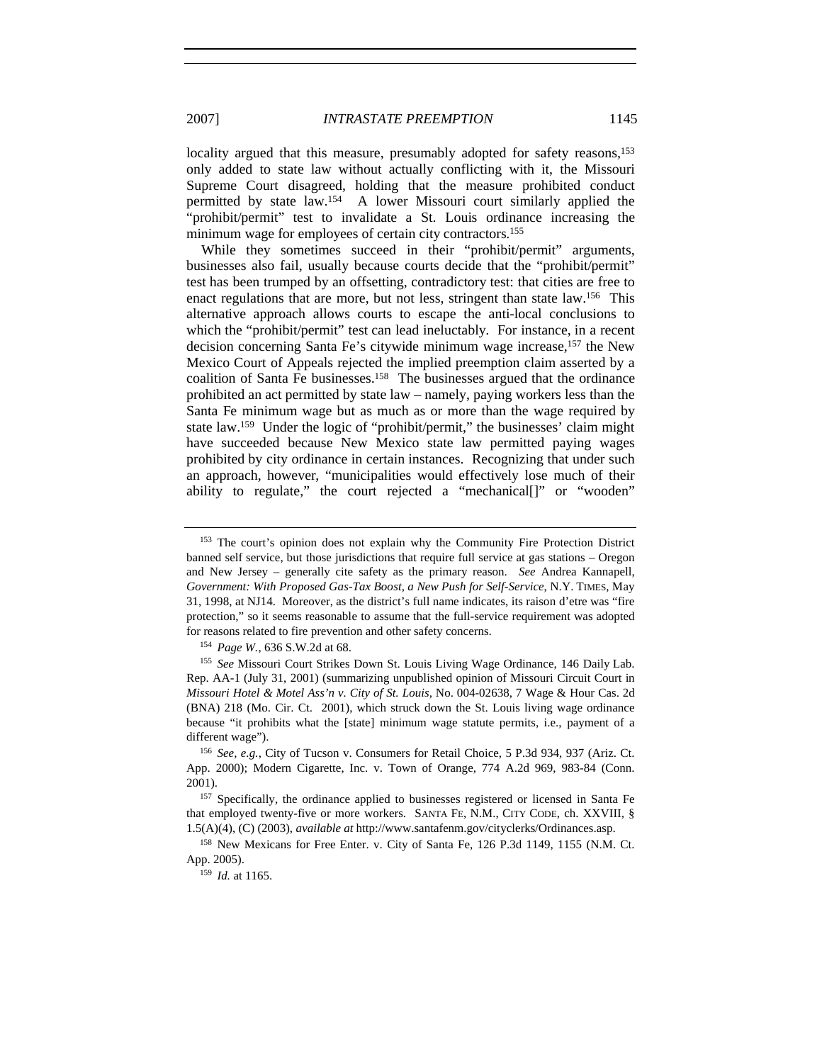locality argued that this measure, presumably adopted for safety reasons,[153] only added to state law without actually conflicting with it, the Missouri Supreme Court disagreed, holding that the measure prohibited conduct permitted by state law.[154] A lower Missouri court similarly applied the "prohibit/permit" test to invalidate a St. Louis ordinance increasing the minimum wage for employees of certain city contractors.[155]

While they sometimes succeed in their "prohibit/permit" arguments, businesses also fail, usually because courts decide that the "prohibit/permit" test has been trumped by an offsetting, contradictory test: that cities are free to enact regulations that are more, but not less, stringent than state law.[156] This alternative approach allows courts to escape the anti-local conclusions to which the "prohibit/permit" test can lead ineluctably. For instance, in a recent decision concerning Santa Fe's citywide minimum wage increase,[157] the New Mexico Court of Appeals rejected the implied preemption claim asserted by a coalition of Santa Fe businesses.[158] The businesses argued that the ordinance prohibited an act permitted by state law – namely, paying workers less than the Santa Fe minimum wage but as much as or more than the wage required by state law.[159] Under the logic of "prohibit/permit," the businesses' claim might have succeeded because New Mexico state law permitted paying wages prohibited by city ordinance in certain instances. Recognizing that under such an approach, however, "municipalities would effectively lose much of their ability to regulate," the court rejected a "mechanical[]" or "wooden"

---

[153] The court's opinion does not explain why the Community Fire Protection District banned self service, but those jurisdictions that require full service at gas stations – Oregon and New Jersey – generally cite safety as the primary reason. *See* Andrea Kannapell, *Government: With Proposed Gas-Tax Boost, a New Push for Self-Service*, N.Y. TIMES, May 31, 1998, at NJ14. Moreover, as the district's full name indicates, its raison d'etre was "fire protection," so it seems reasonable to assume that the full-service requirement was adopted for reasons related to fire prevention and other safety concerns.

[154] *Page W.*, 636 S.W.2d at 68.

[155] *See* Missouri Court Strikes Down St. Louis Living Wage Ordinance, 146 Daily Lab. Rep. AA-1 (July 31, 2001) (summarizing unpublished opinion of Missouri Circuit Court in *Missouri Hotel & Motel Ass'n v. City of St. Louis*, No. 004-02638, 7 Wage & Hour Cas. 2d (BNA) 218 (Mo. Cir. Ct. 2001), which struck down the St. Louis living wage ordinance because "it prohibits what the [state] minimum wage statute permits, i.e., payment of a different wage").

[156] *See, e.g.*, City of Tucson v. Consumers for Retail Choice, 5 P.3d 934, 937 (Ariz. Ct. App. 2000); Modern Cigarette, Inc. v. Town of Orange, 774 A.2d 969, 983-84 (Conn. 2001).

[157] Specifically, the ordinance applied to businesses registered or licensed in Santa Fe that employed twenty-five or more workers. SANTA FE, N.M., CITY CODE, ch. XXVIII, § 1.5(A)(4), (C) (2003), *available at* http://www.santafenm.gov/cityclerks/Ordinances.asp.

[158] New Mexicans for Free Enter. v. City of Santa Fe, 126 P.3d 1149, 1155 (N.M. Ct. App. 2005).

[159] *Id.* at 1165.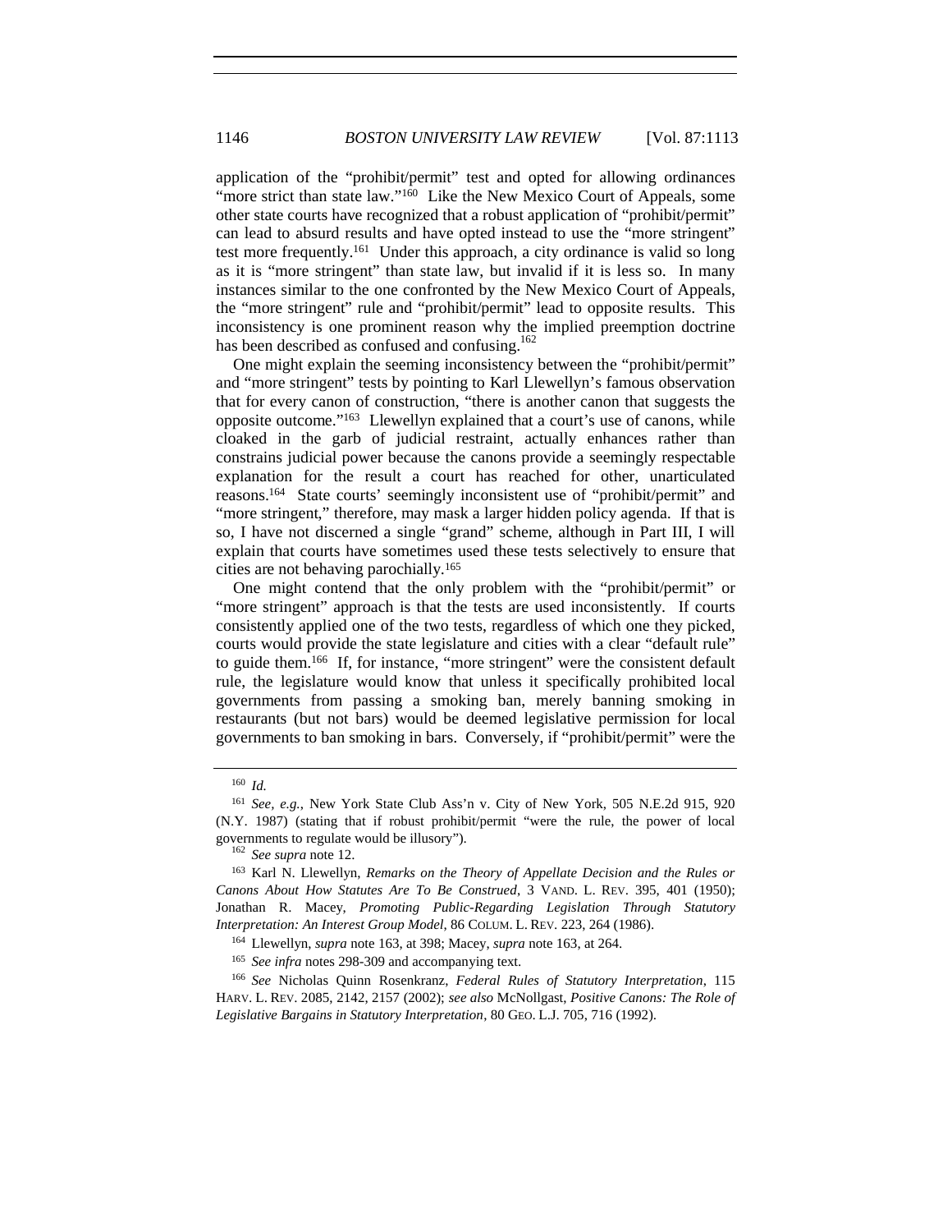application of the "prohibit/permit" test and opted for allowing ordinances "more strict than state law."[160] Like the New Mexico Court of Appeals, some other state courts have recognized that a robust application of "prohibit/permit" can lead to absurd results and have opted instead to use the "more stringent" test more frequently.[161] Under this approach, a city ordinance is valid so long as it is "more stringent" than state law, but invalid if it is less so. In many instances similar to the one confronted by the New Mexico Court of Appeals, the "more stringent" rule and "prohibit/permit" lead to opposite results. This inconsistency is one prominent reason why the implied preemption doctrine has been described as confused and confusing.[162]

One might explain the seeming inconsistency between the "prohibit/permit" and "more stringent" tests by pointing to Karl Llewellyn's famous observation that for every canon of construction, "there is another canon that suggests the opposite outcome."[163] Llewellyn explained that a court's use of canons, while cloaked in the garb of judicial restraint, actually enhances rather than constrains judicial power because the canons provide a seemingly respectable explanation for the result a court has reached for other, unarticulated reasons.[164] State courts' seemingly inconsistent use of "prohibit/permit" and "more stringent," therefore, may mask a larger hidden policy agenda. If that is so, I have not discerned a single "grand" scheme, although in Part III, I will explain that courts have sometimes used these tests selectively to ensure that cities are not behaving parochially.[165]

One might contend that the only problem with the "prohibit/permit" or "more stringent" approach is that the tests are used inconsistently. If courts consistently applied one of the two tests, regardless of which one they picked, courts would provide the state legislature and cities with a clear "default rule" to guide them.[166] If, for instance, "more stringent" were the consistent default rule, the legislature would know that unless it specifically prohibited local governments from passing a smoking ban, merely banning smoking in restaurants (but not bars) would be deemed legislative permission for local governments to ban smoking in bars. Conversely, if "prohibit/permit" were the

---

[160] *Id.*

[161] *See, e.g.*, New York State Club Ass'n v. City of New York, 505 N.E.2d 915, 920 (N.Y. 1987) (stating that if robust prohibit/permit "were the rule, the power of local governments to regulate would be illusory").

[162] *See supra* note 12.

[163] Karl N. Llewellyn, *Remarks on the Theory of Appellate Decision and the Rules or Canons About How Statutes Are To Be Construed*, 3 VAND. L. REV. 395, 401 (1950); Jonathan R. Macey, *Promoting Public-Regarding Legislation Through Statutory Interpretation: An Interest Group Model*, 86 COLUM. L. REV. 223, 264 (1986).

[164] Llewellyn, *supra* note 163, at 398; Macey, *supra* note 163, at 264.

[165] *See infra* notes 298-309 and accompanying text.

[166] *See* Nicholas Quinn Rosenkranz, *Federal Rules of Statutory Interpretation*, 115 HARV. L. REV. 2085, 2142, 2157 (2002); *see also* McNollgast, *Positive Canons: The Role of Legislative Bargains in Statutory Interpretation*, 80 GEO. L.J. 705, 716 (1992).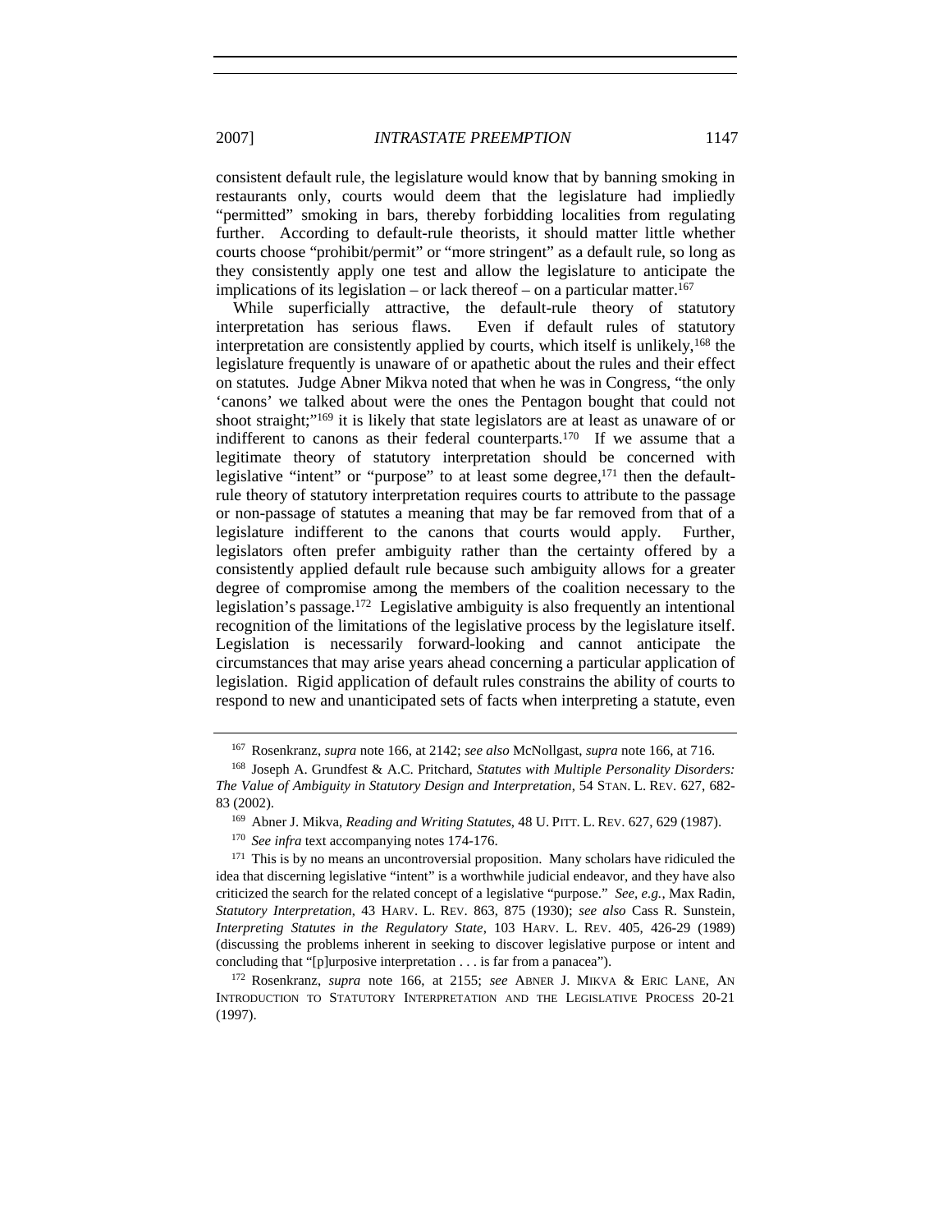consistent default rule, the legislature would know that by banning smoking in restaurants only, courts would deem that the legislature had impliedly "permitted" smoking in bars, thereby forbidding localities from regulating further. According to default-rule theorists, it should matter little whether courts choose "prohibit/permit" or "more stringent" as a default rule, so long as they consistently apply one test and allow the legislature to anticipate the implications of its legislation – or lack thereof – on a particular matter.[167]

While superficially attractive, the default-rule theory of statutory interpretation has serious flaws. Even if default rules of statutory interpretation are consistently applied by courts, which itself is unlikely,[168] the legislature frequently is unaware of or apathetic about the rules and their effect on statutes. Judge Abner Mikva noted that when he was in Congress, "the only 'canons' we talked about were the ones the Pentagon bought that could not shoot straight;"[169] it is likely that state legislators are at least as unaware of or indifferent to canons as their federal counterparts.[170] If we assume that a legitimate theory of statutory interpretation should be concerned with legislative "intent" or "purpose" to at least some degree,[171] then the default-rule theory of statutory interpretation requires courts to attribute to the passage or non-passage of statutes a meaning that may be far removed from that of a legislature indifferent to the canons that courts would apply. Further, legislators often prefer ambiguity rather than the certainty offered by a consistently applied default rule because such ambiguity allows for a greater degree of compromise among the members of the coalition necessary to the legislation's passage.[172] Legislative ambiguity is also frequently an intentional recognition of the limitations of the legislative process by the legislature itself. Legislation is necessarily forward-looking and cannot anticipate the circumstances that may arise years ahead concerning a particular application of legislation. Rigid application of default rules constrains the ability of courts to respond to new and unanticipated sets of facts when interpreting a statute, even

---

[167] Rosenkranz, *supra* note 166, at 2142; *see also* McNollgast, *supra* note 166, at 716.

[168] Joseph A. Grundfest & A.C. Pritchard, *Statutes with Multiple Personality Disorders: The Value of Ambiguity in Statutory Design and Interpretation*, 54 STAN. L. REV. 627, 682-83 (2002).

[169] Abner J. Mikva, *Reading and Writing Statutes*, 48 U. PITT. L. REV. 627, 629 (1987).

[170] *See infra* text accompanying notes 174-176.

[171] This is by no means an uncontroversial proposition. Many scholars have ridiculed the idea that discerning legislative "intent" is a worthwhile judicial endeavor, and they have also criticized the search for the related concept of a legislative "purpose." *See, e.g.*, Max Radin, *Statutory Interpretation*, 43 HARV. L. REV. 863, 875 (1930); *see also* Cass R. Sunstein, *Interpreting Statutes in the Regulatory State*, 103 HARV. L. REV. 405, 426-29 (1989) (discussing the problems inherent in seeking to discover legislative purpose or intent and concluding that "[p]urposive interpretation . . . is far from a panacea").

[172] Rosenkranz, *supra* note 166, at 2155; *see* ABNER J. MIKVA & ERIC LANE, AN INTRODUCTION TO STATUTORY INTERPRETATION AND THE LEGISLATIVE PROCESS 20-21 (1997).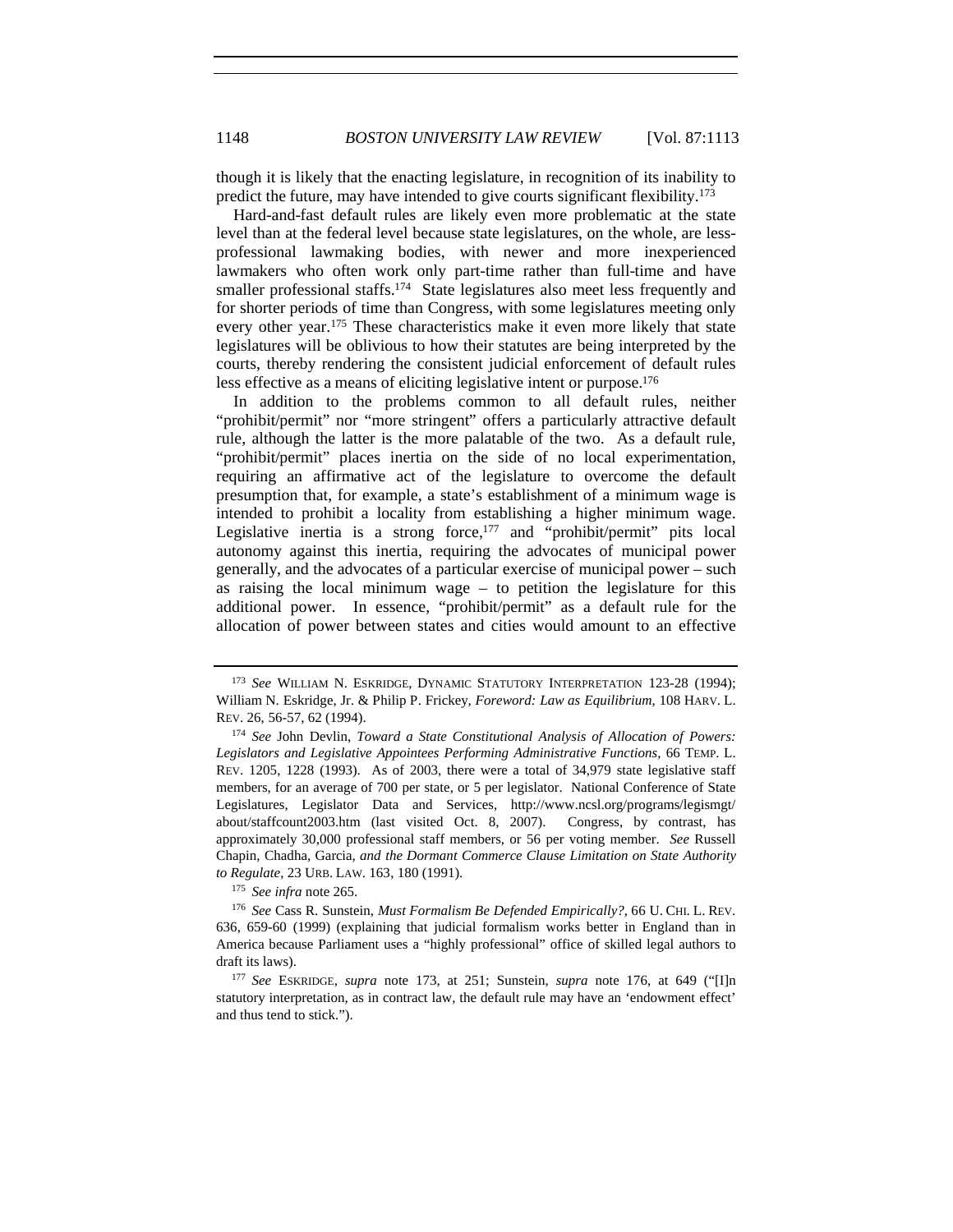though it is likely that the enacting legislature, in recognition of its inability to predict the future, may have intended to give courts significant flexibility.[173]

Hard-and-fast default rules are likely even more problematic at the state level than at the federal level because state legislatures, on the whole, are less-professional lawmaking bodies, with newer and more inexperienced lawmakers who often work only part-time rather than full-time and have smaller professional staffs.[174] State legislatures also meet less frequently and for shorter periods of time than Congress, with some legislatures meeting only every other year.[175] These characteristics make it even more likely that state legislatures will be oblivious to how their statutes are being interpreted by the courts, thereby rendering the consistent judicial enforcement of default rules less effective as a means of eliciting legislative intent or purpose.[176]

In addition to the problems common to all default rules, neither "prohibit/permit" nor "more stringent" offers a particularly attractive default rule, although the latter is the more palatable of the two. As a default rule, "prohibit/permit" places inertia on the side of no local experimentation, requiring an affirmative act of the legislature to overcome the default presumption that, for example, a state's establishment of a minimum wage is intended to prohibit a locality from establishing a higher minimum wage. Legislative inertia is a strong force,[177] and "prohibit/permit" pits local autonomy against this inertia, requiring the advocates of municipal power generally, and the advocates of a particular exercise of municipal power – such as raising the local minimum wage – to petition the legislature for this additional power. In essence, "prohibit/permit" as a default rule for the allocation of power between states and cities would amount to an effective

---

[173] *See* WILLIAM N. ESKRIDGE, DYNAMIC STATUTORY INTERPRETATION 123-28 (1994); William N. Eskridge, Jr. & Philip P. Frickey, *Foreword: Law as Equilibrium*, 108 HARV. L. REV. 26, 56-57, 62 (1994).

[174] *See* John Devlin, *Toward a State Constitutional Analysis of Allocation of Powers: Legislators and Legislative Appointees Performing Administrative Functions*, 66 TEMP. L. REV. 1205, 1228 (1993). As of 2003, there were a total of 34,979 state legislative staff members, for an average of 700 per state, or 5 per legislator. National Conference of State Legislatures, Legislator Data and Services, http://www.ncsl.org/programs/legismgt/about/staffcount2003.htm (last visited Oct. 8, 2007). Congress, by contrast, has approximately 30,000 professional staff members, or 56 per voting member. *See* Russell Chapin, Chadha, Garcia, *and the Dormant Commerce Clause Limitation on State Authority to Regulate*, 23 URB. LAW. 163, 180 (1991).

[175] *See infra* note 265.

[176] *See* Cass R. Sunstein, *Must Formalism Be Defended Empirically?*, 66 U. CHI. L. REV. 636, 659-60 (1999) (explaining that judicial formalism works better in England than in America because Parliament uses a "highly professional" office of skilled legal authors to draft its laws).

[177] *See* ESKRIDGE, *supra* note 173, at 251; Sunstein, *supra* note 176, at 649 ("[I]n statutory interpretation, as in contract law, the default rule may have an 'endowment effect' and thus tend to stick.").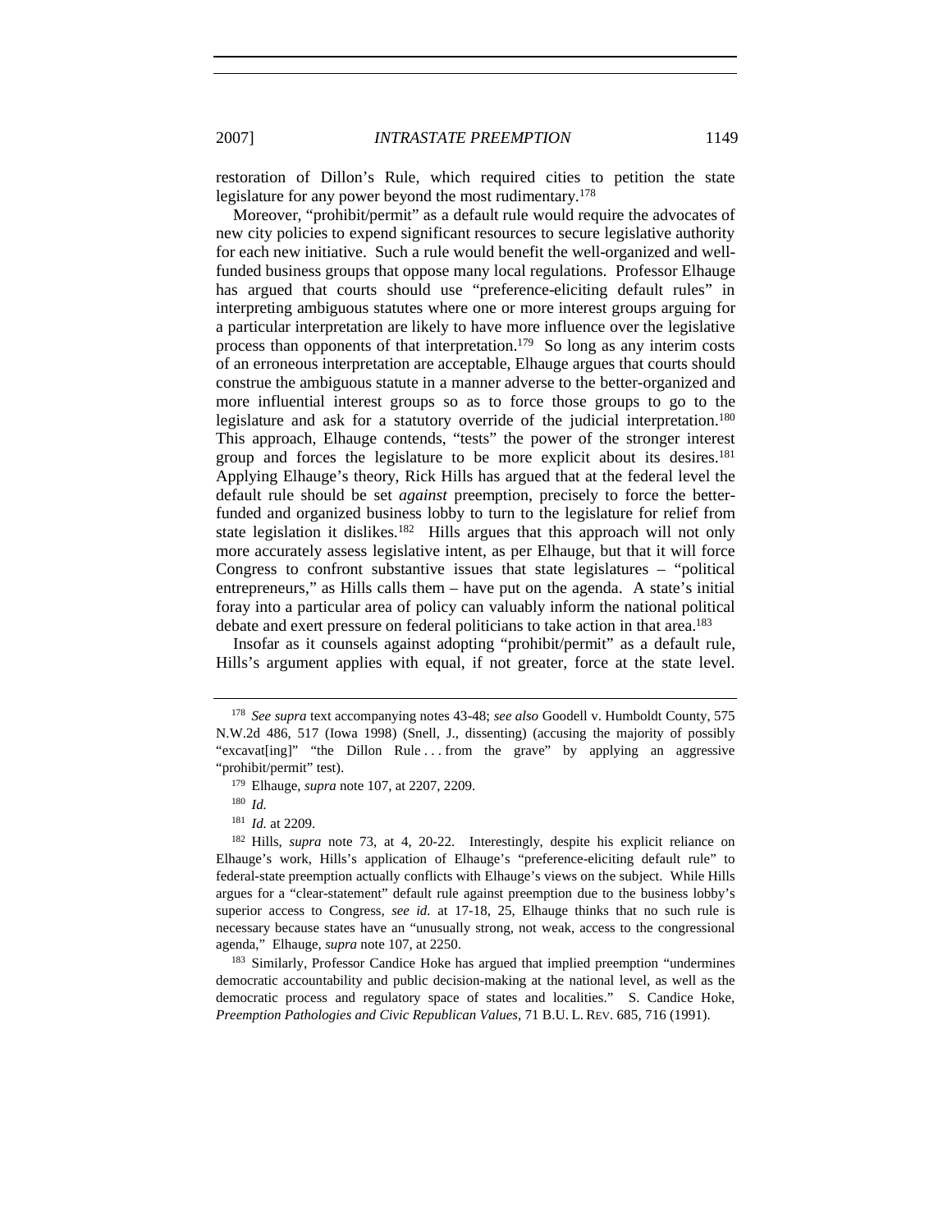restoration of Dillon's Rule, which required cities to petition the state legislature for any power beyond the most rudimentary.[178]

Moreover, "prohibit/permit" as a default rule would require the advocates of new city policies to expend significant resources to secure legislative authority for each new initiative. Such a rule would benefit the well-organized and well-funded business groups that oppose many local regulations. Professor Elhauge has argued that courts should use "preference-eliciting default rules" in interpreting ambiguous statutes where one or more interest groups arguing for a particular interpretation are likely to have more influence over the legislative process than opponents of that interpretation.[179] So long as any interim costs of an erroneous interpretation are acceptable, Elhauge argues that courts should construe the ambiguous statute in a manner adverse to the better-organized and more influential interest groups so as to force those groups to go to the legislature and ask for a statutory override of the judicial interpretation.[180] This approach, Elhauge contends, "tests" the power of the stronger interest group and forces the legislature to be more explicit about its desires.[181] Applying Elhauge's theory, Rick Hills has argued that at the federal level the default rule should be set *against* preemption, precisely to force the better-funded and organized business lobby to turn to the legislature for relief from state legislation it dislikes.[182] Hills argues that this approach will not only more accurately assess legislative intent, as per Elhauge, but that it will force Congress to confront substantive issues that state legislatures – "political entrepreneurs," as Hills calls them – have put on the agenda. A state's initial foray into a particular area of policy can valuably inform the national political debate and exert pressure on federal politicians to take action in that area.[183]

Insofar as it counsels against adopting "prohibit/permit" as a default rule, Hills's argument applies with equal, if not greater, force at the state level.

---

[178] *See supra* text accompanying notes 43-48; *see also* Goodell v. Humboldt County, 575 N.W.2d 486, 517 (Iowa 1998) (Snell, J., dissenting) (accusing the majority of possibly "excavat[ing]" "the Dillon Rule . . . from the grave" by applying an aggressive "prohibit/permit" test).

[179] Elhauge, *supra* note 107, at 2207, 2209.

[180] *Id.*

[181] *Id.* at 2209.

[182] Hills, *supra* note 73, at 4, 20-22. Interestingly, despite his explicit reliance on Elhauge's work, Hills's application of Elhauge's "preference-eliciting default rule" to federal-state preemption actually conflicts with Elhauge's views on the subject. While Hills argues for a "clear-statement" default rule against preemption due to the business lobby's superior access to Congress, *see id.* at 17-18, 25, Elhauge thinks that no such rule is necessary because states have an "unusually strong, not weak, access to the congressional agenda," Elhauge, *supra* note 107, at 2250.

[183] Similarly, Professor Candice Hoke has argued that implied preemption "undermines democratic accountability and public decision-making at the national level, as well as the democratic process and regulatory space of states and localities." S. Candice Hoke, *Preemption Pathologies and Civic Republican Values*, 71 B.U. L. REV. 685, 716 (1991).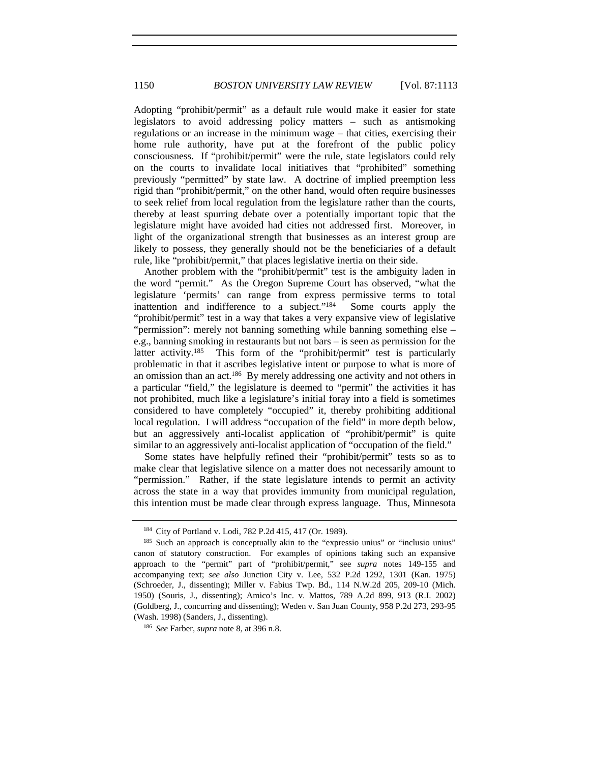Adopting "prohibit/permit" as a default rule would make it easier for state legislators to avoid addressing policy matters – such as antismoking regulations or an increase in the minimum wage – that cities, exercising their home rule authority, have put at the forefront of the public policy consciousness. If "prohibit/permit" were the rule, state legislators could rely on the courts to invalidate local initiatives that "prohibited" something previously "permitted" by state law. A doctrine of implied preemption less rigid than "prohibit/permit," on the other hand, would often require businesses to seek relief from local regulation from the legislature rather than the courts, thereby at least spurring debate over a potentially important topic that the legislature might have avoided had cities not addressed first. Moreover, in light of the organizational strength that businesses as an interest group are likely to possess, they generally should not be the beneficiaries of a default rule, like "prohibit/permit," that places legislative inertia on their side.

Another problem with the "prohibit/permit" test is the ambiguity laden in the word "permit." As the Oregon Supreme Court has observed, "what the legislature 'permits' can range from express permissive terms to total inattention and indifference to a subject."[184] Some courts apply the "prohibit/permit" test in a way that takes a very expansive view of legislative "permission": merely not banning something while banning something else – e.g., banning smoking in restaurants but not bars – is seen as permission for the latter activity.[185] This form of the "prohibit/permit" test is particularly problematic in that it ascribes legislative intent or purpose to what is more of an omission than an act.[186] By merely addressing one activity and not others in a particular "field," the legislature is deemed to "permit" the activities it has not prohibited, much like a legislature's initial foray into a field is sometimes considered to have completely "occupied" it, thereby prohibiting additional local regulation. I will address "occupation of the field" in more depth below, but an aggressively anti-localist application of "prohibit/permit" is quite similar to an aggressively anti-localist application of "occupation of the field."

Some states have helpfully refined their "prohibit/permit" tests so as to make clear that legislative silence on a matter does not necessarily amount to "permission." Rather, if the state legislature intends to permit an activity across the state in a way that provides immunity from municipal regulation, this intention must be made clear through express language. Thus, Minnesota

---

[184] City of Portland v. Lodi, 782 P.2d 415, 417 (Or. 1989).

[185] Such an approach is conceptually akin to the "expressio unius" or "inclusio unius" canon of statutory construction. For examples of opinions taking such an expansive approach to the "permit" part of "prohibit/permit," see *supra* notes 149-155 and accompanying text; *see also* Junction City v. Lee, 532 P.2d 1292, 1301 (Kan. 1975) (Schroeder, J., dissenting); Miller v. Fabius Twp. Bd., 114 N.W.2d 205, 209-10 (Mich. 1950) (Souris, J., dissenting); Amico's Inc. v. Mattos, 789 A.2d 899, 913 (R.I. 2002) (Goldberg, J., concurring and dissenting); Weden v. San Juan County, 958 P.2d 273, 293-95 (Wash. 1998) (Sanders, J., dissenting).

[186] *See* Farber, *supra* note 8, at 396 n.8.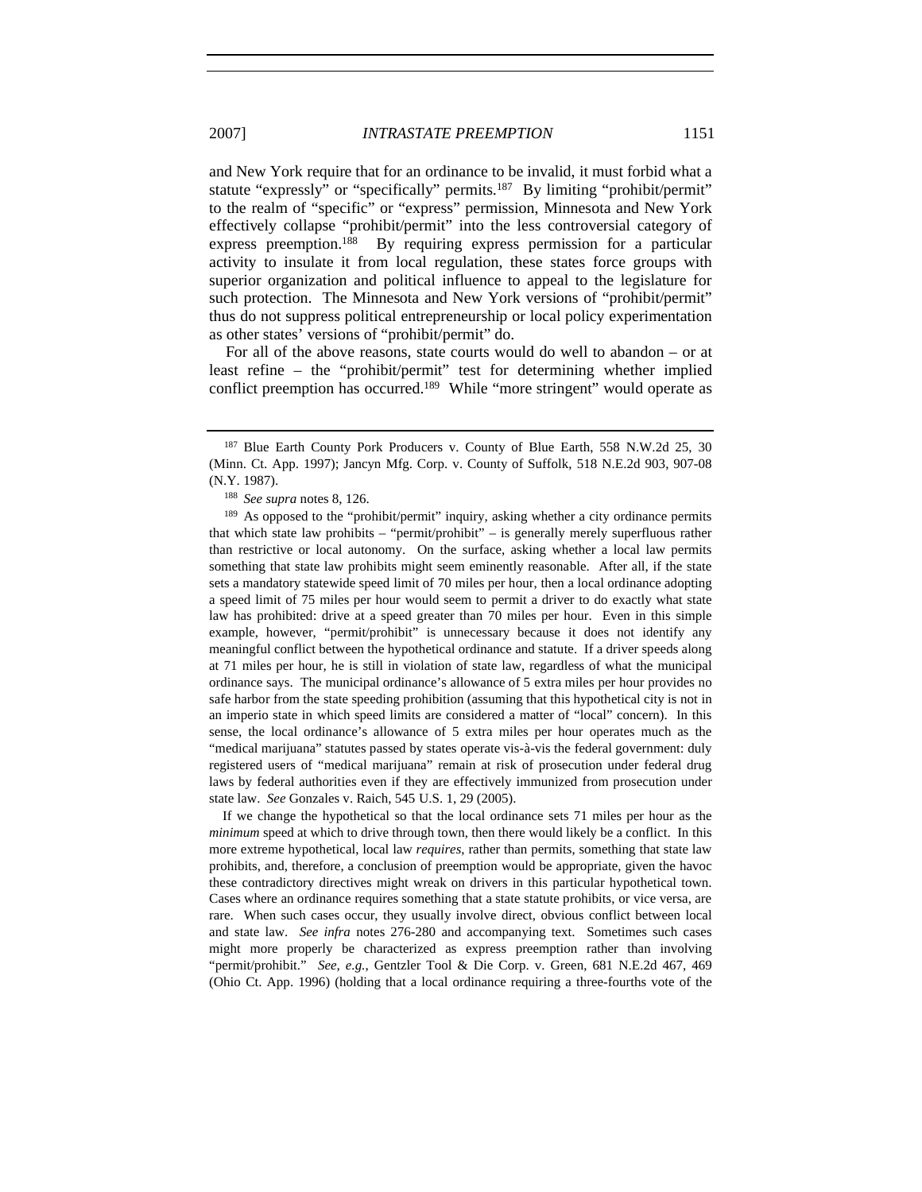and New York require that for an ordinance to be invalid, it must forbid what a statute "expressly" or "specifically" permits.[187] By limiting "prohibit/permit" to the realm of "specific" or "express" permission, Minnesota and New York effectively collapse "prohibit/permit" into the less controversial category of express preemption.[188] By requiring express permission for a particular activity to insulate it from local regulation, these states force groups with superior organization and political influence to appeal to the legislature for such protection. The Minnesota and New York versions of "prohibit/permit" thus do not suppress political entrepreneurship or local policy experimentation as other states' versions of "prohibit/permit" do.

For all of the above reasons, state courts would do well to abandon – or at least refine – the "prohibit/permit" test for determining whether implied conflict preemption has occurred.[189] While "more stringent" would operate as

---

[187] Blue Earth County Pork Producers v. County of Blue Earth, 558 N.W.2d 25, 30 (Minn. Ct. App. 1997); Jancyn Mfg. Corp. v. County of Suffolk, 518 N.E.2d 903, 907-08 (N.Y. 1987).

[188] *See supra* notes 8, 126.

[189] As opposed to the "prohibit/permit" inquiry, asking whether a city ordinance permits that which state law prohibits – "permit/prohibit" – is generally merely superfluous rather than restrictive or local autonomy. On the surface, asking whether a local law permits something that state law prohibits might seem eminently reasonable. After all, if the state sets a mandatory statewide speed limit of 70 miles per hour, then a local ordinance adopting a speed limit of 75 miles per hour would seem to permit a driver to do exactly what state law has prohibited: drive at a speed greater than 70 miles per hour. Even in this simple example, however, "permit/prohibit" is unnecessary because it does not identify any meaningful conflict between the hypothetical ordinance and statute. If a driver speeds along at 71 miles per hour, he is still in violation of state law, regardless of what the municipal ordinance says. The municipal ordinance's allowance of 5 extra miles per hour provides no safe harbor from the state speeding prohibition (assuming that this hypothetical city is not in an imperio state in which speed limits are considered a matter of "local" concern). In this sense, the local ordinance's allowance of 5 extra miles per hour operates much as the "medical marijuana" statutes passed by states operate vis-à-vis the federal government: duly registered users of "medical marijuana" remain at risk of prosecution under federal drug laws by federal authorities even if they are effectively immunized from prosecution under state law. *See* Gonzales v. Raich, 545 U.S. 1, 29 (2005).

If we change the hypothetical so that the local ordinance sets 71 miles per hour as the *minimum* speed at which to drive through town, then there would likely be a conflict. In this more extreme hypothetical, local law *requires*, rather than permits, something that state law prohibits, and, therefore, a conclusion of preemption would be appropriate, given the havoc these contradictory directives might wreak on drivers in this particular hypothetical town. Cases where an ordinance requires something that a state statute prohibits, or vice versa, are rare. When such cases occur, they usually involve direct, obvious conflict between local and state law. *See infra* notes 276-280 and accompanying text. Sometimes such cases might more properly be characterized as express preemption rather than involving "permit/prohibit." *See, e.g.*, Gentzler Tool & Die Corp. v. Green, 681 N.E.2d 467, 469 (Ohio Ct. App. 1996) (holding that a local ordinance requiring a three-fourths vote of the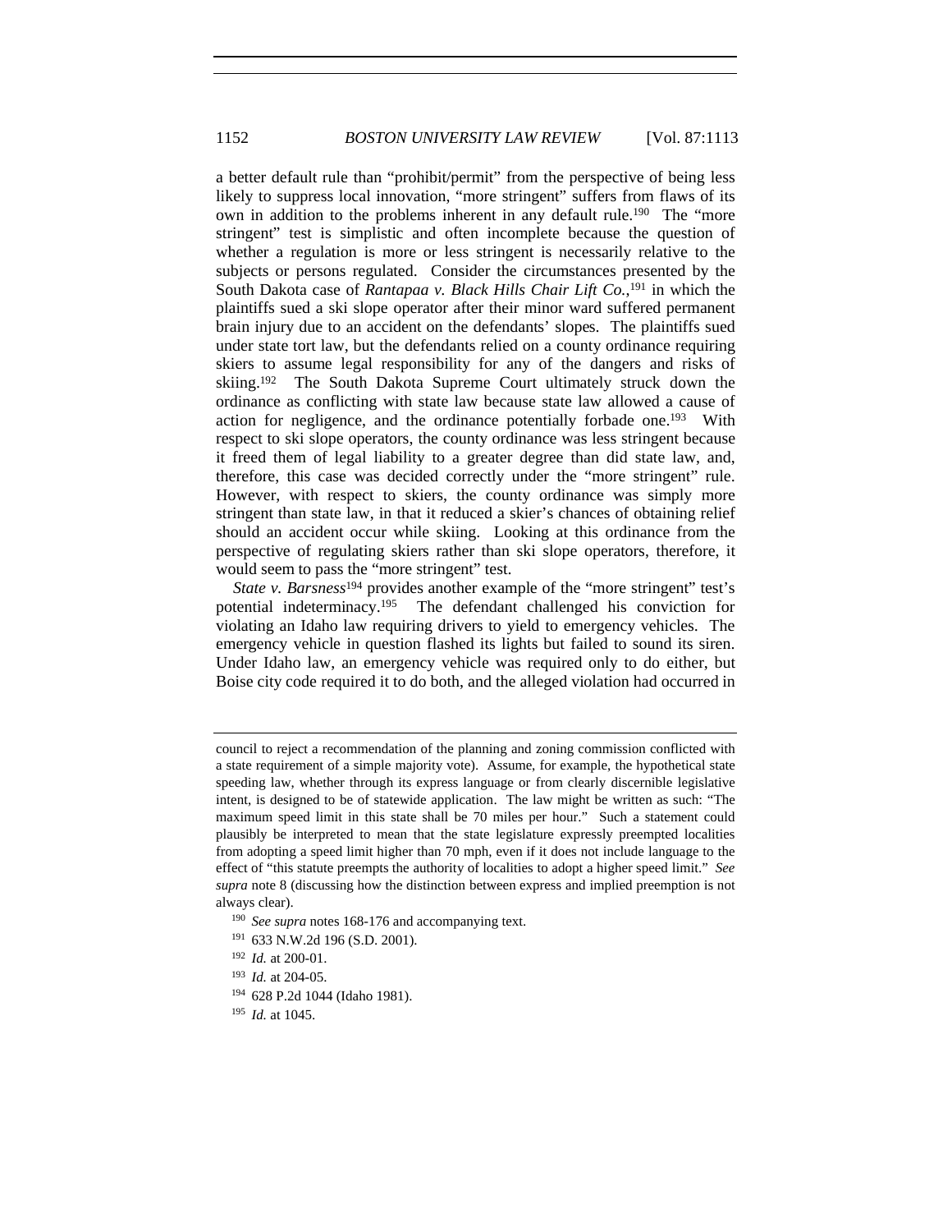a better default rule than "prohibit/permit" from the perspective of being less likely to suppress local innovation, "more stringent" suffers from flaws of its own in addition to the problems inherent in any default rule.[190] The "more stringent" test is simplistic and often incomplete because the question of whether a regulation is more or less stringent is necessarily relative to the subjects or persons regulated. Consider the circumstances presented by the South Dakota case of *Rantapaa v. Black Hills Chair Lift Co.*,[191] in which the plaintiffs sued a ski slope operator after their minor ward suffered permanent brain injury due to an accident on the defendants' slopes. The plaintiffs sued under state tort law, but the defendants relied on a county ordinance requiring skiers to assume legal responsibility for any of the dangers and risks of skiing.[192] The South Dakota Supreme Court ultimately struck down the ordinance as conflicting with state law because state law allowed a cause of action for negligence, and the ordinance potentially forbade one.[193] With respect to ski slope operators, the county ordinance was less stringent because it freed them of legal liability to a greater degree than did state law, and, therefore, this case was decided correctly under the "more stringent" rule. However, with respect to skiers, the county ordinance was simply more stringent than state law, in that it reduced a skier's chances of obtaining relief should an accident occur while skiing. Looking at this ordinance from the perspective of regulating skiers rather than ski slope operators, therefore, it would seem to pass the "more stringent" test.

*State v. Barsness*[194] provides another example of the "more stringent" test's potential indeterminacy.[195] The defendant challenged his conviction for violating an Idaho law requiring drivers to yield to emergency vehicles. The emergency vehicle in question flashed its lights but failed to sound its siren. Under Idaho law, an emergency vehicle was required only to do either, but Boise city code required it to do both, and the alleged violation had occurred in

---

council to reject a recommendation of the planning and zoning commission conflicted with a state requirement of a simple majority vote). Assume, for example, the hypothetical state speeding law, whether through its express language or from clearly discernible legislative intent, is designed to be of statewide application. The law might be written as such: "The maximum speed limit in this state shall be 70 miles per hour." Such a statement could plausibly be interpreted to mean that the state legislature expressly preempted localities from adopting a speed limit higher than 70 mph, even if it does not include language to the effect of "this statute preempts the authority of localities to adopt a higher speed limit." *See supra* note 8 (discussing how the distinction between express and implied preemption is not always clear).

[190] *See supra* notes 168-176 and accompanying text.

[191] 633 N.W.2d 196 (S.D. 2001).

[192] *Id.* at 200-01.

[193] *Id.* at 204-05.

[194] 628 P.2d 1044 (Idaho 1981).

[195] *Id.* at 1045.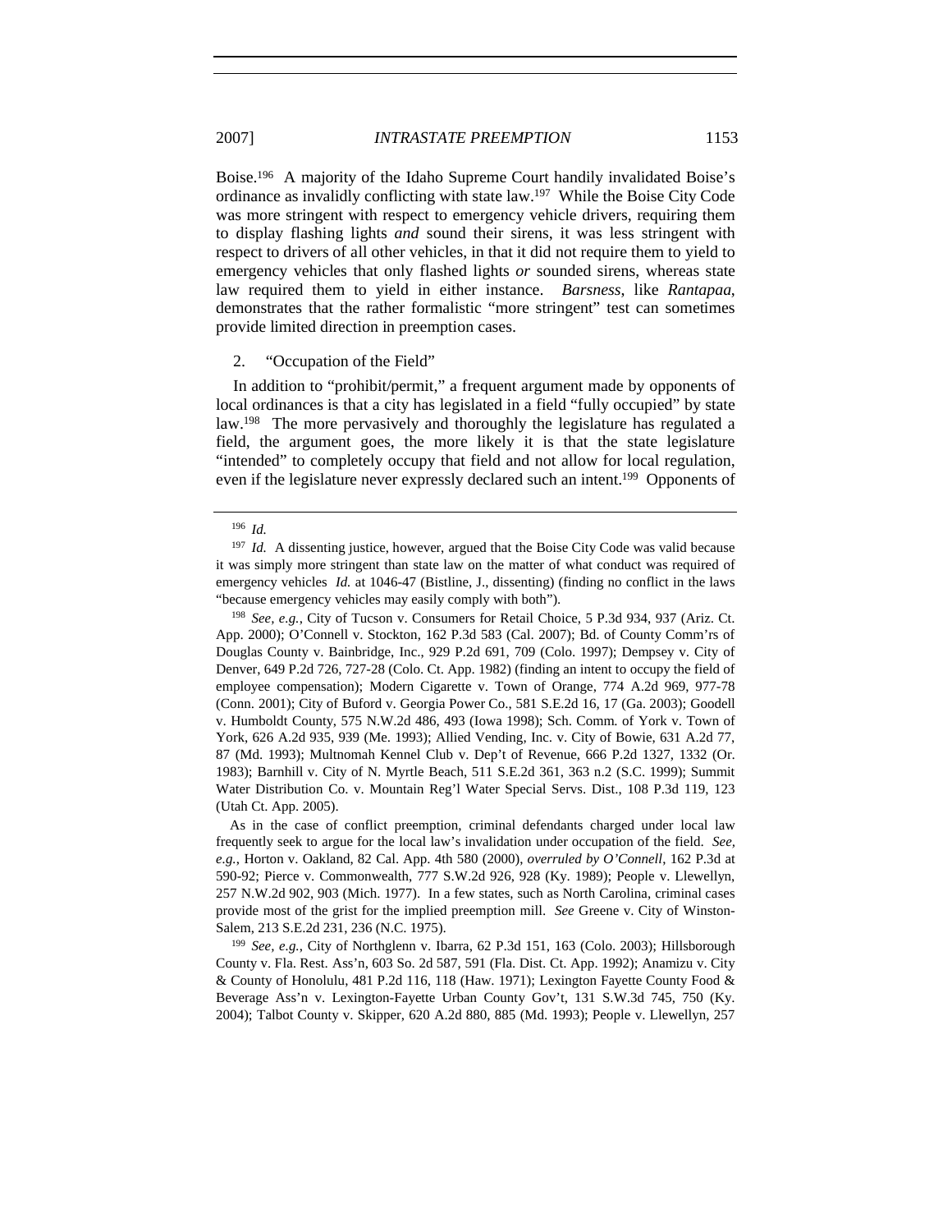Boise.[196] A majority of the Idaho Supreme Court handily invalidated Boise's ordinance as invalidly conflicting with state law.[197] While the Boise City Code was more stringent with respect to emergency vehicle drivers, requiring them to display flashing lights *and* sound their sirens, it was less stringent with respect to drivers of all other vehicles, in that it did not require them to yield to emergency vehicles that only flashed lights *or* sounded sirens, whereas state law required them to yield in either instance. *Barsness*, like *Rantapaa*, demonstrates that the rather formalistic "more stringent" test can sometimes provide limited direction in preemption cases.

### 2. "Occupation of the Field"

In addition to "prohibit/permit," a frequent argument made by opponents of local ordinances is that a city has legislated in a field "fully occupied" by state law.[198] The more pervasively and thoroughly the legislature has regulated a field, the argument goes, the more likely it is that the state legislature "intended" to completely occupy that field and not allow for local regulation, even if the legislature never expressly declared such an intent.[199] Opponents of

---

[196] *Id.*

[197] *Id.* A dissenting justice, however, argued that the Boise City Code was valid because it was simply more stringent than state law on the matter of what conduct was required of emergency vehicles *Id.* at 1046-47 (Bistline, J., dissenting) (finding no conflict in the laws "because emergency vehicles may easily comply with both").

[198] *See, e.g.*, City of Tucson v. Consumers for Retail Choice, 5 P.3d 934, 937 (Ariz. Ct. App. 2000); O'Connell v. Stockton, 162 P.3d 583 (Cal. 2007); Bd. of County Comm'rs of Douglas County v. Bainbridge, Inc., 929 P.2d 691, 709 (Colo. 1997); Dempsey v. City of Denver, 649 P.2d 726, 727-28 (Colo. Ct. App. 1982) (finding an intent to occupy the field of employee compensation); Modern Cigarette v. Town of Orange, 774 A.2d 969, 977-78 (Conn. 2001); City of Buford v. Georgia Power Co., 581 S.E.2d 16, 17 (Ga. 2003); Goodell v. Humboldt County, 575 N.W.2d 486, 493 (Iowa 1998); Sch. Comm. of York v. Town of York, 626 A.2d 935, 939 (Me. 1993); Allied Vending, Inc. v. City of Bowie, 631 A.2d 77, 87 (Md. 1993); Multnomah Kennel Club v. Dep't of Revenue, 666 P.2d 1327, 1332 (Or. 1983); Barnhill v. City of N. Myrtle Beach, 511 S.E.2d 361, 363 n.2 (S.C. 1999); Summit Water Distribution Co. v. Mountain Reg'l Water Special Servs. Dist., 108 P.3d 119, 123 (Utah Ct. App. 2005).

As in the case of conflict preemption, criminal defendants charged under local law frequently seek to argue for the local law's invalidation under occupation of the field. *See, e.g.*, Horton v. Oakland, 82 Cal. App. 4th 580 (2000), *overruled by O'Connell*, 162 P.3d at 590-92; Pierce v. Commonwealth, 777 S.W.2d 926, 928 (Ky. 1989); People v. Llewellyn, 257 N.W.2d 902, 903 (Mich. 1977). In a few states, such as North Carolina, criminal cases provide most of the grist for the implied preemption mill. *See* Greene v. City of Winston-Salem, 213 S.E.2d 231, 236 (N.C. 1975).

[199] *See, e.g.*, City of Northglenn v. Ibarra, 62 P.3d 151, 163 (Colo. 2003); Hillsborough County v. Fla. Rest. Ass'n, 603 So. 2d 587, 591 (Fla. Dist. Ct. App. 1992); Anamizu v. City & County of Honolulu, 481 P.2d 116, 118 (Haw. 1971); Lexington Fayette County Food & Beverage Ass'n v. Lexington-Fayette Urban County Gov't, 131 S.W.3d 745, 750 (Ky. 2004); Talbot County v. Skipper, 620 A.2d 880, 885 (Md. 1993); People v. Llewellyn, 257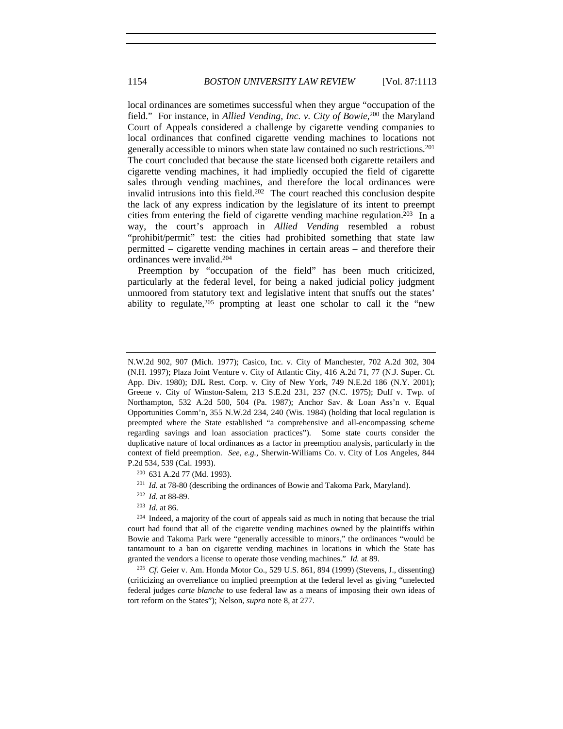local ordinances are sometimes successful when they argue "occupation of the field." For instance, in *Allied Vending, Inc. v. City of Bowie*,[200] the Maryland Court of Appeals considered a challenge by cigarette vending companies to local ordinances that confined cigarette vending machines to locations not generally accessible to minors when state law contained no such restrictions.[201] The court concluded that because the state licensed both cigarette retailers and cigarette vending machines, it had impliedly occupied the field of cigarette sales through vending machines, and therefore the local ordinances were invalid intrusions into this field.[202] The court reached this conclusion despite the lack of any express indication by the legislature of its intent to preempt cities from entering the field of cigarette vending machine regulation.[203] In a way, the court's approach in *Allied Vending* resembled a robust "prohibit/permit" test: the cities had prohibited something that state law permitted – cigarette vending machines in certain areas – and therefore their ordinances were invalid.[204]

Preemption by "occupation of the field" has been much criticized, particularly at the federal level, for being a naked judicial policy judgment unmoored from statutory text and legislative intent that snuffs out the states' ability to regulate,[205] prompting at least one scholar to call it the "new

---

N.W.2d 902, 907 (Mich. 1977); Casico, Inc. v. City of Manchester, 702 A.2d 302, 304 (N.H. 1997); Plaza Joint Venture v. City of Atlantic City, 416 A.2d 71, 77 (N.J. Super. Ct. App. Div. 1980); DJL Rest. Corp. v. City of New York, 749 N.E.2d 186 (N.Y. 2001); Greene v. City of Winston-Salem, 213 S.E.2d 231, 237 (N.C. 1975); Duff v. Twp. of Northampton, 532 A.2d 500, 504 (Pa. 1987); Anchor Sav. & Loan Ass'n v. Equal Opportunities Comm'n, 355 N.W.2d 234, 240 (Wis. 1984) (holding that local regulation is preempted where the State established "a comprehensive and all-encompassing scheme regarding savings and loan association practices"). Some state courts consider the duplicative nature of local ordinances as a factor in preemption analysis, particularly in the context of field preemption. *See, e.g.*, Sherwin-Williams Co. v. City of Los Angeles, 844 P.2d 534, 539 (Cal. 1993).

[200] 631 A.2d 77 (Md. 1993).

[201] *Id.* at 78-80 (describing the ordinances of Bowie and Takoma Park, Maryland).

[202] *Id.* at 88-89.

[203] *Id.* at 86.

[204] Indeed, a majority of the court of appeals said as much in noting that because the trial court had found that all of the cigarette vending machines owned by the plaintiffs within Bowie and Takoma Park were "generally accessible to minors," the ordinances "would be tantamount to a ban on cigarette vending machines in locations in which the State has granted the vendors a license to operate those vending machines." *Id.* at 89.

[205] *Cf.* Geier v. Am. Honda Motor Co., 529 U.S. 861, 894 (1999) (Stevens, J., dissenting) (criticizing an overreliance on implied preemption at the federal level as giving "unelected federal judges *carte blanche* to use federal law as a means of imposing their own ideas of tort reform on the States"); Nelson, *supra* note 8, at 277.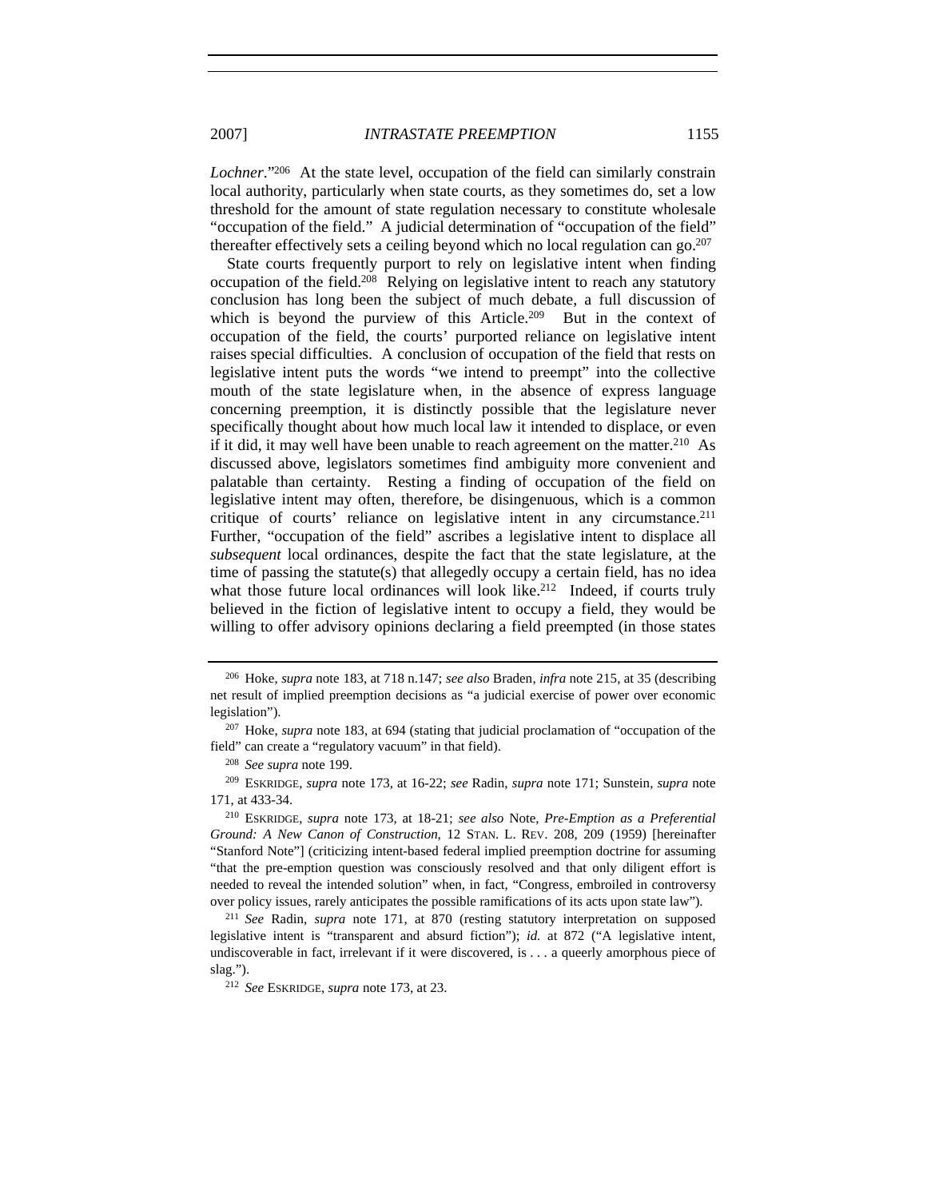*Lochner*."[206] At the state level, occupation of the field can similarly constrain local authority, particularly when state courts, as they sometimes do, set a low threshold for the amount of state regulation necessary to constitute wholesale "occupation of the field." A judicial determination of "occupation of the field" thereafter effectively sets a ceiling beyond which no local regulation can go.[207]

State courts frequently purport to rely on legislative intent when finding occupation of the field.[208] Relying on legislative intent to reach any statutory conclusion has long been the subject of much debate, a full discussion of which is beyond the purview of this Article.[209] But in the context of occupation of the field, the courts' purported reliance on legislative intent raises special difficulties. A conclusion of occupation of the field that rests on legislative intent puts the words "we intend to preempt" into the collective mouth of the state legislature when, in the absence of express language concerning preemption, it is distinctly possible that the legislature never specifically thought about how much local law it intended to displace, or even if it did, it may well have been unable to reach agreement on the matter.[210] As discussed above, legislators sometimes find ambiguity more convenient and palatable than certainty. Resting a finding of occupation of the field on legislative intent may often, therefore, be disingenuous, which is a common critique of courts' reliance on legislative intent in any circumstance.[211] Further, "occupation of the field" ascribes a legislative intent to displace all *subsequent* local ordinances, despite the fact that the state legislature, at the time of passing the statute(s) that allegedly occupy a certain field, has no idea what those future local ordinances will look like.[212] Indeed, if courts truly believed in the fiction of legislative intent to occupy a field, they would be willing to offer advisory opinions declaring a field preempted (in those states

---

[206] Hoke, *supra* note 183, at 718 n.147; *see also* Braden, *infra* note 215, at 35 (describing net result of implied preemption decisions as "a judicial exercise of power over economic legislation").

[207] Hoke, *supra* note 183, at 694 (stating that judicial proclamation of "occupation of the field" can create a "regulatory vacuum" in that field).

[208] *See supra* note 199.

[209] ESKRIDGE, *supra* note 173, at 16-22; *see* Radin, *supra* note 171; Sunstein, *supra* note 171, at 433-34.

[210] ESKRIDGE, *supra* note 173, at 18-21; *see also* Note, *Pre-Emption as a Preferential Ground: A New Canon of Construction*, 12 STAN. L. REV. 208, 209 (1959) [hereinafter "Stanford Note"] (criticizing intent-based federal implied preemption doctrine for assuming "that the pre-emption question was consciously resolved and that only diligent effort is needed to reveal the intended solution" when, in fact, "Congress, embroiled in controversy over policy issues, rarely anticipates the possible ramifications of its acts upon state law").

[211] *See* Radin, *supra* note 171, at 870 (resting statutory interpretation on supposed legislative intent is "transparent and absurd fiction"); *id.* at 872 ("A legislative intent, undiscoverable in fact, irrelevant if it were discovered, is . . . a queerly amorphous piece of slag.").

[212] *See* ESKRIDGE, *supra* note 173, at 23.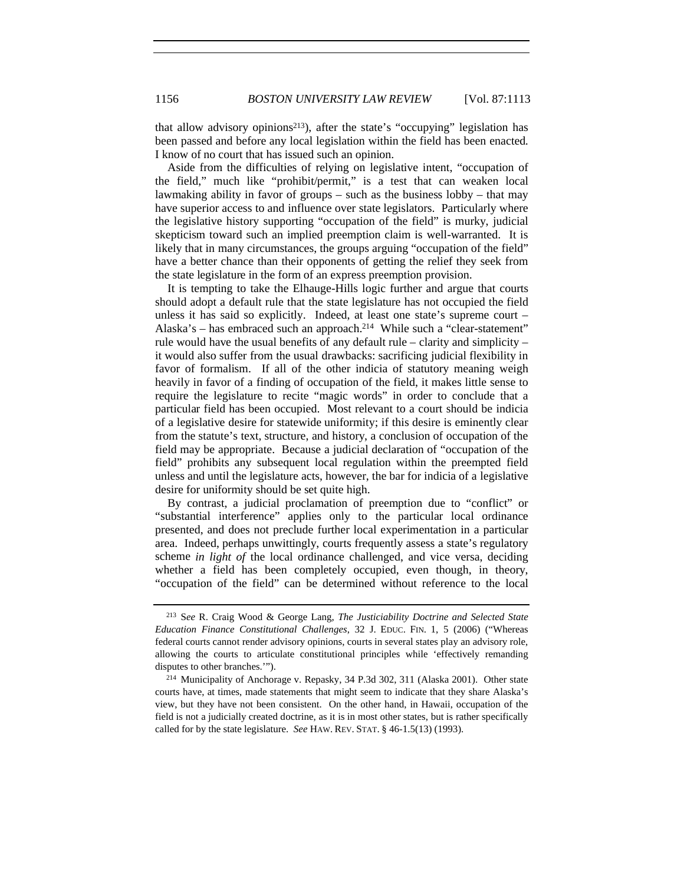that allow advisory opinions[213]), after the state's "occupying" legislation has been passed and before any local legislation within the field has been enacted. I know of no court that has issued such an opinion.

Aside from the difficulties of relying on legislative intent, "occupation of the field," much like "prohibit/permit," is a test that can weaken local lawmaking ability in favor of groups – such as the business lobby – that may have superior access to and influence over state legislators. Particularly where the legislative history supporting "occupation of the field" is murky, judicial skepticism toward such an implied preemption claim is well-warranted. It is likely that in many circumstances, the groups arguing "occupation of the field" have a better chance than their opponents of getting the relief they seek from the state legislature in the form of an express preemption provision.

It is tempting to take the Elhauge-Hills logic further and argue that courts should adopt a default rule that the state legislature has not occupied the field unless it has said so explicitly. Indeed, at least one state's supreme court – Alaska's – has embraced such an approach.[214] While such a "clear-statement" rule would have the usual benefits of any default rule – clarity and simplicity – it would also suffer from the usual drawbacks: sacrificing judicial flexibility in favor of formalism. If all of the other indicia of statutory meaning weigh heavily in favor of a finding of occupation of the field, it makes little sense to require the legislature to recite "magic words" in order to conclude that a particular field has been occupied. Most relevant to a court should be indicia of a legislative desire for statewide uniformity; if this desire is eminently clear from the statute's text, structure, and history, a conclusion of occupation of the field may be appropriate. Because a judicial declaration of "occupation of the field" prohibits any subsequent local regulation within the preempted field unless and until the legislature acts, however, the bar for indicia of a legislative desire for uniformity should be set quite high.

By contrast, a judicial proclamation of preemption due to "conflict" or "substantial interference" applies only to the particular local ordinance presented, and does not preclude further local experimentation in a particular area. Indeed, perhaps unwittingly, courts frequently assess a state's regulatory scheme *in light of* the local ordinance challenged, and vice versa, deciding whether a field has been completely occupied, even though, in theory, "occupation of the field" can be determined without reference to the local

---

[213] S*ee* R. Craig Wood & George Lang, *The Justiciability Doctrine and Selected State Education Finance Constitutional Challenges*, 32 J. EDUC. FIN. 1, 5 (2006) ("Whereas federal courts cannot render advisory opinions, courts in several states play an advisory role, allowing the courts to articulate constitutional principles while 'effectively remanding disputes to other branches.'").

[214] Municipality of Anchorage v. Repasky, 34 P.3d 302, 311 (Alaska 2001). Other state courts have, at times, made statements that might seem to indicate that they share Alaska's view, but they have not been consistent. On the other hand, in Hawaii, occupation of the field is not a judicially created doctrine, as it is in most other states, but is rather specifically called for by the state legislature. *See* HAW. REV. STAT. § 46-1.5(13) (1993).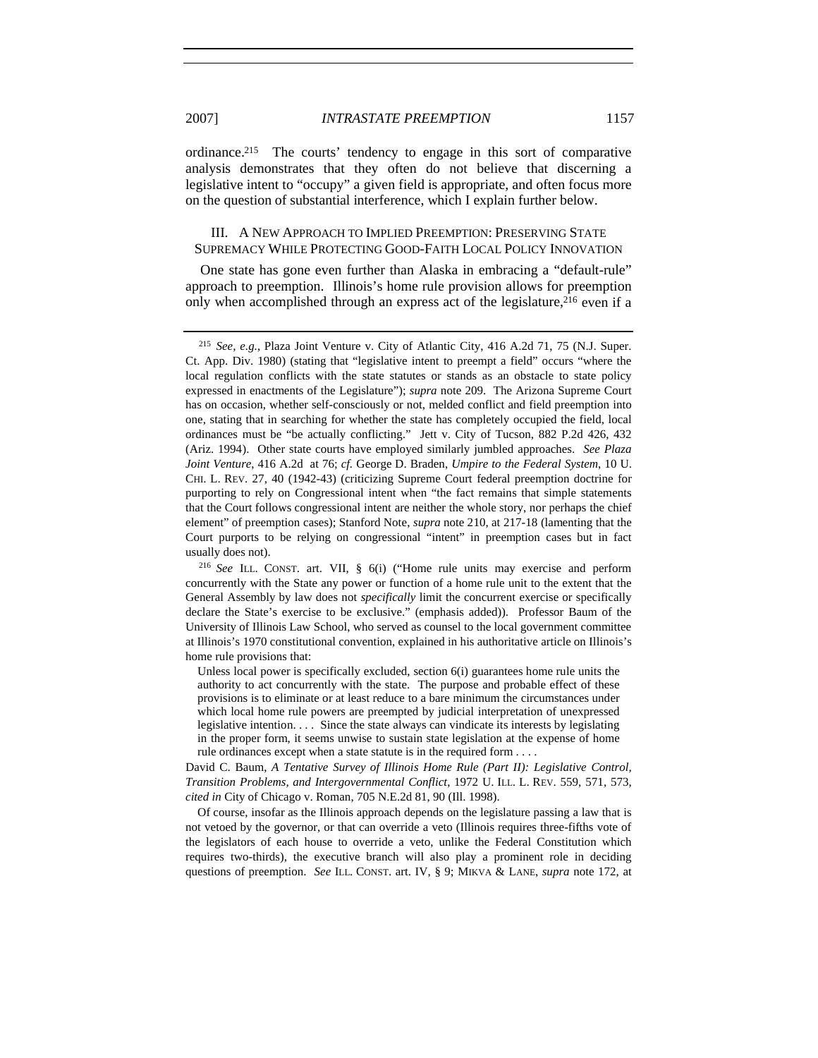ordinance.[215] The courts' tendency to engage in this sort of comparative analysis demonstrates that they often do not believe that discerning a legislative intent to "occupy" a given field is appropriate, and often focus more on the question of substantial interference, which I explain further below.

## III. A NEW APPROACH TO IMPLIED PREEMPTION: PRESERVING STATE SUPREMACY WHILE PROTECTING GOOD-FAITH LOCAL POLICY INNOVATION

One state has gone even further than Alaska in embracing a "default-rule" approach to preemption. Illinois's home rule provision allows for preemption only when accomplished through an express act of the legislature,[216] even if a

---

[215] *See, e.g.*, Plaza Joint Venture v. City of Atlantic City, 416 A.2d 71, 75 (N.J. Super. Ct. App. Div. 1980) (stating that "legislative intent to preempt a field" occurs "where the local regulation conflicts with the state statutes or stands as an obstacle to state policy expressed in enactments of the Legislature"); *supra* note 209. The Arizona Supreme Court has on occasion, whether self-consciously or not, melded conflict and field preemption into one, stating that in searching for whether the state has completely occupied the field, local ordinances must be "be actually conflicting." Jett v. City of Tucson, 882 P.2d 426, 432 (Ariz. 1994). Other state courts have employed similarly jumbled approaches. *See Plaza Joint Venture*, 416 A.2d at 76; *cf.* George D. Braden, *Umpire to the Federal System*, 10 U. CHI. L. REV. 27, 40 (1942-43) (criticizing Supreme Court federal preemption doctrine for purporting to rely on Congressional intent when "the fact remains that simple statements that the Court follows congressional intent are neither the whole story, nor perhaps the chief element" of preemption cases); Stanford Note, *supra* note 210, at 217-18 (lamenting that the Court purports to be relying on congressional "intent" in preemption cases but in fact usually does not).

[216] *See* ILL. CONST. art. VII, § 6(i) ("Home rule units may exercise and perform concurrently with the State any power or function of a home rule unit to the extent that the General Assembly by law does not *specifically* limit the concurrent exercise or specifically declare the State's exercise to be exclusive." (emphasis added)). Professor Baum of the University of Illinois Law School, who served as counsel to the local government committee at Illinois's 1970 constitutional convention, explained in his authoritative article on Illinois's home rule provisions that:

> Unless local power is specifically excluded, section 6(i) guarantees home rule units the authority to act concurrently with the state. The purpose and probable effect of these provisions is to eliminate or at least reduce to a bare minimum the circumstances under which local home rule powers are preempted by judicial interpretation of unexpressed legislative intention. . . . Since the state always can vindicate its interests by legislating in the proper form, it seems unwise to sustain state legislation at the expense of home rule ordinances except when a state statute is in the required form . . . .

David C. Baum, *A Tentative Survey of Illinois Home Rule (Part II): Legislative Control, Transition Problems, and Intergovernmental Conflict*, 1972 U. ILL. L. REV. 559, 571, 573, *cited in* City of Chicago v. Roman, 705 N.E.2d 81, 90 (Ill. 1998).

Of course, insofar as the Illinois approach depends on the legislature passing a law that is not vetoed by the governor, or that can override a veto (Illinois requires three-fifths vote of the legislators of each house to override a veto, unlike the Federal Constitution which requires two-thirds), the executive branch will also play a prominent role in deciding questions of preemption. *See* ILL. CONST. art. IV, § 9; MIKVA & LANE, *supra* note 172, at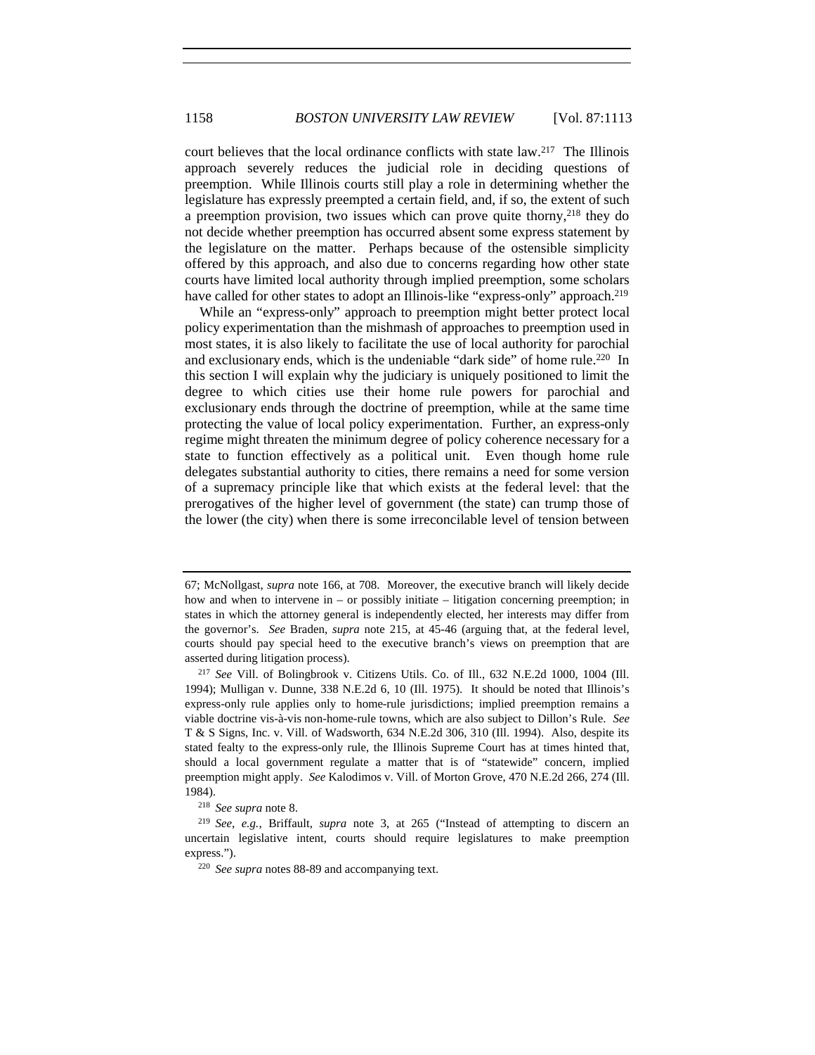court believes that the local ordinance conflicts with state law.[217] The Illinois approach severely reduces the judicial role in deciding questions of preemption. While Illinois courts still play a role in determining whether the legislature has expressly preempted a certain field, and, if so, the extent of such a preemption provision, two issues which can prove quite thorny,[218] they do not decide whether preemption has occurred absent some express statement by the legislature on the matter. Perhaps because of the ostensible simplicity offered by this approach, and also due to concerns regarding how other state courts have limited local authority through implied preemption, some scholars have called for other states to adopt an Illinois-like "express-only" approach.[219]

While an "express-only" approach to preemption might better protect local policy experimentation than the mishmash of approaches to preemption used in most states, it is also likely to facilitate the use of local authority for parochial and exclusionary ends, which is the undeniable "dark side" of home rule.[220] In this section I will explain why the judiciary is uniquely positioned to limit the degree to which cities use their home rule powers for parochial and exclusionary ends through the doctrine of preemption, while at the same time protecting the value of local policy experimentation. Further, an express-only regime might threaten the minimum degree of policy coherence necessary for a state to function effectively as a political unit. Even though home rule delegates substantial authority to cities, there remains a need for some version of a supremacy principle like that which exists at the federal level: that the prerogatives of the higher level of government (the state) can trump those of the lower (the city) when there is some irreconcilable level of tension between

---

67; McNollgast, *supra* note 166, at 708. Moreover, the executive branch will likely decide how and when to intervene in – or possibly initiate – litigation concerning preemption; in states in which the attorney general is independently elected, her interests may differ from the governor's. *See* Braden, *supra* note 215, at 45-46 (arguing that, at the federal level, courts should pay special heed to the executive branch's views on preemption that are asserted during litigation process).

[217] *See* Vill. of Bolingbrook v. Citizens Utils. Co. of Ill., 632 N.E.2d 1000, 1004 (Ill. 1994); Mulligan v. Dunne, 338 N.E.2d 6, 10 (Ill. 1975). It should be noted that Illinois's express-only rule applies only to home-rule jurisdictions; implied preemption remains a viable doctrine vis-à-vis non-home-rule towns, which are also subject to Dillon's Rule. *See* T & S Signs, Inc. v. Vill. of Wadsworth, 634 N.E.2d 306, 310 (Ill. 1994). Also, despite its stated fealty to the express-only rule, the Illinois Supreme Court has at times hinted that, should a local government regulate a matter that is of "statewide" concern, implied preemption might apply. *See* Kalodimos v. Vill. of Morton Grove, 470 N.E.2d 266, 274 (Ill. 1984).

[218] *See supra* note 8.

[219] *See, e.g.*, Briffault, *supra* note 3, at 265 ("Instead of attempting to discern an uncertain legislative intent, courts should require legislatures to make preemption express.").

[220] *See supra* notes 88-89 and accompanying text.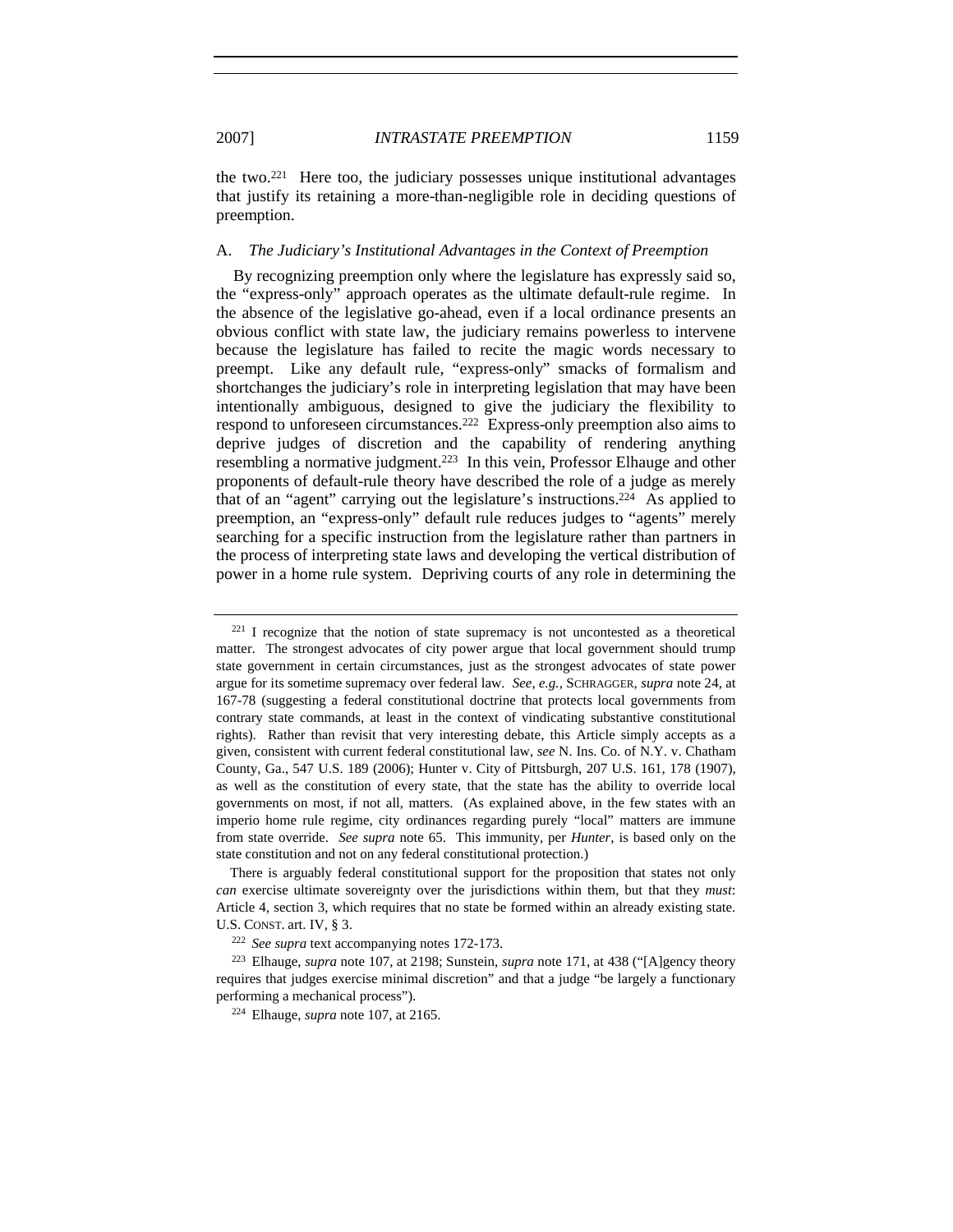the two.[221] Here too, the judiciary possesses unique institutional advantages that justify its retaining a more-than-negligible role in deciding questions of preemption.

### A. *The Judiciary's Institutional Advantages in the Context of Preemption*

By recognizing preemption only where the legislature has expressly said so, the "express-only" approach operates as the ultimate default-rule regime. In the absence of the legislative go-ahead, even if a local ordinance presents an obvious conflict with state law, the judiciary remains powerless to intervene because the legislature has failed to recite the magic words necessary to preempt. Like any default rule, "express-only" smacks of formalism and shortchanges the judiciary's role in interpreting legislation that may have been intentionally ambiguous, designed to give the judiciary the flexibility to respond to unforeseen circumstances.[222] Express-only preemption also aims to deprive judges of discretion and the capability of rendering anything resembling a normative judgment.[223] In this vein, Professor Elhauge and other proponents of default-rule theory have described the role of a judge as merely that of an "agent" carrying out the legislature's instructions.[224] As applied to preemption, an "express-only" default rule reduces judges to "agents" merely searching for a specific instruction from the legislature rather than partners in the process of interpreting state laws and developing the vertical distribution of power in a home rule system. Depriving courts of any role in determining the

---

[221] I recognize that the notion of state supremacy is not uncontested as a theoretical matter. The strongest advocates of city power argue that local government should trump state government in certain circumstances, just as the strongest advocates of state power argue for its sometime supremacy over federal law. *See, e.g.*, SCHRAGGER, *supra* note 24, at 167-78 (suggesting a federal constitutional doctrine that protects local governments from contrary state commands, at least in the context of vindicating substantive constitutional rights). Rather than revisit that very interesting debate, this Article simply accepts as a given, consistent with current federal constitutional law, *see* N. Ins. Co. of N.Y. v. Chatham County, Ga., 547 U.S. 189 (2006); Hunter v. City of Pittsburgh, 207 U.S. 161, 178 (1907), as well as the constitution of every state, that the state has the ability to override local governments on most, if not all, matters. (As explained above, in the few states with an imperio home rule regime, city ordinances regarding purely "local" matters are immune from state override. *See supra* note 65. This immunity, per *Hunter*, is based only on the state constitution and not on any federal constitutional protection.)

There is arguably federal constitutional support for the proposition that states not only *can* exercise ultimate sovereignty over the jurisdictions within them, but that they *must*: Article 4, section 3, which requires that no state be formed within an already existing state. U.S. CONST. art. IV, § 3.

[222] *See supra* text accompanying notes 172-173.

[223] Elhauge, *supra* note 107, at 2198; Sunstein, *supra* note 171, at 438 ("[A]gency theory requires that judges exercise minimal discretion" and that a judge "be largely a functionary performing a mechanical process").

[224] Elhauge, *supra* note 107, at 2165.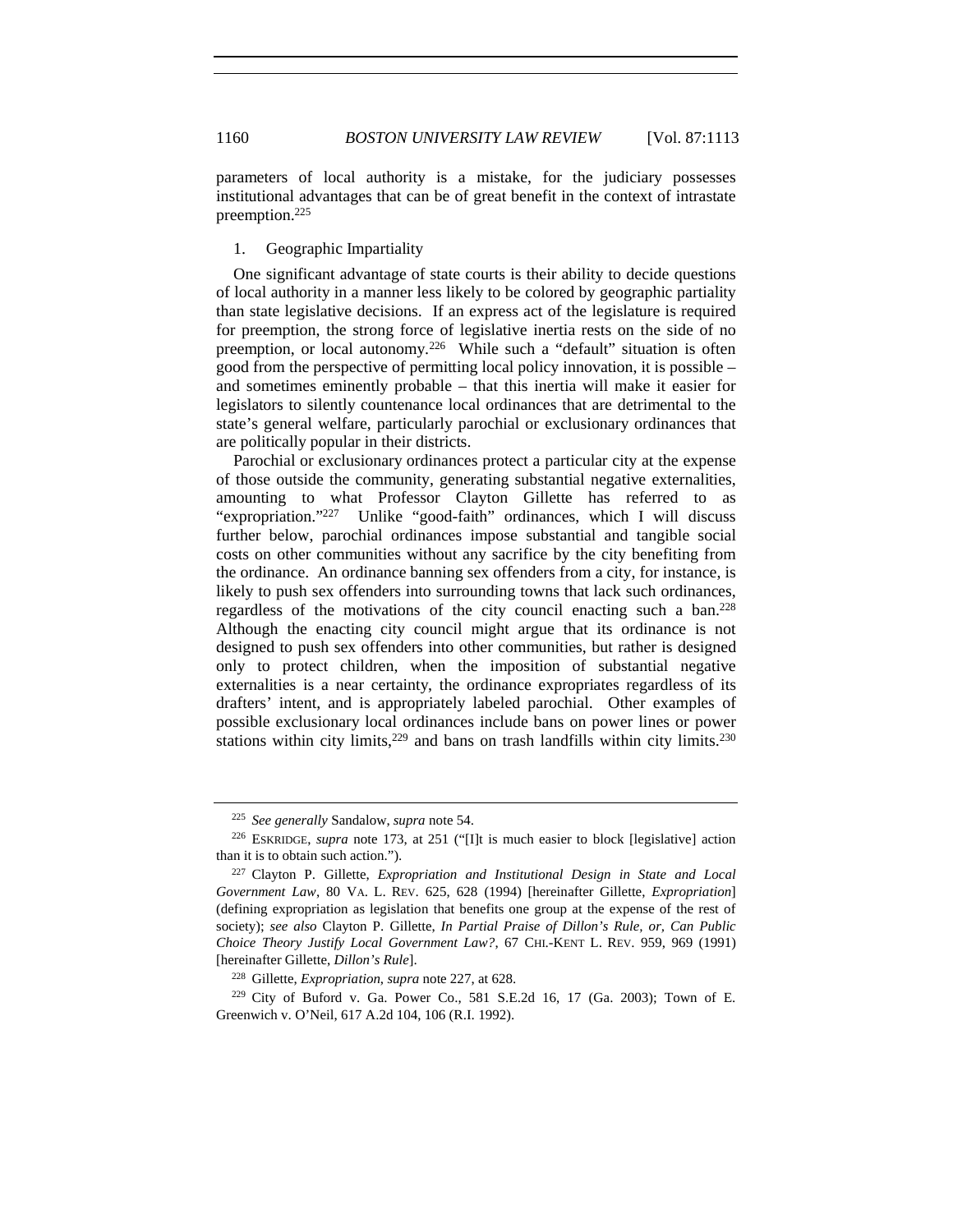parameters of local authority is a mistake, for the judiciary possesses institutional advantages that can be of great benefit in the context of intrastate preemption.[225]

### 1. Geographic Impartiality

One significant advantage of state courts is their ability to decide questions of local authority in a manner less likely to be colored by geographic partiality than state legislative decisions. If an express act of the legislature is required for preemption, the strong force of legislative inertia rests on the side of no preemption, or local autonomy.[226] While such a "default" situation is often good from the perspective of permitting local policy innovation, it is possible – and sometimes eminently probable – that this inertia will make it easier for legislators to silently countenance local ordinances that are detrimental to the state's general welfare, particularly parochial or exclusionary ordinances that are politically popular in their districts.

Parochial or exclusionary ordinances protect a particular city at the expense of those outside the community, generating substantial negative externalities, amounting to what Professor Clayton Gillette has referred to as "expropriation."[227] Unlike "good-faith" ordinances, which I will discuss further below, parochial ordinances impose substantial and tangible social costs on other communities without any sacrifice by the city benefiting from the ordinance. An ordinance banning sex offenders from a city, for instance, is likely to push sex offenders into surrounding towns that lack such ordinances, regardless of the motivations of the city council enacting such a ban.[228] Although the enacting city council might argue that its ordinance is not designed to push sex offenders into other communities, but rather is designed only to protect children, when the imposition of substantial negative externalities is a near certainty, the ordinance expropriates regardless of its drafters' intent, and is appropriately labeled parochial. Other examples of possible exclusionary local ordinances include bans on power lines or power stations within city limits,[229] and bans on trash landfills within city limits.[230]

---

[225] *See generally* Sandalow, *supra* note 54.

[226] ESKRIDGE, *supra* note 173, at 251 ("[I]t is much easier to block [legislative] action than it is to obtain such action.").

[227] Clayton P. Gillette, *Expropriation and Institutional Design in State and Local Government Law*, 80 VA. L. REV. 625, 628 (1994) [hereinafter Gillette, *Expropriation*] (defining expropriation as legislation that benefits one group at the expense of the rest of society); *see also* Clayton P. Gillette, *In Partial Praise of Dillon's Rule, or, Can Public Choice Theory Justify Local Government Law?*, 67 CHI.-KENT L. REV. 959, 969 (1991) [hereinafter Gillette, *Dillon's Rule*].

[228] Gillette, *Expropriation*, *supra* note 227, at 628.

[229] City of Buford v. Ga. Power Co., 581 S.E.2d 16, 17 (Ga. 2003); Town of E. Greenwich v. O'Neil, 617 A.2d 104, 106 (R.I. 1992).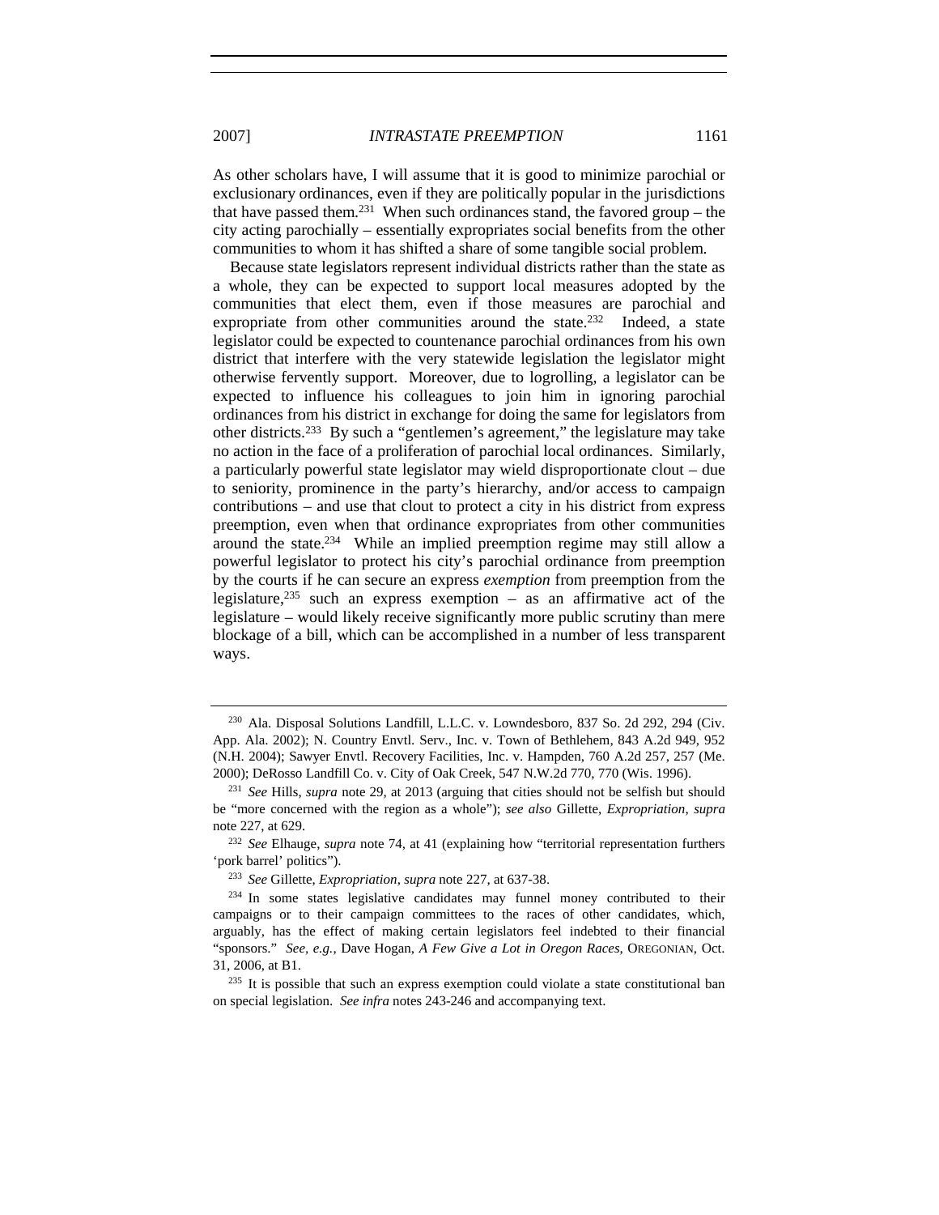As other scholars have, I will assume that it is good to minimize parochial or exclusionary ordinances, even if they are politically popular in the jurisdictions that have passed them.[231] When such ordinances stand, the favored group – the city acting parochially – essentially expropriates social benefits from the other communities to whom it has shifted a share of some tangible social problem.

Because state legislators represent individual districts rather than the state as a whole, they can be expected to support local measures adopted by the communities that elect them, even if those measures are parochial and expropriate from other communities around the state.[232] Indeed, a state legislator could be expected to countenance parochial ordinances from his own district that interfere with the very statewide legislation the legislator might otherwise fervently support. Moreover, due to logrolling, a legislator can be expected to influence his colleagues to join him in ignoring parochial ordinances from his district in exchange for doing the same for legislators from other districts.[233] By such a "gentlemen's agreement," the legislature may take no action in the face of a proliferation of parochial local ordinances. Similarly, a particularly powerful state legislator may wield disproportionate clout – due to seniority, prominence in the party's hierarchy, and/or access to campaign contributions – and use that clout to protect a city in his district from express preemption, even when that ordinance expropriates from other communities around the state.[234] While an implied preemption regime may still allow a powerful legislator to protect his city's parochial ordinance from preemption by the courts if he can secure an express *exemption* from preemption from the legislature,[235] such an express exemption – as an affirmative act of the legislature – would likely receive significantly more public scrutiny than mere blockage of a bill, which can be accomplished in a number of less transparent ways.

---

[230] Ala. Disposal Solutions Landfill, L.L.C. v. Lowndesboro, 837 So. 2d 292, 294 (Civ. App. Ala. 2002); N. Country Envtl. Serv., Inc. v. Town of Bethlehem, 843 A.2d 949, 952 (N.H. 2004); Sawyer Envtl. Recovery Facilities, Inc. v. Hampden, 760 A.2d 257, 257 (Me. 2000); DeRosso Landfill Co. v. City of Oak Creek, 547 N.W.2d 770, 770 (Wis. 1996).

[231] *See* Hills, *supra* note 29, at 2013 (arguing that cities should not be selfish but should be "more concerned with the region as a whole"); *see also* Gillette, *Expropriation*, *supra* note 227, at 629.

[232] *See* Elhauge, *supra* note 74, at 41 (explaining how "territorial representation furthers 'pork barrel' politics").

[233] *See* Gillette, *Expropriation*, *supra* note 227, at 637-38.

[234] In some states legislative candidates may funnel money contributed to their campaigns or to their campaign committees to the races of other candidates, which, arguably, has the effect of making certain legislators feel indebted to their financial "sponsors." *See, e.g.*, Dave Hogan, *A Few Give a Lot in Oregon Races*, OREGONIAN, Oct. 31, 2006, at B1.

[235] It is possible that such an express exemption could violate a state constitutional ban on special legislation. *See infra* notes 243-246 and accompanying text.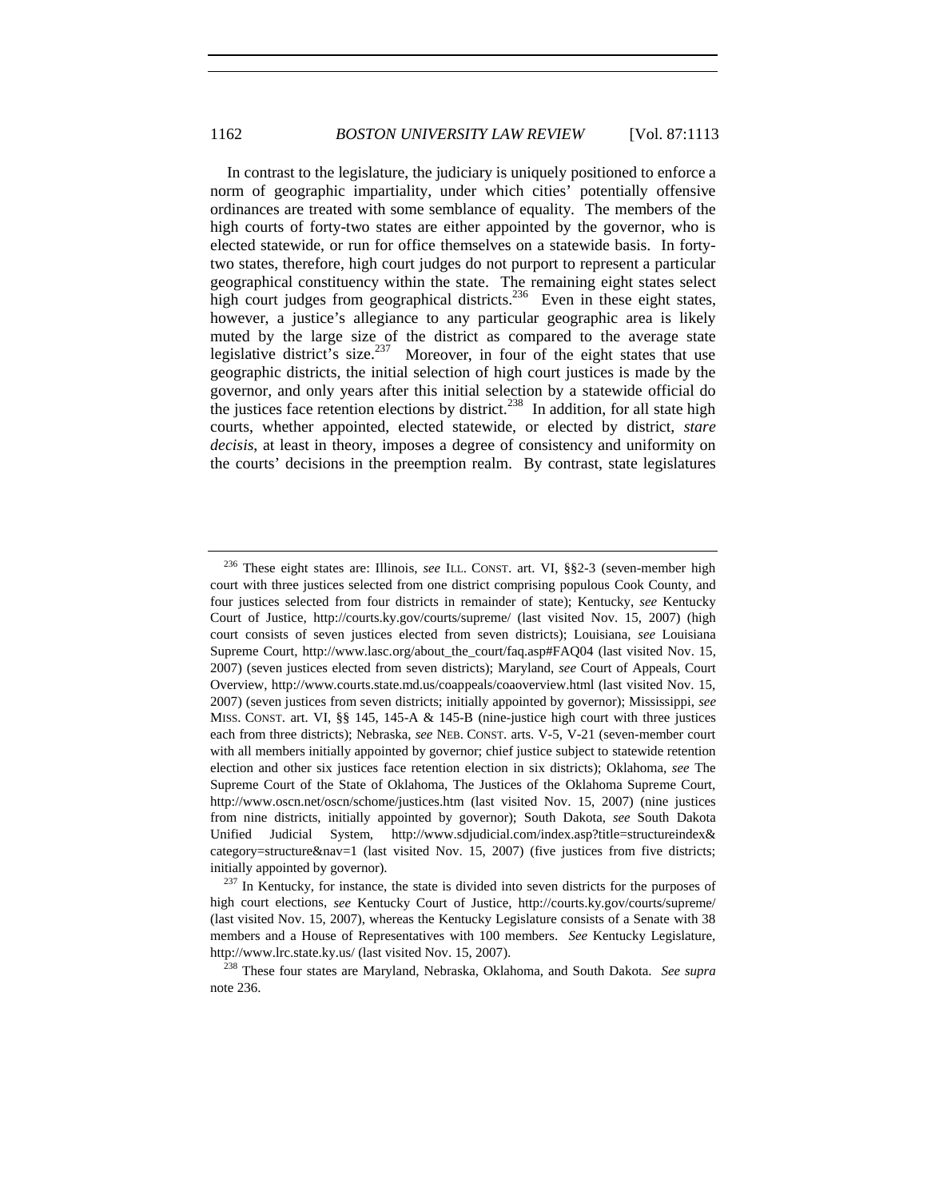In contrast to the legislature, the judiciary is uniquely positioned to enforce a norm of geographic impartiality, under which cities' potentially offensive ordinances are treated with some semblance of equality. The members of the high courts of forty-two states are either appointed by the governor, who is elected statewide, or run for office themselves on a statewide basis. In forty-two states, therefore, high court judges do not purport to represent a particular geographical constituency within the state. The remaining eight states select high court judges from geographical districts.[236] Even in these eight states, however, a justice's allegiance to any particular geographic area is likely muted by the large size of the district as compared to the average state legislative district's size.[237] Moreover, in four of the eight states that use geographic districts, the initial selection of high court justices is made by the governor, and only years after this initial selection by a statewide official do the justices face retention elections by district.[238] In addition, for all state high courts, whether appointed, elected statewide, or elected by district, *stare decisis*, at least in theory, imposes a degree of consistency and uniformity on the courts' decisions in the preemption realm. By contrast, state legislatures

---

[236] These eight states are: Illinois, *see* ILL. CONST. art. VI, §§2-3 (seven-member high court with three justices selected from one district comprising populous Cook County, and four justices selected from four districts in remainder of state); Kentucky, *see* Kentucky Court of Justice, http://courts.ky.gov/courts/supreme/ (last visited Nov. 15, 2007) (high court consists of seven justices elected from seven districts); Louisiana, *see* Louisiana Supreme Court, http://www.lasc.org/about_the_court/faq.asp#FAQ04 (last visited Nov. 15, 2007) (seven justices elected from seven districts); Maryland, *see* Court of Appeals, Court Overview, http://www.courts.state.md.us/coappeals/coaoverview.html (last visited Nov. 15, 2007) (seven justices from seven districts; initially appointed by governor); Mississippi, *see* MISS. CONST. art. VI, §§ 145, 145-A & 145-B (nine-justice high court with three justices each from three districts); Nebraska, *see* NEB. CONST. arts. V-5, V-21 (seven-member court with all members initially appointed by governor; chief justice subject to statewide retention election and other six justices face retention election in six districts); Oklahoma, *see* The Supreme Court of the State of Oklahoma, The Justices of the Oklahoma Supreme Court, http://www.oscn.net/oscn/schome/justices.htm (last visited Nov. 15, 2007) (nine justices from nine districts, initially appointed by governor); South Dakota, *see* South Dakota Unified Judicial System, http://www.sdjudicial.com/index.asp?title=structureindex&category=structure&nav=1 (last visited Nov. 15, 2007) (five justices from five districts; initially appointed by governor).

[237] In Kentucky, for instance, the state is divided into seven districts for the purposes of high court elections, *see* Kentucky Court of Justice, http://courts.ky.gov/courts/supreme/ (last visited Nov. 15, 2007), whereas the Kentucky Legislature consists of a Senate with 38 members and a House of Representatives with 100 members. *See* Kentucky Legislature, http://www.lrc.state.ky.us/ (last visited Nov. 15, 2007).

[238] These four states are Maryland, Nebraska, Oklahoma, and South Dakota. *See supra* note 236.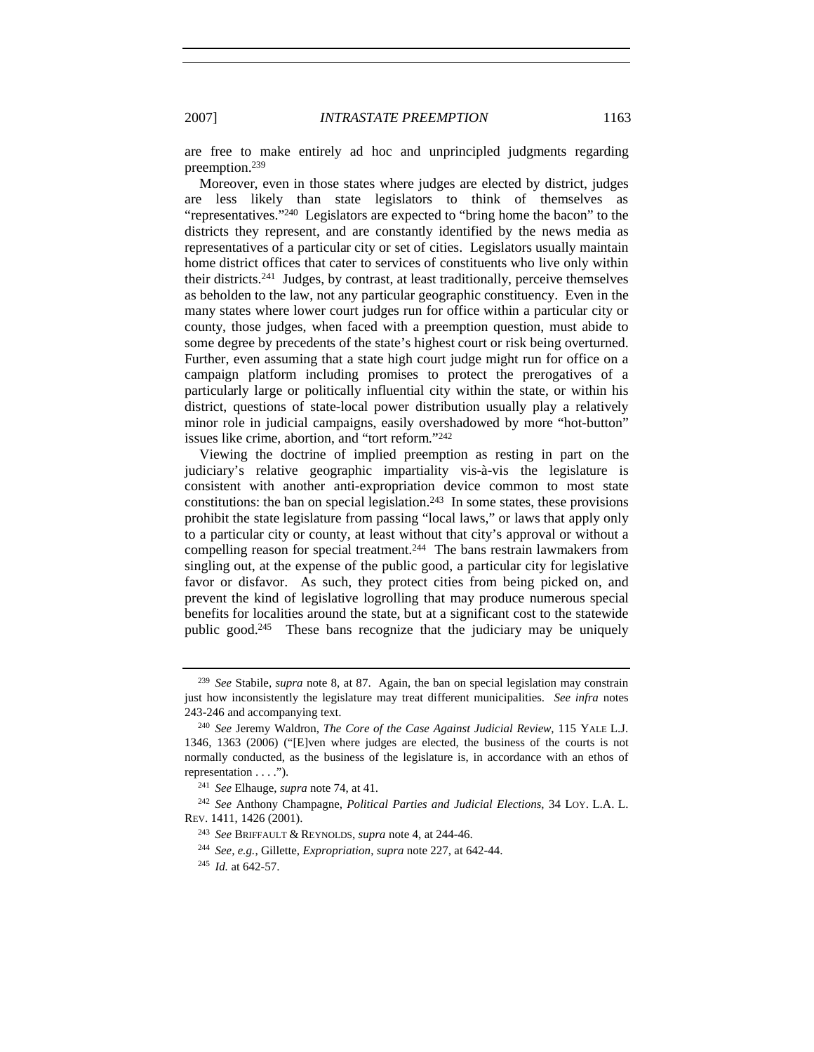are free to make entirely ad hoc and unprincipled judgments regarding preemption.[239]

Moreover, even in those states where judges are elected by district, judges are less likely than state legislators to think of themselves as "representatives."[240] Legislators are expected to "bring home the bacon" to the districts they represent, and are constantly identified by the news media as representatives of a particular city or set of cities. Legislators usually maintain home district offices that cater to services of constituents who live only within their districts.[241] Judges, by contrast, at least traditionally, perceive themselves as beholden to the law, not any particular geographic constituency. Even in the many states where lower court judges run for office within a particular city or county, those judges, when faced with a preemption question, must abide to some degree by precedents of the state's highest court or risk being overturned. Further, even assuming that a state high court judge might run for office on a campaign platform including promises to protect the prerogatives of a particularly large or politically influential city within the state, or within his district, questions of state-local power distribution usually play a relatively minor role in judicial campaigns, easily overshadowed by more "hot-button" issues like crime, abortion, and "tort reform."[242]

Viewing the doctrine of implied preemption as resting in part on the judiciary's relative geographic impartiality vis-à-vis the legislature is consistent with another anti-expropriation device common to most state constitutions: the ban on special legislation.[243] In some states, these provisions prohibit the state legislature from passing "local laws," or laws that apply only to a particular city or county, at least without that city's approval or without a compelling reason for special treatment.[244] The bans restrain lawmakers from singling out, at the expense of the public good, a particular city for legislative favor or disfavor. As such, they protect cities from being picked on, and prevent the kind of legislative logrolling that may produce numerous special benefits for localities around the state, but at a significant cost to the statewide public good.[245] These bans recognize that the judiciary may be uniquely

---

[239] *See* Stabile, *supra* note 8, at 87. Again, the ban on special legislation may constrain just how inconsistently the legislature may treat different municipalities. *See infra* notes 243-246 and accompanying text.

[240] *See* Jeremy Waldron, *The Core of the Case Against Judicial Review*, 115 YALE L.J. 1346, 1363 (2006) ("[E]ven where judges are elected, the business of the courts is not normally conducted, as the business of the legislature is, in accordance with an ethos of representation . . . .").

[241] *See* Elhauge, *supra* note 74, at 41.

[242] *See* Anthony Champagne, *Political Parties and Judicial Elections*, 34 LOY. L.A. L. REV. 1411, 1426 (2001).

[243] *See* BRIFFAULT & REYNOLDS, *supra* note 4, at 244-46.

[244] *See, e.g.*, Gillette, *Expropriation*, *supra* note 227, at 642-44.

[245] *Id.* at 642-57.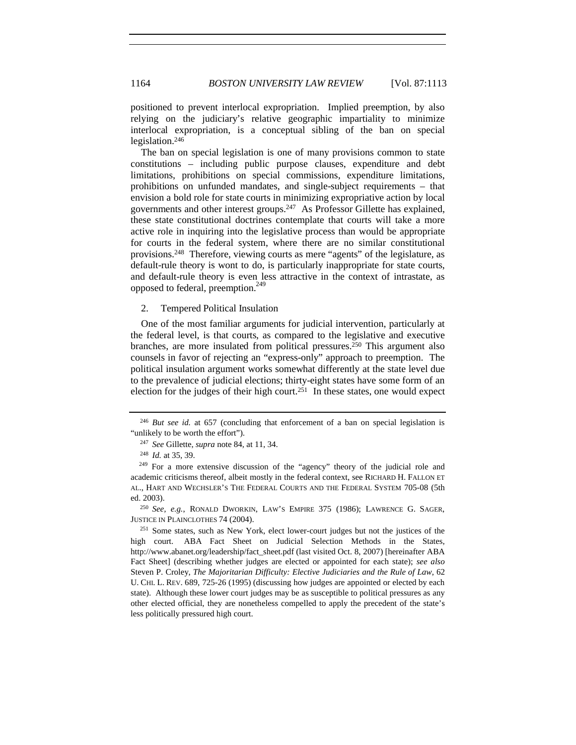positioned to prevent interlocal expropriation. Implied preemption, by also relying on the judiciary's relative geographic impartiality to minimize interlocal expropriation, is a conceptual sibling of the ban on special legislation.[246]

The ban on special legislation is one of many provisions common to state constitutions – including public purpose clauses, expenditure and debt limitations, prohibitions on special commissions, expenditure limitations, prohibitions on unfunded mandates, and single-subject requirements – that envision a bold role for state courts in minimizing expropriative action by local governments and other interest groups.[247] As Professor Gillette has explained, these state constitutional doctrines contemplate that courts will take a more active role in inquiring into the legislative process than would be appropriate for courts in the federal system, where there are no similar constitutional provisions.[248] Therefore, viewing courts as mere "agents" of the legislature, as default-rule theory is wont to do, is particularly inappropriate for state courts, and default-rule theory is even less attractive in the context of intrastate, as opposed to federal, preemption.[249]

2. Tempered Political Insulation

One of the most familiar arguments for judicial intervention, particularly at the federal level, is that courts, as compared to the legislative and executive branches, are more insulated from political pressures.[250] This argument also counsels in favor of rejecting an "express-only" approach to preemption. The political insulation argument works somewhat differently at the state level due to the prevalence of judicial elections; thirty-eight states have some form of an election for the judges of their high court.[251] In these states, one would expect

---

[246] *But see id.* at 657 (concluding that enforcement of a ban on special legislation is "unlikely to be worth the effort").

[247] *See* Gillette, *supra* note 84, at 11, 34.

[248] *Id.* at 35, 39.

[249] For a more extensive discussion of the "agency" theory of the judicial role and academic criticisms thereof, albeit mostly in the federal context, see RICHARD H. FALLON ET AL., HART AND WECHSLER'S THE FEDERAL COURTS AND THE FEDERAL SYSTEM 705-08 (5th ed. 2003).

[250] *See, e.g.*, RONALD DWORKIN, LAW'S EMPIRE 375 (1986); LAWRENCE G. SAGER, JUSTICE IN PLAINCLOTHES 74 (2004).

[251] Some states, such as New York, elect lower-court judges but not the justices of the high court. ABA Fact Sheet on Judicial Selection Methods in the States, http://www.abanet.org/leadership/fact_sheet.pdf (last visited Oct. 8, 2007) [hereinafter ABA Fact Sheet] (describing whether judges are elected or appointed for each state); *see also* Steven P. Croley, *The Majoritarian Difficulty: Elective Judiciaries and the Rule of Law*, 62 U. CHI. L. REV. 689, 725-26 (1995) (discussing how judges are appointed or elected by each state). Although these lower court judges may be as susceptible to political pressures as any other elected official, they are nonetheless compelled to apply the precedent of the state's less politically pressured high court.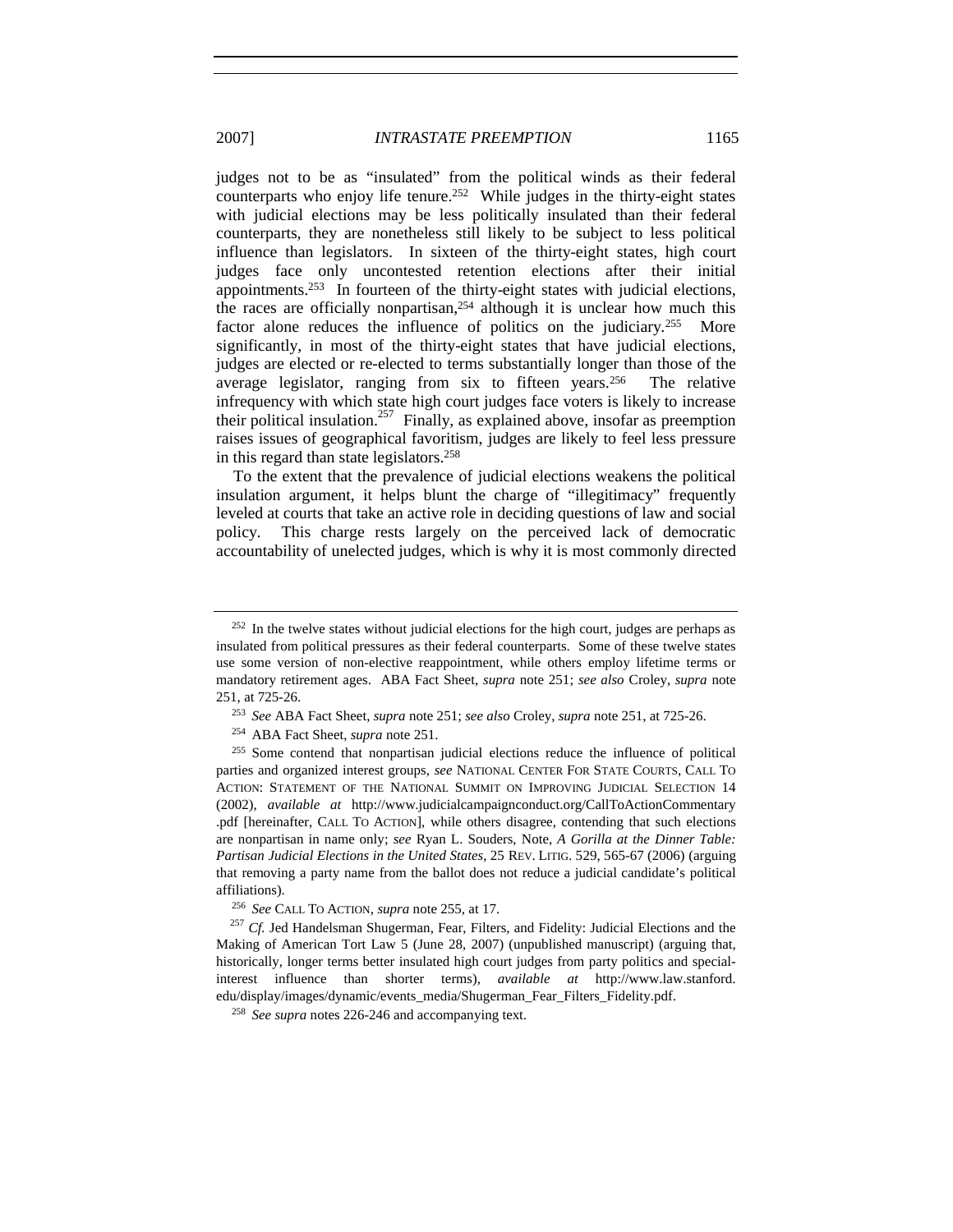judges not to be as "insulated" from the political winds as their federal counterparts who enjoy life tenure.[252] While judges in the thirty-eight states with judicial elections may be less politically insulated than their federal counterparts, they are nonetheless still likely to be subject to less political influence than legislators. In sixteen of the thirty-eight states, high court judges face only uncontested retention elections after their initial appointments.[253] In fourteen of the thirty-eight states with judicial elections, the races are officially nonpartisan,[254] although it is unclear how much this factor alone reduces the influence of politics on the judiciary.[255] More significantly, in most of the thirty-eight states that have judicial elections, judges are elected or re-elected to terms substantially longer than those of the average legislator, ranging from six to fifteen years.[256] The relative infrequency with which state high court judges face voters is likely to increase their political insulation.[257] Finally, as explained above, insofar as preemption raises issues of geographical favoritism, judges are likely to feel less pressure in this regard than state legislators.[258]

To the extent that the prevalence of judicial elections weakens the political insulation argument, it helps blunt the charge of "illegitimacy" frequently leveled at courts that take an active role in deciding questions of law and social policy. This charge rests largely on the perceived lack of democratic accountability of unelected judges, which is why it is most commonly directed

---

[252] In the twelve states without judicial elections for the high court, judges are perhaps as insulated from political pressures as their federal counterparts. Some of these twelve states use some version of non-elective reappointment, while others employ lifetime terms or mandatory retirement ages. ABA Fact Sheet, *supra* note 251; *see also* Croley, *supra* note 251, at 725-26.

[253] *See* ABA Fact Sheet, *supra* note 251; *see also* Croley, *supra* note 251, at 725-26.

[254] ABA Fact Sheet, *supra* note 251.

[255] Some contend that nonpartisan judicial elections reduce the influence of political parties and organized interest groups, *see* NATIONAL CENTER FOR STATE COURTS, CALL TO ACTION: STATEMENT OF THE NATIONAL SUMMIT ON IMPROVING JUDICIAL SELECTION 14 (2002), *available at* http://www.judicialcampaignconduct.org/CallToActionCommentary.pdf [hereinafter, CALL TO ACTION], while others disagree, contending that such elections are nonpartisan in name only; *see* Ryan L. Souders, Note, *A Gorilla at the Dinner Table: Partisan Judicial Elections in the United States*, 25 REV. LITIG. 529, 565-67 (2006) (arguing that removing a party name from the ballot does not reduce a judicial candidate's political affiliations).

[256] *See* CALL TO ACTION, *supra* note 255, at 17.

[257] *Cf.* Jed Handelsman Shugerman, Fear, Filters, and Fidelity: Judicial Elections and the Making of American Tort Law 5 (June 28, 2007) (unpublished manuscript) (arguing that, historically, longer terms better insulated high court judges from party politics and special-interest influence than shorter terms), *available at* http://www.law.stanford.edu/display/images/dynamic/events_media/Shugerman_Fear_Filters_Fidelity.pdf.

[258] *See supra* notes 226-246 and accompanying text.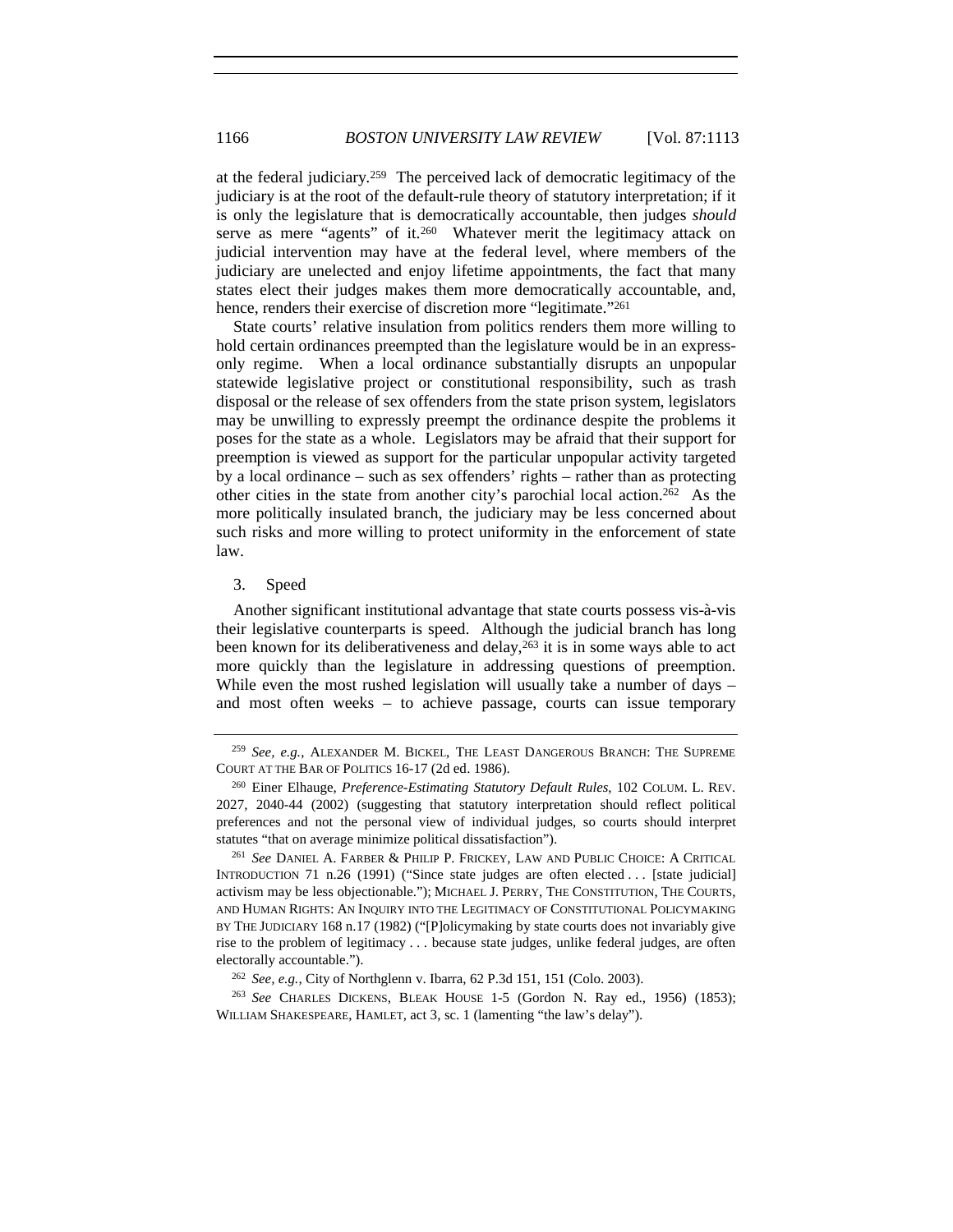at the federal judiciary.[259] The perceived lack of democratic legitimacy of the judiciary is at the root of the default-rule theory of statutory interpretation; if it is only the legislature that is democratically accountable, then judges *should* serve as mere "agents" of it.[260] Whatever merit the legitimacy attack on judicial intervention may have at the federal level, where members of the judiciary are unelected and enjoy lifetime appointments, the fact that many states elect their judges makes them more democratically accountable, and, hence, renders their exercise of discretion more "legitimate."[261]

State courts' relative insulation from politics renders them more willing to hold certain ordinances preempted than the legislature would be in an express-only regime. When a local ordinance substantially disrupts an unpopular statewide legislative project or constitutional responsibility, such as trash disposal or the release of sex offenders from the state prison system, legislators may be unwilling to expressly preempt the ordinance despite the problems it poses for the state as a whole. Legislators may be afraid that their support for preemption is viewed as support for the particular unpopular activity targeted by a local ordinance – such as sex offenders' rights – rather than as protecting other cities in the state from another city's parochial local action.[262] As the more politically insulated branch, the judiciary may be less concerned about such risks and more willing to protect uniformity in the enforcement of state law.

3. Speed

Another significant institutional advantage that state courts possess vis-à-vis their legislative counterparts is speed. Although the judicial branch has long been known for its deliberativeness and delay,[263] it is in some ways able to act more quickly than the legislature in addressing questions of preemption. While even the most rushed legislation will usually take a number of days – and most often weeks – to achieve passage, courts can issue temporary

---

[259] *See, e.g.*, ALEXANDER M. BICKEL, THE LEAST DANGEROUS BRANCH: THE SUPREME COURT AT THE BAR OF POLITICS 16-17 (2d ed. 1986).

[260] Einer Elhauge, *Preference-Estimating Statutory Default Rules*, 102 COLUM. L. REV. 2027, 2040-44 (2002) (suggesting that statutory interpretation should reflect political preferences and not the personal view of individual judges, so courts should interpret statutes "that on average minimize political dissatisfaction").

[261] *See* DANIEL A. FARBER & PHILIP P. FRICKEY, LAW AND PUBLIC CHOICE: A CRITICAL INTRODUCTION 71 n.26 (1991) ("Since state judges are often elected . . . [state judicial] activism may be less objectionable."); MICHAEL J. PERRY, THE CONSTITUTION, THE COURTS, AND HUMAN RIGHTS: AN INQUIRY INTO THE LEGITIMACY OF CONSTITUTIONAL POLICYMAKING BY THE JUDICIARY 168 n.17 (1982) ("[P]olicymaking by state courts does not invariably give rise to the problem of legitimacy . . . because state judges, unlike federal judges, are often electorally accountable.").

[262] *See, e.g.*, City of Northglenn v. Ibarra, 62 P.3d 151, 151 (Colo. 2003).

[263] *See* CHARLES DICKENS, BLEAK HOUSE 1-5 (Gordon N. Ray ed., 1956) (1853); WILLIAM SHAKESPEARE, HAMLET, act 3, sc. 1 (lamenting "the law's delay").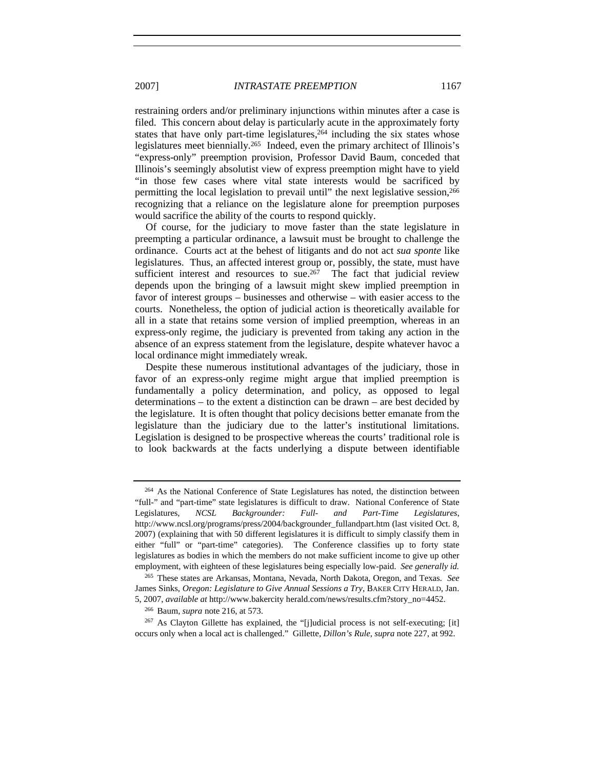restraining orders and/or preliminary injunctions within minutes after a case is filed. This concern about delay is particularly acute in the approximately forty states that have only part-time legislatures,[264] including the six states whose legislatures meet biennially.[265] Indeed, even the primary architect of Illinois's "express-only" preemption provision, Professor David Baum, conceded that Illinois's seemingly absolutist view of express preemption might have to yield "in those few cases where vital state interests would be sacrificed by permitting the local legislation to prevail until" the next legislative session,[266] recognizing that a reliance on the legislature alone for preemption purposes would sacrifice the ability of the courts to respond quickly.

Of course, for the judiciary to move faster than the state legislature in preempting a particular ordinance, a lawsuit must be brought to challenge the ordinance. Courts act at the behest of litigants and do not act *sua sponte* like legislatures. Thus, an affected interest group or, possibly, the state, must have sufficient interest and resources to sue.[267] The fact that judicial review depends upon the bringing of a lawsuit might skew implied preemption in favor of interest groups – businesses and otherwise – with easier access to the courts. Nonetheless, the option of judicial action is theoretically available for all in a state that retains some version of implied preemption, whereas in an express-only regime, the judiciary is prevented from taking any action in the absence of an express statement from the legislature, despite whatever havoc a local ordinance might immediately wreak.

Despite these numerous institutional advantages of the judiciary, those in favor of an express-only regime might argue that implied preemption is fundamentally a policy determination, and policy, as opposed to legal determinations – to the extent a distinction can be drawn – are best decided by the legislature. It is often thought that policy decisions better emanate from the legislature than the judiciary due to the latter's institutional limitations. Legislation is designed to be prospective whereas the courts' traditional role is to look backwards at the facts underlying a dispute between identifiable

---

[264] As the National Conference of State Legislatures has noted, the distinction between "full-" and "part-time" state legislatures is difficult to draw. National Conference of State Legislatures, *NCSL Backgrounder: Full- and Part-Time Legislatures*, http://www.ncsl.org/programs/press/2004/backgrounder_fullandpart.htm (last visited Oct. 8, 2007) (explaining that with 50 different legislatures it is difficult to simply classify them in either "full" or "part-time" categories). The Conference classifies up to forty state legislatures as bodies in which the members do not make sufficient income to give up other employment, with eighteen of these legislatures being especially low-paid. *See generally id.*

[265] These states are Arkansas, Montana, Nevada, North Dakota, Oregon, and Texas. *See* James Sinks, *Oregon: Legislature to Give Annual Sessions a Try*, BAKER CITY HERALD, Jan. 5, 2007, *available at* http://www.bakercity herald.com/news/results.cfm?story_no=4452.

[266] Baum, *supra* note 216, at 573.

[267] As Clayton Gillette has explained, the "[j]udicial process is not self-executing; [it] occurs only when a local act is challenged." Gillette, *Dillon's Rule*, *supra* note 227, at 992.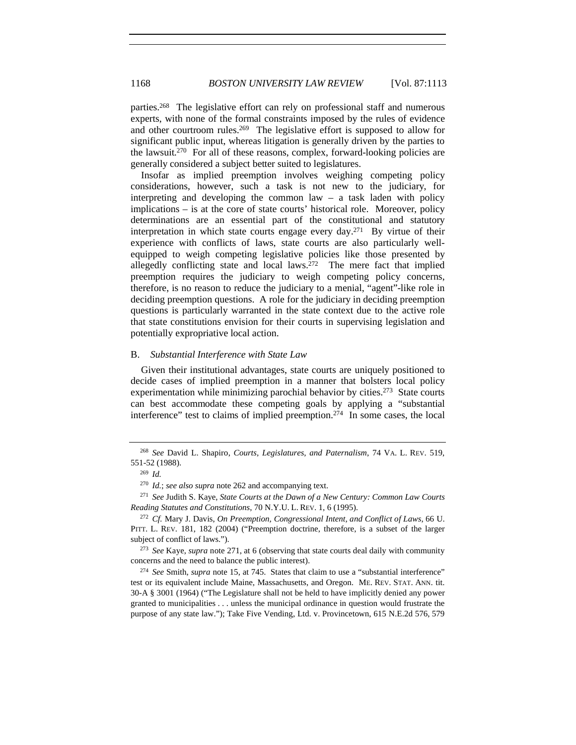parties.[268] The legislative effort can rely on professional staff and numerous experts, with none of the formal constraints imposed by the rules of evidence and other courtroom rules.[269] The legislative effort is supposed to allow for significant public input, whereas litigation is generally driven by the parties to the lawsuit.[270] For all of these reasons, complex, forward-looking policies are generally considered a subject better suited to legislatures.

Insofar as implied preemption involves weighing competing policy considerations, however, such a task is not new to the judiciary, for interpreting and developing the common law – a task laden with policy implications – is at the core of state courts' historical role. Moreover, policy determinations are an essential part of the constitutional and statutory interpretation in which state courts engage every day.[271] By virtue of their experience with conflicts of laws, state courts are also particularly well-equipped to weigh competing legislative policies like those presented by allegedly conflicting state and local laws.[272] The mere fact that implied preemption requires the judiciary to weigh competing policy concerns, therefore, is no reason to reduce the judiciary to a menial, "agent"-like role in deciding preemption questions. A role for the judiciary in deciding preemption questions is particularly warranted in the state context due to the active role that state constitutions envision for their courts in supervising legislation and potentially expropriative local action.

## B. *Substantial Interference with State Law*

Given their institutional advantages, state courts are uniquely positioned to decide cases of implied preemption in a manner that bolsters local policy experimentation while minimizing parochial behavior by cities.[273] State courts can best accommodate these competing goals by applying a "substantial interference" test to claims of implied preemption.[274] In some cases, the local

---

[268] *See* David L. Shapiro, *Courts, Legislatures, and Paternalism*, 74 VA. L. REV. 519, 551-52 (1988).

[269] *Id.*

[270] *Id.*; *see also supra* note 262 and accompanying text.

[271] *See* Judith S. Kaye, *State Courts at the Dawn of a New Century: Common Law Courts Reading Statutes and Constitutions*, 70 N.Y.U. L. REV. 1, 6 (1995).

[272] *Cf.* Mary J. Davis, *On Preemption, Congressional Intent, and Conflict of Laws*, 66 U. PITT. L. REV. 181, 182 (2004) ("Preemption doctrine, therefore, is a subset of the larger subject of conflict of laws.").

[273] *See* Kaye, *supra* note 271, at 6 (observing that state courts deal daily with community concerns and the need to balance the public interest).

[274] *See* Smith, *supra* note 15, at 745. States that claim to use a "substantial interference" test or its equivalent include Maine, Massachusetts, and Oregon. ME. REV. STAT. ANN. tit. 30-A § 3001 (1964) ("The Legislature shall not be held to have implicitly denied any power granted to municipalities . . . unless the municipal ordinance in question would frustrate the purpose of any state law."); Take Five Vending, Ltd. v. Provincetown, 615 N.E.2d 576, 579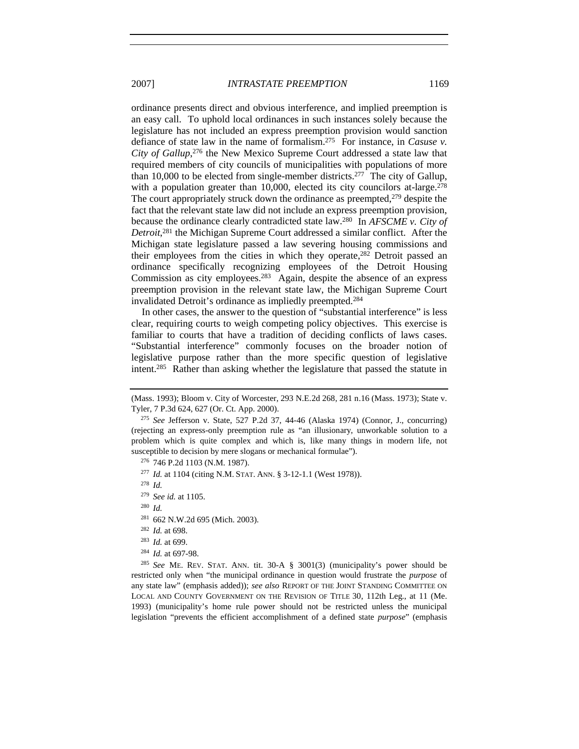ordinance presents direct and obvious interference, and implied preemption is an easy call. To uphold local ordinances in such instances solely because the legislature has not included an express preemption provision would sanction defiance of state law in the name of formalism.[275] For instance, in *Casuse v. City of Gallup*,[276] the New Mexico Supreme Court addressed a state law that required members of city councils of municipalities with populations of more than 10,000 to be elected from single-member districts.[277] The city of Gallup, with a population greater than 10,000, elected its city councilors at-large.[278] The court appropriately struck down the ordinance as preempted,[279] despite the fact that the relevant state law did not include an express preemption provision, because the ordinance clearly contradicted state law.[280] In *AFSCME v. City of Detroit*,[281] the Michigan Supreme Court addressed a similar conflict. After the Michigan state legislature passed a law severing housing commissions and their employees from the cities in which they operate,[282] Detroit passed an ordinance specifically recognizing employees of the Detroit Housing Commission as city employees.[283] Again, despite the absence of an express preemption provision in the relevant state law, the Michigan Supreme Court invalidated Detroit's ordinance as impliedly preempted.[284]

In other cases, the answer to the question of "substantial interference" is less clear, requiring courts to weigh competing policy objectives. This exercise is familiar to courts that have a tradition of deciding conflicts of laws cases. "Substantial interference" commonly focuses on the broader notion of legislative purpose rather than the more specific question of legislative intent.[285] Rather than asking whether the legislature that passed the statute in

---

(Mass. 1993); Bloom v. City of Worcester, 293 N.E.2d 268, 281 n.16 (Mass. 1973); State v. Tyler, 7 P.3d 624, 627 (Or. Ct. App. 2000).

[275] *See* Jefferson v. State, 527 P.2d 37, 44-46 (Alaska 1974) (Connor, J., concurring) (rejecting an express-only preemption rule as "an illusionary, unworkable solution to a problem which is quite complex and which is, like many things in modern life, not susceptible to decision by mere slogans or mechanical formulae").

[276] 746 P.2d 1103 (N.M. 1987).

[277] *Id.* at 1104 (citing N.M. STAT. ANN. § 3-12-1.1 (West 1978)).

[278] *Id.*

[279] *See id.* at 1105.

[280] *Id.*

[281] 662 N.W.2d 695 (Mich. 2003).

[282] *Id.* at 698.

[283] *Id.* at 699.

[284] *Id.* at 697-98.

[285] *See* ME. REV. STAT. ANN. tit. 30-A § 3001(3) (municipality's power should be restricted only when "the municipal ordinance in question would frustrate the *purpose* of any state law" (emphasis added)); *see also* REPORT OF THE JOINT STANDING COMMITTEE ON LOCAL AND COUNTY GOVERNMENT ON THE REVISION OF TITLE 30, 112th Leg., at 11 (Me. 1993) (municipality's home rule power should not be restricted unless the municipal legislation "prevents the efficient accomplishment of a defined state *purpose*" (emphasis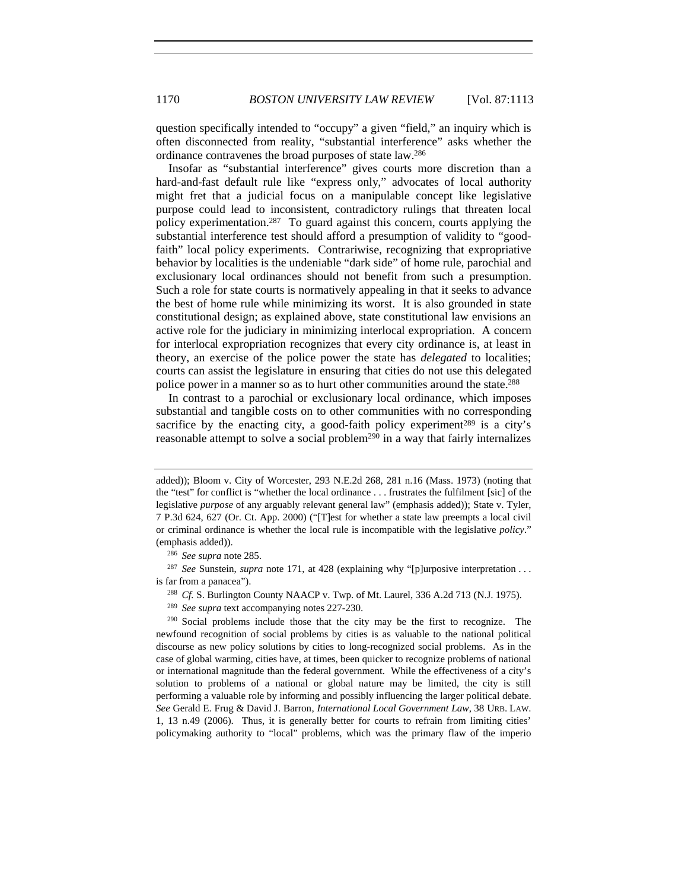question specifically intended to "occupy" a given "field," an inquiry which is often disconnected from reality, "substantial interference" asks whether the ordinance contravenes the broad purposes of state law.[286]

Insofar as "substantial interference" gives courts more discretion than a hard-and-fast default rule like "express only," advocates of local authority might fret that a judicial focus on a manipulable concept like legislative purpose could lead to inconsistent, contradictory rulings that threaten local policy experimentation.[287] To guard against this concern, courts applying the substantial interference test should afford a presumption of validity to "good-faith" local policy experiments. Contrariwise, recognizing that expropriative behavior by localities is the undeniable "dark side" of home rule, parochial and exclusionary local ordinances should not benefit from such a presumption. Such a role for state courts is normatively appealing in that it seeks to advance the best of home rule while minimizing its worst. It is also grounded in state constitutional design; as explained above, state constitutional law envisions an active role for the judiciary in minimizing interlocal expropriation. A concern for interlocal expropriation recognizes that every city ordinance is, at least in theory, an exercise of the police power the state has *delegated* to localities; courts can assist the legislature in ensuring that cities do not use this delegated police power in a manner so as to hurt other communities around the state.[288]

In contrast to a parochial or exclusionary local ordinance, which imposes substantial and tangible costs on to other communities with no corresponding sacrifice by the enacting city, a good-faith policy experiment[289] is a city's reasonable attempt to solve a social problem[290] in a way that fairly internalizes

---

added)); Bloom v. City of Worcester, 293 N.E.2d 268, 281 n.16 (Mass. 1973) (noting that the "test" for conflict is "whether the local ordinance . . . frustrates the fulfilment [sic] of the legislative *purpose* of any arguably relevant general law" (emphasis added)); State v. Tyler, 7 P.3d 624, 627 (Or. Ct. App. 2000) ("[T]est for whether a state law preempts a local civil or criminal ordinance is whether the local rule is incompatible with the legislative *policy*." (emphasis added)).

[286] *See supra* note 285.

[287] *See* Sunstein, *supra* note 171, at 428 (explaining why "[p]urposive interpretation . . . is far from a panacea").

[288] *Cf.* S. Burlington County NAACP v. Twp. of Mt. Laurel, 336 A.2d 713 (N.J. 1975).

[289] *See supra* text accompanying notes 227-230.

[290] Social problems include those that the city may be the first to recognize. The newfound recognition of social problems by cities is as valuable to the national political discourse as new policy solutions by cities to long-recognized social problems. As in the case of global warming, cities have, at times, been quicker to recognize problems of national or international magnitude than the federal government. While the effectiveness of a city's solution to problems of a national or global nature may be limited, the city is still performing a valuable role by informing and possibly influencing the larger political debate. *See* Gerald E. Frug & David J. Barron, *International Local Government Law*, 38 URB. LAW. 1, 13 n.49 (2006). Thus, it is generally better for courts to refrain from limiting cities' policymaking authority to "local" problems, which was the primary flaw of the imperio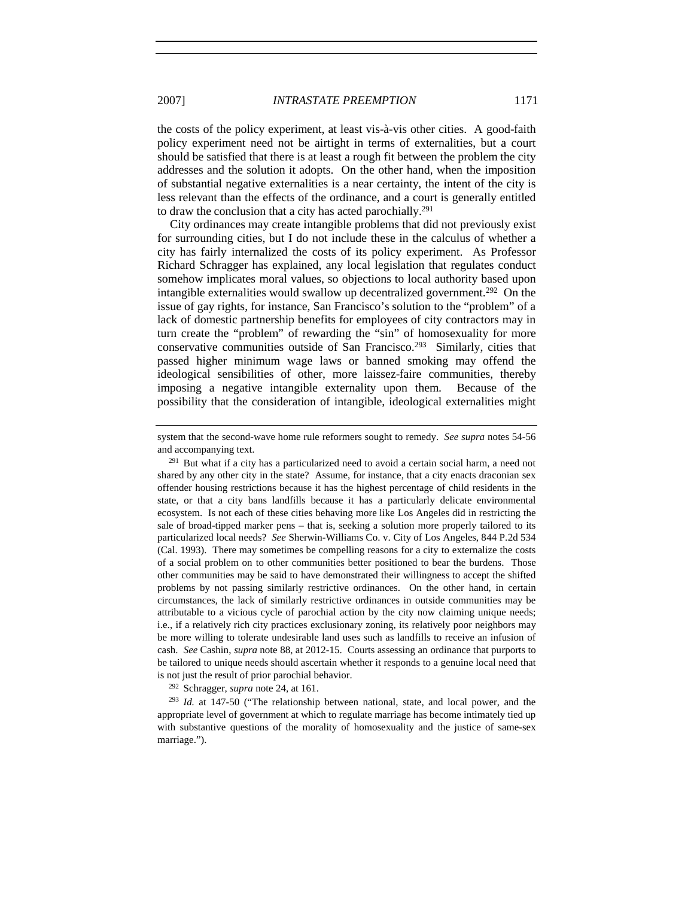the costs of the policy experiment, at least vis-à-vis other cities. A good-faith policy experiment need not be airtight in terms of externalities, but a court should be satisfied that there is at least a rough fit between the problem the city addresses and the solution it adopts. On the other hand, when the imposition of substantial negative externalities is a near certainty, the intent of the city is less relevant than the effects of the ordinance, and a court is generally entitled to draw the conclusion that a city has acted parochially.[291]

City ordinances may create intangible problems that did not previously exist for surrounding cities, but I do not include these in the calculus of whether a city has fairly internalized the costs of its policy experiment. As Professor Richard Schragger has explained, any local legislation that regulates conduct somehow implicates moral values, so objections to local authority based upon intangible externalities would swallow up decentralized government.[292] On the issue of gay rights, for instance, San Francisco's solution to the "problem" of a lack of domestic partnership benefits for employees of city contractors may in turn create the "problem" of rewarding the "sin" of homosexuality for more conservative communities outside of San Francisco.[293] Similarly, cities that passed higher minimum wage laws or banned smoking may offend the ideological sensibilities of other, more laissez-faire communities, thereby imposing a negative intangible externality upon them. Because of the possibility that the consideration of intangible, ideological externalities might

---

system that the second-wave home rule reformers sought to remedy. *See supra* notes 54-56 and accompanying text.

[291] But what if a city has a particularized need to avoid a certain social harm, a need not shared by any other city in the state? Assume, for instance, that a city enacts draconian sex offender housing restrictions because it has the highest percentage of child residents in the state, or that a city bans landfills because it has a particularly delicate environmental ecosystem. Is not each of these cities behaving more like Los Angeles did in restricting the sale of broad-tipped marker pens – that is, seeking a solution more properly tailored to its particularized local needs? *See* Sherwin-Williams Co. v. City of Los Angeles, 844 P.2d 534 (Cal. 1993). There may sometimes be compelling reasons for a city to externalize the costs of a social problem on to other communities better positioned to bear the burdens. Those other communities may be said to have demonstrated their willingness to accept the shifted problems by not passing similarly restrictive ordinances. On the other hand, in certain circumstances, the lack of similarly restrictive ordinances in outside communities may be attributable to a vicious cycle of parochial action by the city now claiming unique needs; i.e., if a relatively rich city practices exclusionary zoning, its relatively poor neighbors may be more willing to tolerate undesirable land uses such as landfills to receive an infusion of cash. *See* Cashin, *supra* note 88, at 2012-15. Courts assessing an ordinance that purports to be tailored to unique needs should ascertain whether it responds to a genuine local need that is not just the result of prior parochial behavior.

[292] Schragger, *supra* note 24, at 161.

[293] *Id.* at 147-50 ("The relationship between national, state, and local power, and the appropriate level of government at which to regulate marriage has become intimately tied up with substantive questions of the morality of homosexuality and the justice of same-sex marriage.").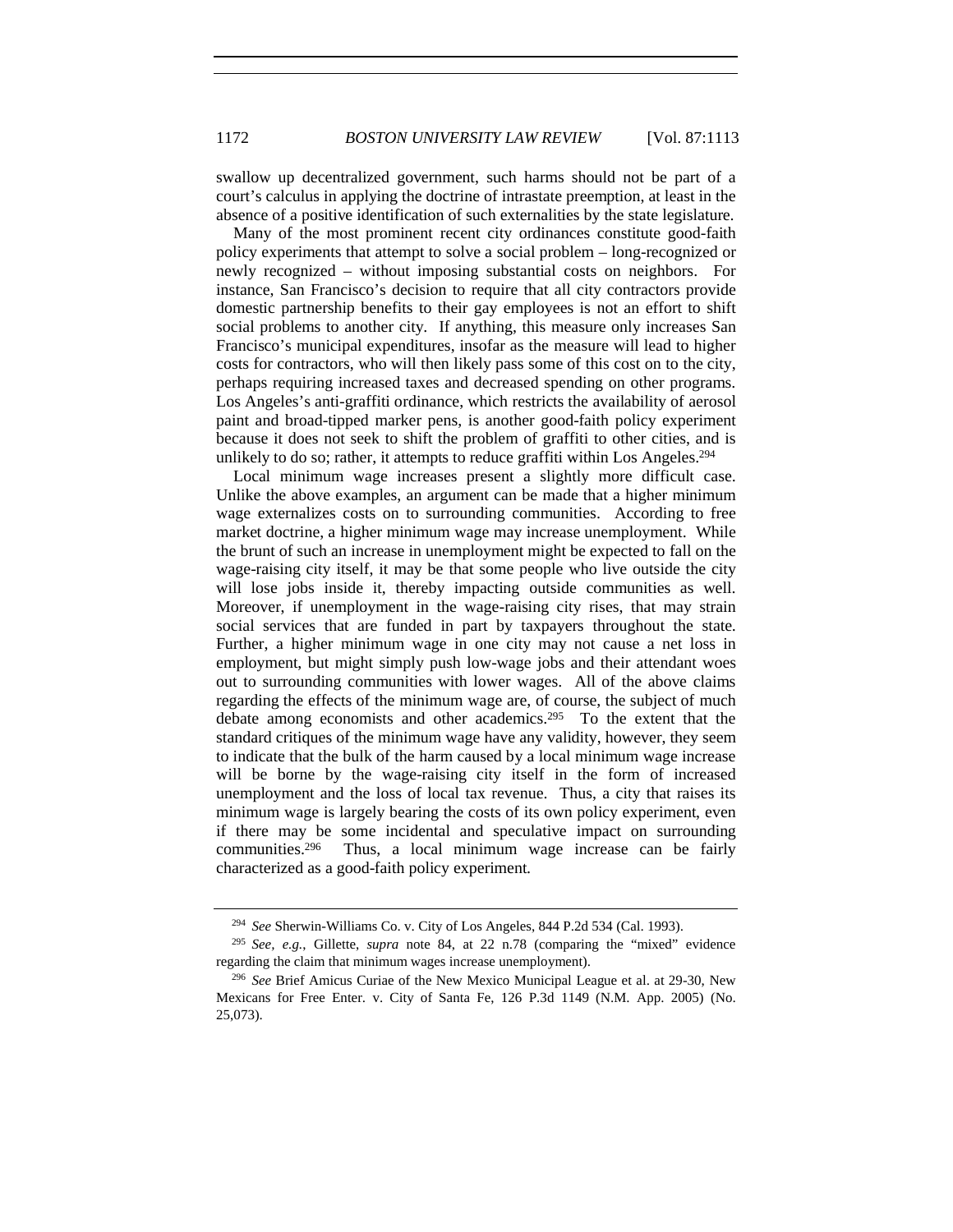swallow up decentralized government, such harms should not be part of a court's calculus in applying the doctrine of intrastate preemption, at least in the absence of a positive identification of such externalities by the state legislature.

Many of the most prominent recent city ordinances constitute good-faith policy experiments that attempt to solve a social problem – long-recognized or newly recognized – without imposing substantial costs on neighbors. For instance, San Francisco's decision to require that all city contractors provide domestic partnership benefits to their gay employees is not an effort to shift social problems to another city. If anything, this measure only increases San Francisco's municipal expenditures, insofar as the measure will lead to higher costs for contractors, who will then likely pass some of this cost on to the city, perhaps requiring increased taxes and decreased spending on other programs. Los Angeles's anti-graffiti ordinance, which restricts the availability of aerosol paint and broad-tipped marker pens, is another good-faith policy experiment because it does not seek to shift the problem of graffiti to other cities, and is unlikely to do so; rather, it attempts to reduce graffiti within Los Angeles.[294]

Local minimum wage increases present a slightly more difficult case. Unlike the above examples, an argument can be made that a higher minimum wage externalizes costs on to surrounding communities. According to free market doctrine, a higher minimum wage may increase unemployment. While the brunt of such an increase in unemployment might be expected to fall on the wage-raising city itself, it may be that some people who live outside the city will lose jobs inside it, thereby impacting outside communities as well. Moreover, if unemployment in the wage-raising city rises, that may strain social services that are funded in part by taxpayers throughout the state. Further, a higher minimum wage in one city may not cause a net loss in employment, but might simply push low-wage jobs and their attendant woes out to surrounding communities with lower wages. All of the above claims regarding the effects of the minimum wage are, of course, the subject of much debate among economists and other academics.[295] To the extent that the standard critiques of the minimum wage have any validity, however, they seem to indicate that the bulk of the harm caused by a local minimum wage increase will be borne by the wage-raising city itself in the form of increased unemployment and the loss of local tax revenue. Thus, a city that raises its minimum wage is largely bearing the costs of its own policy experiment, even if there may be some incidental and speculative impact on surrounding communities.[296] Thus, a local minimum wage increase can be fairly characterized as a good-faith policy experiment.

---

[294] *See* Sherwin-Williams Co. v. City of Los Angeles, 844 P.2d 534 (Cal. 1993).

[295] *See, e.g.*, Gillette, *supra* note 84, at 22 n.78 (comparing the "mixed" evidence regarding the claim that minimum wages increase unemployment).

[296] *See* Brief Amicus Curiae of the New Mexico Municipal League et al. at 29-30, New Mexicans for Free Enter. v. City of Santa Fe, 126 P.3d 1149 (N.M. App. 2005) (No. 25,073).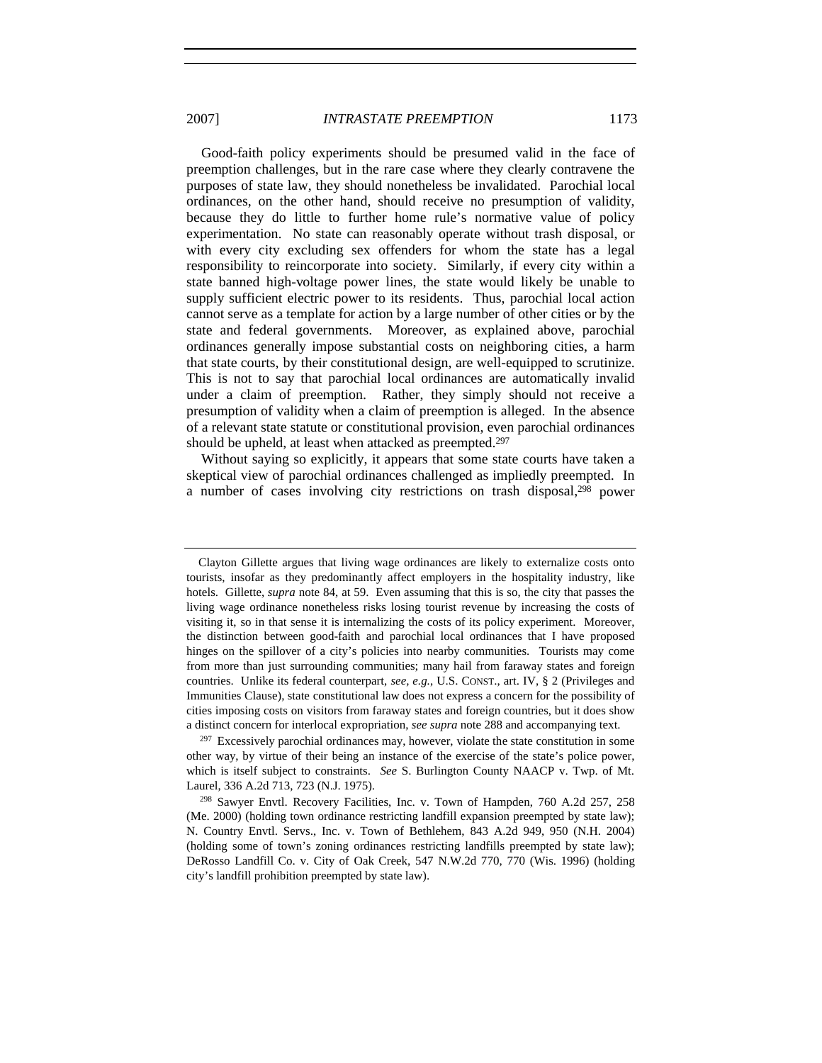Good-faith policy experiments should be presumed valid in the face of preemption challenges, but in the rare case where they clearly contravene the purposes of state law, they should nonetheless be invalidated. Parochial local ordinances, on the other hand, should receive no presumption of validity, because they do little to further home rule's normative value of policy experimentation. No state can reasonably operate without trash disposal, or with every city excluding sex offenders for whom the state has a legal responsibility to reincorporate into society. Similarly, if every city within a state banned high-voltage power lines, the state would likely be unable to supply sufficient electric power to its residents. Thus, parochial local action cannot serve as a template for action by a large number of other cities or by the state and federal governments. Moreover, as explained above, parochial ordinances generally impose substantial costs on neighboring cities, a harm that state courts, by their constitutional design, are well-equipped to scrutinize. This is not to say that parochial local ordinances are automatically invalid under a claim of preemption. Rather, they simply should not receive a presumption of validity when a claim of preemption is alleged. In the absence of a relevant state statute or constitutional provision, even parochial ordinances should be upheld, at least when attacked as preempted.[297]

Without saying so explicitly, it appears that some state courts have taken a skeptical view of parochial ordinances challenged as impliedly preempted. In a number of cases involving city restrictions on trash disposal,[298] power

---

Clayton Gillette argues that living wage ordinances are likely to externalize costs onto tourists, insofar as they predominantly affect employers in the hospitality industry, like hotels. Gillette, *supra* note 84, at 59. Even assuming that this is so, the city that passes the living wage ordinance nonetheless risks losing tourist revenue by increasing the costs of visiting it, so in that sense it is internalizing the costs of its policy experiment. Moreover, the distinction between good-faith and parochial local ordinances that I have proposed hinges on the spillover of a city's policies into nearby communities. Tourists may come from more than just surrounding communities; many hail from faraway states and foreign countries. Unlike its federal counterpart, *see, e.g.*, U.S. CONST., art. IV, § 2 (Privileges and Immunities Clause), state constitutional law does not express a concern for the possibility of cities imposing costs on visitors from faraway states and foreign countries, but it does show a distinct concern for interlocal expropriation, *see supra* note 288 and accompanying text.

[297] Excessively parochial ordinances may, however, violate the state constitution in some other way, by virtue of their being an instance of the exercise of the state's police power, which is itself subject to constraints. *See* S. Burlington County NAACP v. Twp. of Mt. Laurel, 336 A.2d 713, 723 (N.J. 1975).

[298] Sawyer Envtl. Recovery Facilities, Inc. v. Town of Hampden, 760 A.2d 257, 258 (Me. 2000) (holding town ordinance restricting landfill expansion preempted by state law); N. Country Envtl. Servs., Inc. v. Town of Bethlehem, 843 A.2d 949, 950 (N.H. 2004) (holding some of town's zoning ordinances restricting landfills preempted by state law); DeRosso Landfill Co. v. City of Oak Creek, 547 N.W.2d 770, 770 (Wis. 1996) (holding city's landfill prohibition preempted by state law).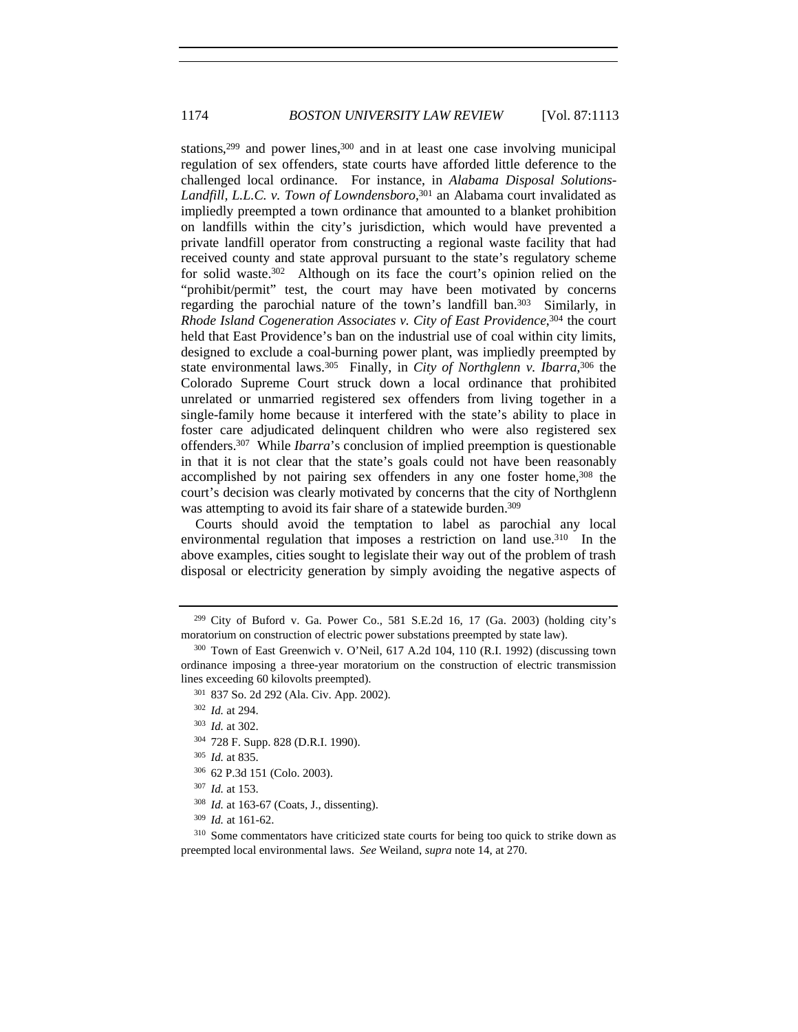stations,[299] and power lines,[300] and in at least one case involving municipal regulation of sex offenders, state courts have afforded little deference to the challenged local ordinance. For instance, in *Alabama Disposal Solutions-Landfill, L.L.C. v. Town of Lowndensboro*,[301] an Alabama court invalidated as impliedly preempted a town ordinance that amounted to a blanket prohibition on landfills within the city's jurisdiction, which would have prevented a private landfill operator from constructing a regional waste facility that had received county and state approval pursuant to the state's regulatory scheme for solid waste.[302] Although on its face the court's opinion relied on the "prohibit/permit" test, the court may have been motivated by concerns regarding the parochial nature of the town's landfill ban.[303] Similarly, in *Rhode Island Cogeneration Associates v. City of East Providence*,[304] the court held that East Providence's ban on the industrial use of coal within city limits, designed to exclude a coal-burning power plant, was impliedly preempted by state environmental laws.[305] Finally, in *City of Northglenn v. Ibarra*,[306] the Colorado Supreme Court struck down a local ordinance that prohibited unrelated or unmarried registered sex offenders from living together in a single-family home because it interfered with the state's ability to place in foster care adjudicated delinquent children who were also registered sex offenders.[307] While *Ibarra*'s conclusion of implied preemption is questionable in that it is not clear that the state's goals could not have been reasonably accomplished by not pairing sex offenders in any one foster home,[308] the court's decision was clearly motivated by concerns that the city of Northglenn was attempting to avoid its fair share of a statewide burden.[309]

Courts should avoid the temptation to label as parochial any local environmental regulation that imposes a restriction on land use.[310] In the above examples, cities sought to legislate their way out of the problem of trash disposal or electricity generation by simply avoiding the negative aspects of

---

[299] City of Buford v. Ga. Power Co., 581 S.E.2d 16, 17 (Ga. 2003) (holding city's moratorium on construction of electric power substations preempted by state law).

[300] Town of East Greenwich v. O'Neil, 617 A.2d 104, 110 (R.I. 1992) (discussing town ordinance imposing a three-year moratorium on the construction of electric transmission lines exceeding 60 kilovolts preempted).

[301] 837 So. 2d 292 (Ala. Civ. App. 2002).

[302] *Id.* at 294.

[303] *Id.* at 302.

[304] 728 F. Supp. 828 (D.R.I. 1990).

[305] *Id.* at 835.

[306] 62 P.3d 151 (Colo. 2003).

[307] *Id.* at 153.

[308] *Id.* at 163-67 (Coats, J., dissenting).

[309] *Id.* at 161-62.

[310] Some commentators have criticized state courts for being too quick to strike down as preempted local environmental laws. *See* Weiland, *supra* note 14, at 270.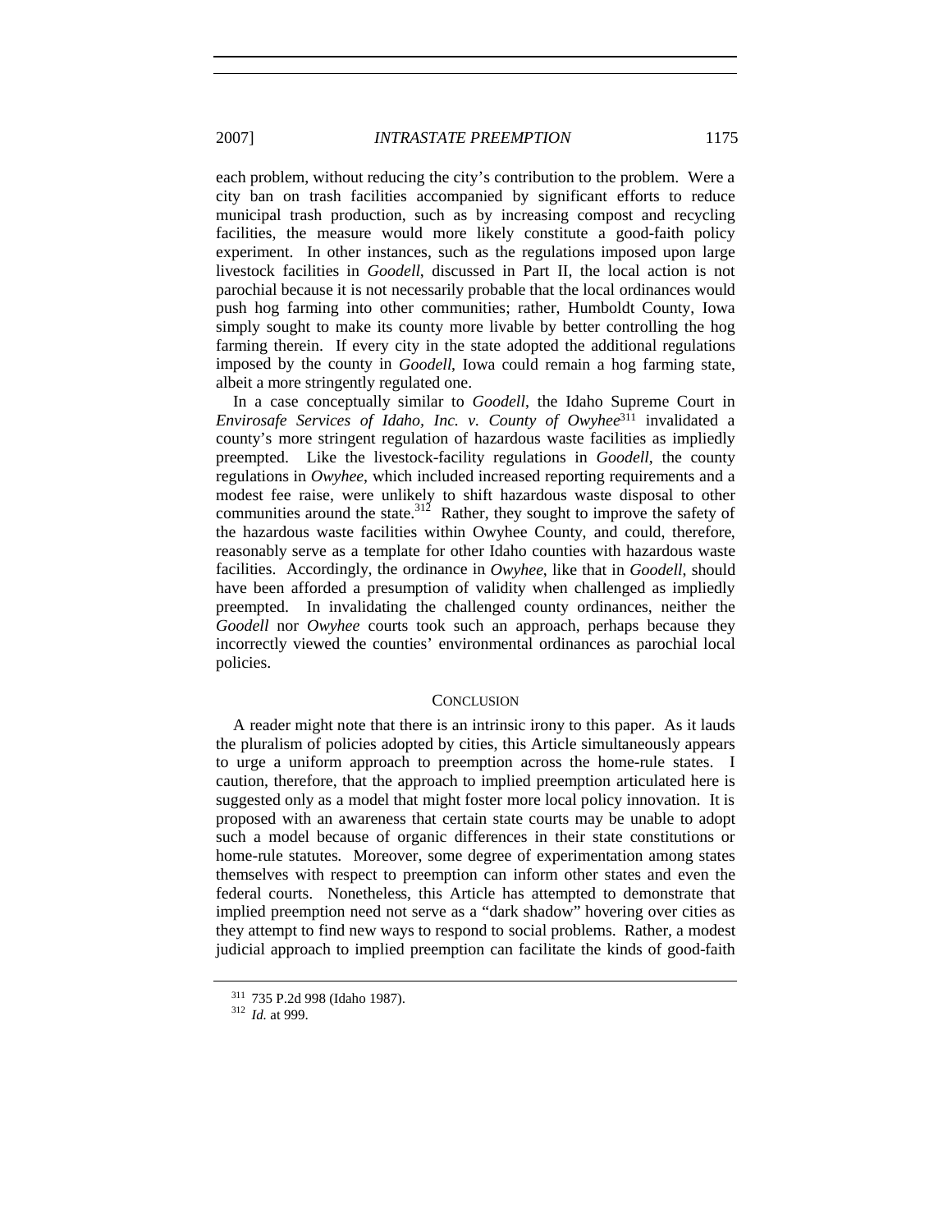each problem, without reducing the city's contribution to the problem. Were a city ban on trash facilities accompanied by significant efforts to reduce municipal trash production, such as by increasing compost and recycling facilities, the measure would more likely constitute a good-faith policy experiment. In other instances, such as the regulations imposed upon large livestock facilities in *Goodell*, discussed in Part II, the local action is not parochial because it is not necessarily probable that the local ordinances would push hog farming into other communities; rather, Humboldt County, Iowa simply sought to make its county more livable by better controlling the hog farming therein. If every city in the state adopted the additional regulations imposed by the county in *Goodell*, Iowa could remain a hog farming state, albeit a more stringently regulated one.

In a case conceptually similar to *Goodell*, the Idaho Supreme Court in *Envirosafe Services of Idaho, Inc. v. County of Owyhee*[311] invalidated a county's more stringent regulation of hazardous waste facilities as impliedly preempted. Like the livestock-facility regulations in *Goodell*, the county regulations in *Owyhee*, which included increased reporting requirements and a modest fee raise, were unlikely to shift hazardous waste disposal to other communities around the state.[312] Rather, they sought to improve the safety of the hazardous waste facilities within Owyhee County, and could, therefore, reasonably serve as a template for other Idaho counties with hazardous waste facilities. Accordingly, the ordinance in *Owyhee*, like that in *Goodell*, should have been afforded a presumption of validity when challenged as impliedly preempted. In invalidating the challenged county ordinances, neither the *Goodell* nor *Owyhee* courts took such an approach, perhaps because they incorrectly viewed the counties' environmental ordinances as parochial local policies.

## CONCLUSION

A reader might note that there is an intrinsic irony to this paper. As it lauds the pluralism of policies adopted by cities, this Article simultaneously appears to urge a uniform approach to preemption across the home-rule states. I caution, therefore, that the approach to implied preemption articulated here is suggested only as a model that might foster more local policy innovation. It is proposed with an awareness that certain state courts may be unable to adopt such a model because of organic differences in their state constitutions or home-rule statutes. Moreover, some degree of experimentation among states themselves with respect to preemption can inform other states and even the federal courts. Nonetheless, this Article has attempted to demonstrate that implied preemption need not serve as a "dark shadow" hovering over cities as they attempt to find new ways to respond to social problems. Rather, a modest judicial approach to implied preemption can facilitate the kinds of good-faith

---

[311] 735 P.2d 998 (Idaho 1987).

[312] *Id.* at 999.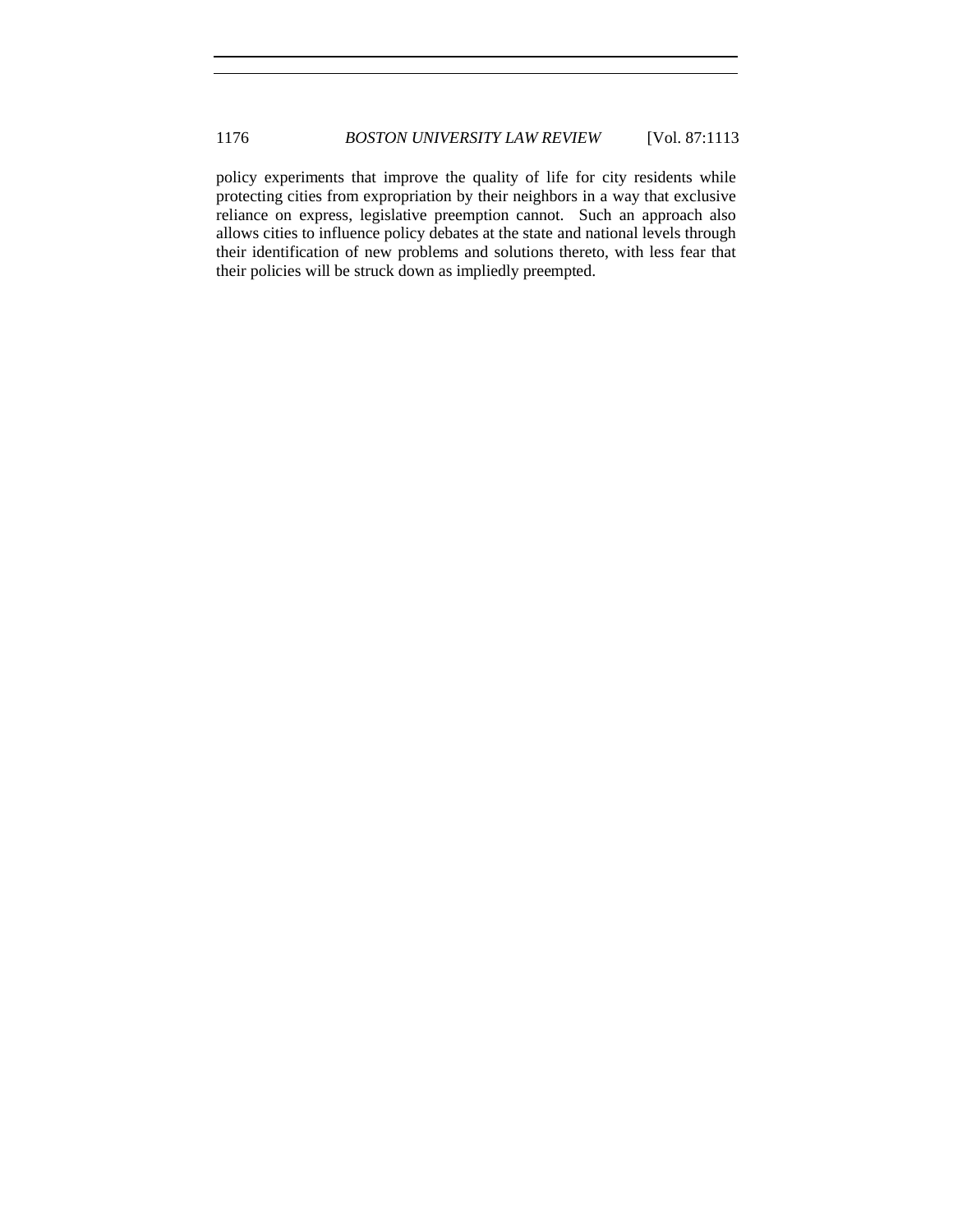policy experiments that improve the quality of life for city residents while protecting cities from expropriation by their neighbors in a way that exclusive reliance on express, legislative preemption cannot. Such an approach also allows cities to influence policy debates at the state and national levels through their identification of new problems and solutions thereto, with less fear that their policies will be struck down as impliedly preempted.